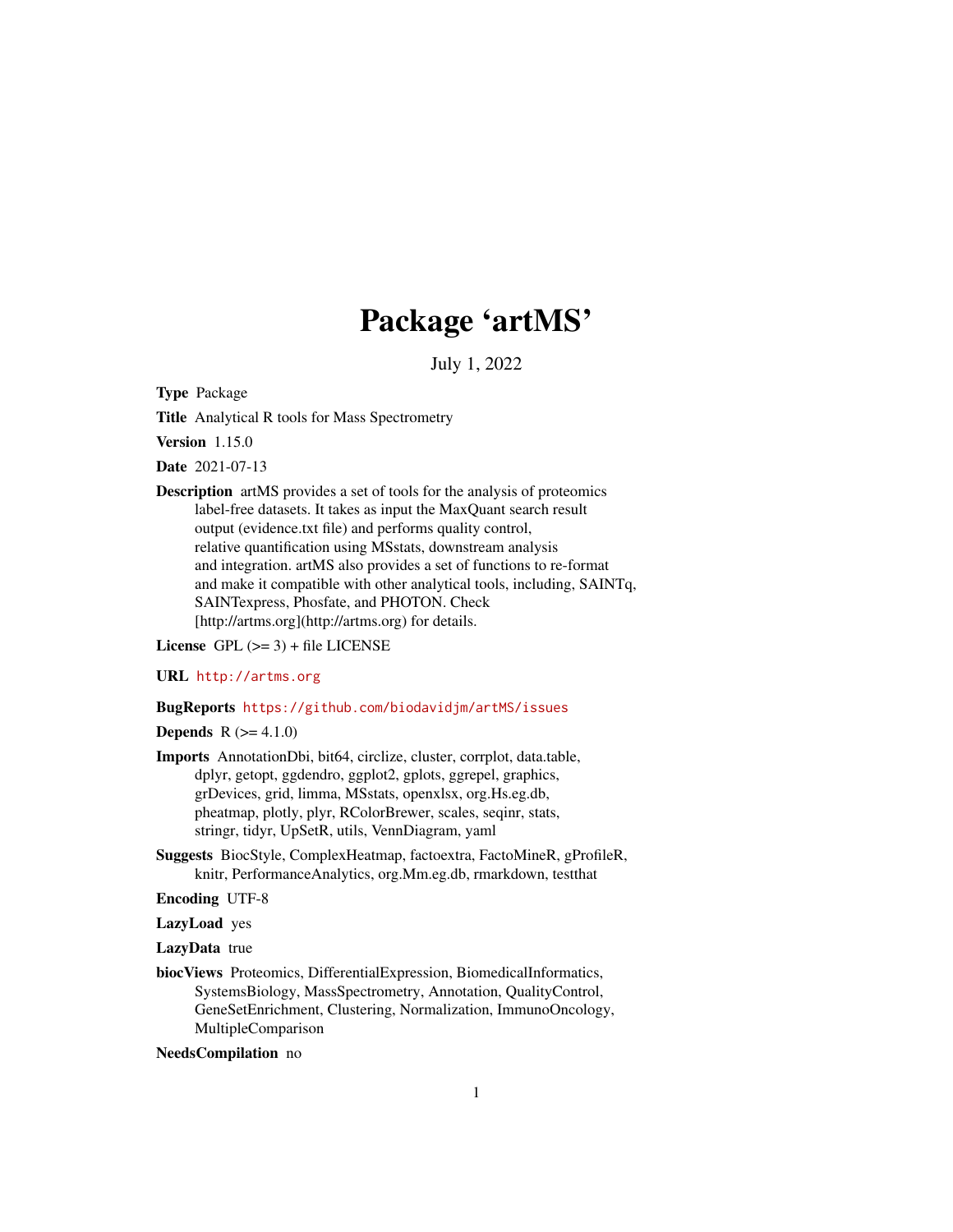# Package 'artMS'

July 1, 2022

**Type** Package

**Title** Analytical R tools for Mass Spectrometry

**Version** 1.15.0

**Date** 2021-07-13

**Description** artMS provides a set of tools for the analysis of proteomics label-free datasets. It takes as input the MaxQuant search result output (evidence.txt file) and performs quality control, relative quantification using MSstats, downstream analysis and integration. artMS also provides a set of functions to re-format and make it compatible with other analytical tools, including, SAINTq, SAINTexpress, Phosfate, and PHOTON. Check [http://artms.org](http://artms.org) for details.

**License** GPL (>= 3) + file LICENSE

**URL** http://artms.org

**BugReports** https://github.com/biodavidjm/artMS/issues

**Depends** R (>= 4.1.0)

**Imports** AnnotationDbi, bit64, circlize, cluster, corrplot, data.table, dplyr, getopt, ggdendro, ggplot2, gplots, ggrepel, graphics, grDevices, grid, limma, MSstats, openxlsx, org.Hs.eg.db, pheatmap, plotly, plyr, RColorBrewer, scales, seqinr, stats, stringr, tidyr, UpSetR, utils, VennDiagram, yaml

**Suggests** BiocStyle, ComplexHeatmap, factoextra, FactoMineR, gProfileR, knitr, PerformanceAnalytics, org.Mm.eg.db, rmarkdown, testthat

**Encoding** UTF-8

**LazyLoad** yes

**LazyData** true

**biocViews** Proteomics, DifferentialExpression, BiomedicalInformatics, SystemsBiology, MassSpectrometry, Annotation, QualityControl, GeneSetEnrichment, Clustering, Normalization, ImmunoOncology, MultipleComparison

**NeedsCompilation** no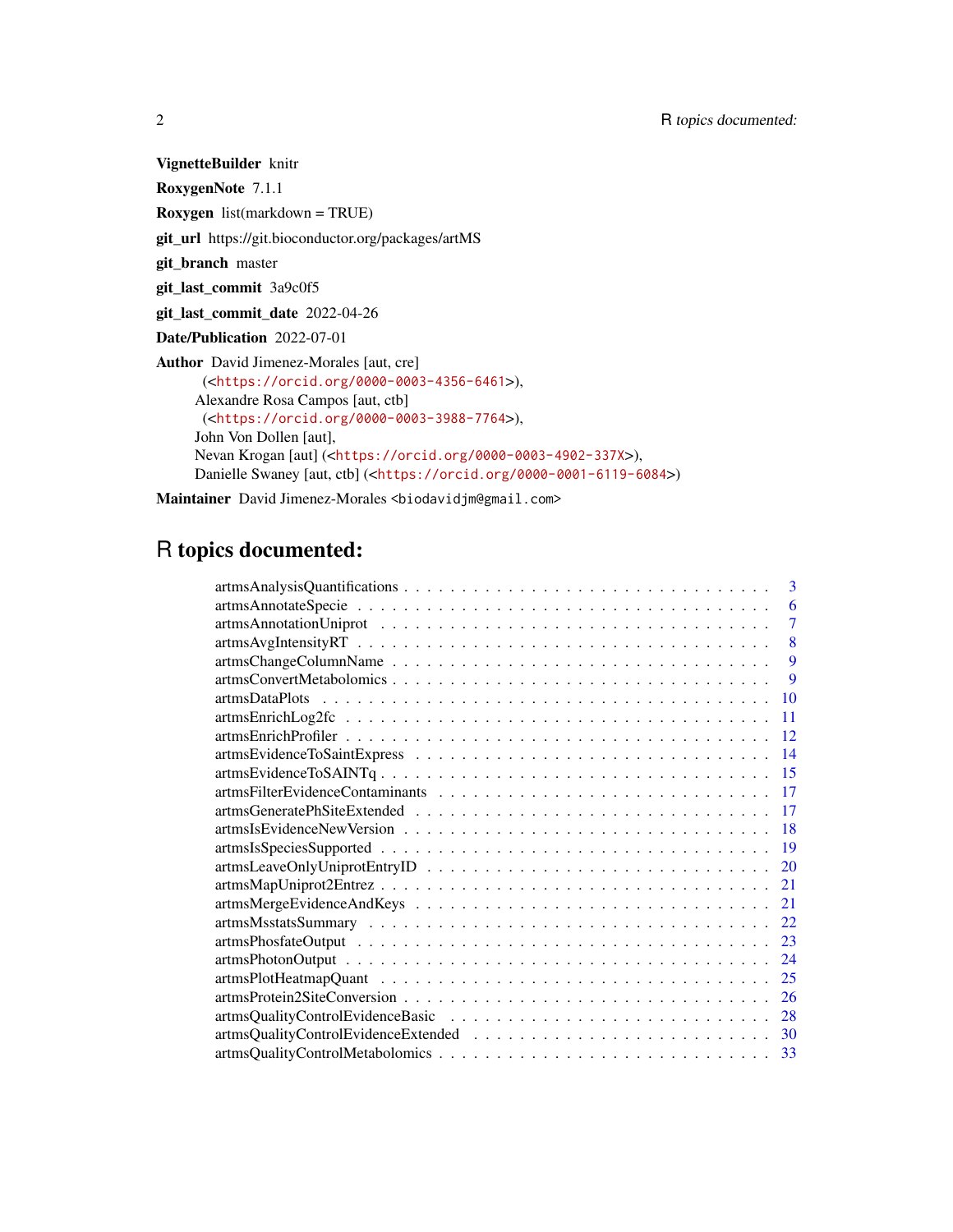**VignetteBuilder** knitr

**RoxygenNote** 7.1.1

**Roxygen** list(markdown = TRUE)

**git_url** https://git.bioconductor.org/packages/artMS

**git_branch** master

**git_last_commit** 3a9c0f5

**git_last_commit_date** 2022-04-26

**Date/Publication** 2022-07-01

**Author** David Jimenez-Morales [aut, cre]
(<https://orcid.org/0000-0003-4356-6461>),
Alexandre Rosa Campos [aut, ctb]
(<https://orcid.org/0000-0003-3988-7764>),
John Von Dollen [aut],
Nevan Krogan [aut] (<https://orcid.org/0000-0003-4902-337X>),
Danielle Swaney [aut, ctb] (<https://orcid.org/0000-0001-6119-6084>)

**Maintainer** David Jimenez-Morales <biodavidjm@gmail.com>

# R topics documented:

| | |
|---|---|
| artmsAnalysisQuantifications | 3 |
| artmsAnnotateSpecie | 6 |
| artmsAnnotationUniprot | 7 |
| artmsAvgIntensityRT | 8 |
| artmsChangeColumnName | 9 |
| artmsConvertMetabolomics | 9 |
| artmsDataPlots | 10 |
| artmsEnrichLog2fc | 11 |
| artmsEnrichProfiler | 12 |
| artmsEvidenceToSaintExpress | 14 |
| artmsEvidenceToSAINTq | 15 |
| artmsFilterEvidenceContaminants | 17 |
| artmsGeneratePhSiteExtended | 17 |
| artmsIsEvidenceNewVersion | 18 |
| artmsIsSpeciesSupported | 19 |
| artmsLeaveOnlyUniprotEntryID | 20 |
| artmsMapUniprot2Entrez | 21 |
| artmsMergeEvidenceAndKeys | 21 |
| artmsMsstatsSummary | 22 |
| artmsPhosfateOutput | 23 |
| artmsPhotonOutput | 24 |
| artmsPlotHeatmapQuant | 25 |
| artmsProtein2SiteConversion | 26 |
| artmsQualityControlEvidenceBasic | 28 |
| artmsQualityControlEvidenceExtended | 30 |
| artmsQualityControlMetabolomics | 33 |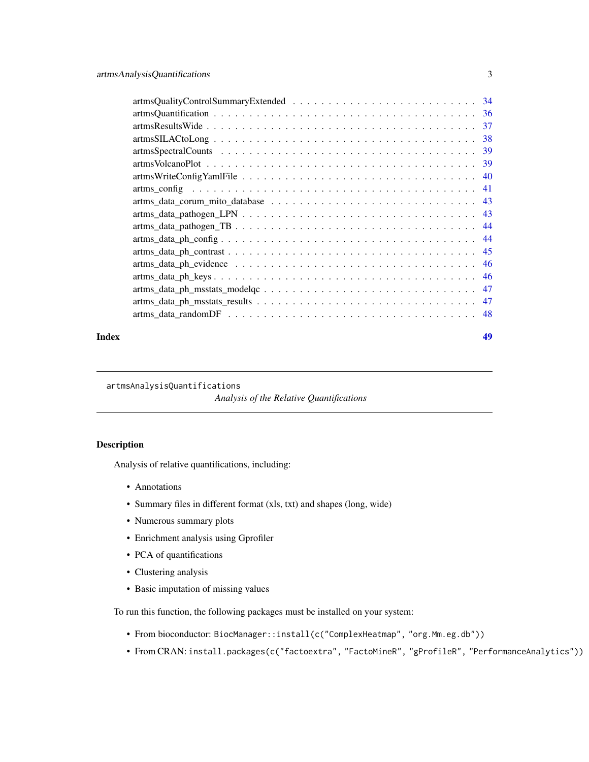artmsQualityControlSummaryExtended . . . . . . . . . . . . . . . . . . . . . . . . . 34
artmsQuantification . . . . . . . . . . . . . . . . . . . . . . . . . . . . . . . . . . 36
artmsResultsWide . . . . . . . . . . . . . . . . . . . . . . . . . . . . . . . . . . . 37
artmsSILACtoLong . . . . . . . . . . . . . . . . . . . . . . . . . . . . . . . . . . 38
artmsSpectralCounts . . . . . . . . . . . . . . . . . . . . . . . . . . . . . . . . . 39
artmsVolcanoPlot . . . . . . . . . . . . . . . . . . . . . . . . . . . . . . . . . . . 39
artmsWriteConfigYamlFile . . . . . . . . . . . . . . . . . . . . . . . . . . . . . . 40
artms_config . . . . . . . . . . . . . . . . . . . . . . . . . . . . . . . . . . . . . 41
artms_data_corum_mito_database . . . . . . . . . . . . . . . . . . . . . . . . . . . 43
artms_data_pathogen_LPN . . . . . . . . . . . . . . . . . . . . . . . . . . . . . . . 43
artms_data_pathogen_TB . . . . . . . . . . . . . . . . . . . . . . . . . . . . . . . . 44
artms_data_ph_config . . . . . . . . . . . . . . . . . . . . . . . . . . . . . . . . . 44
artms_data_ph_contrast . . . . . . . . . . . . . . . . . . . . . . . . . . . . . . . . 45
artms_data_ph_evidence . . . . . . . . . . . . . . . . . . . . . . . . . . . . . . . . 46
artms_data_ph_keys . . . . . . . . . . . . . . . . . . . . . . . . . . . . . . . . . . 46
artms_data_ph_msstats_modelqc . . . . . . . . . . . . . . . . . . . . . . . . . . . . 47
artms_data_ph_msstats_results . . . . . . . . . . . . . . . . . . . . . . . . . . . . 47
artms_data_randomDF . . . . . . . . . . . . . . . . . . . . . . . . . . . . . . . . . 48

**Index** **49**

---

## artmsAnalysisQuantifications — *Analysis of the Relative Quantifications*

---

### Description

Analysis of relative quantifications, including:

- Annotations
- Summary files in different format (xls, txt) and shapes (long, wide)
- Numerous summary plots
- Enrichment analysis using Gprofiler
- PCA of quantifications
- Clustering analysis
- Basic imputation of missing values

To run this function, the following packages must be installed on your system:

- From bioconductor: `BiocManager::install(c("ComplexHeatmap", "org.Mm.eg.db"))`
- From CRAN: `install.packages(c("factoextra", "FactoMineR", "gProfileR", "PerformanceAnalytics"))`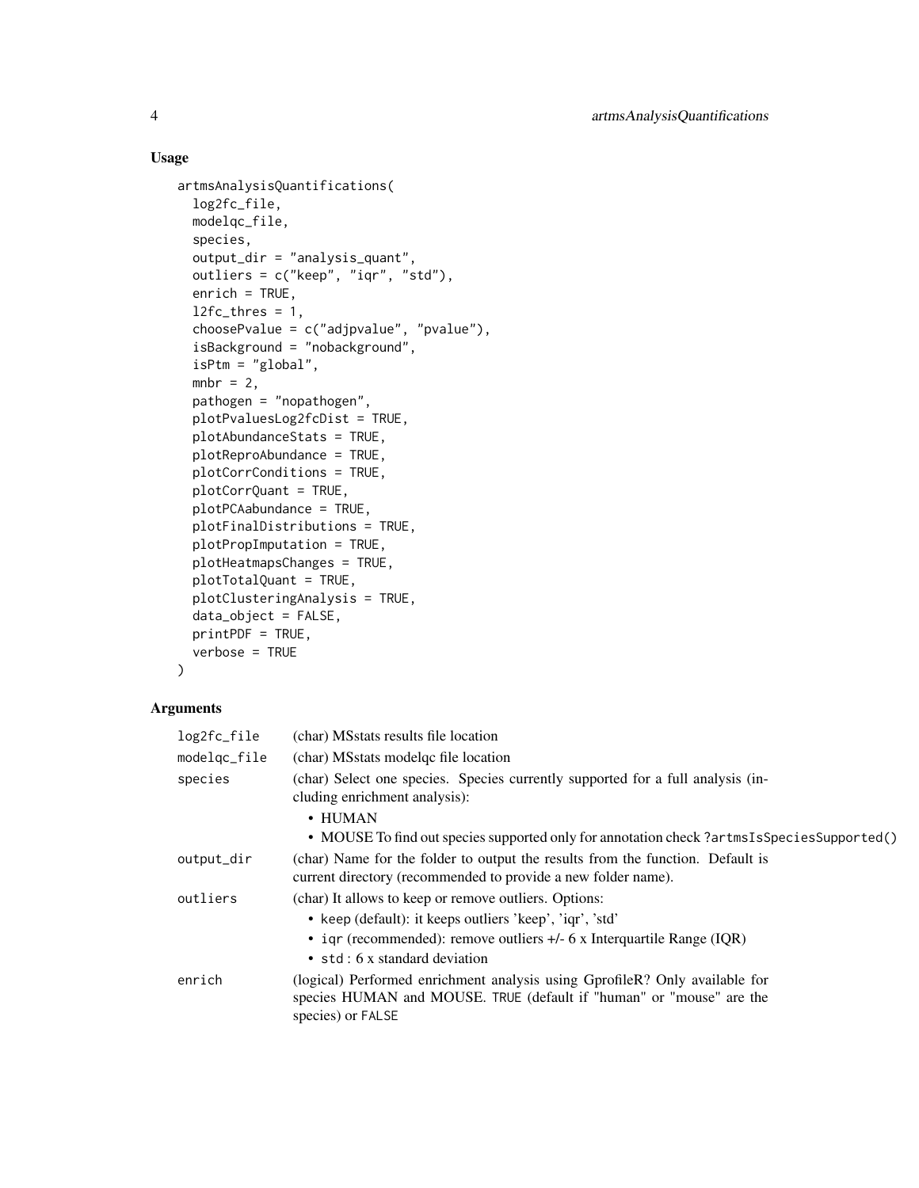## Usage

```
artmsAnalysisQuantifications(
  log2fc_file,
  modelqc_file,
  species,
  output_dir = "analysis_quant",
  outliers = c("keep", "iqr", "std"),
  enrich = TRUE,
  l2fc_thres = 1,
  choosePvalue = c("adjpvalue", "pvalue"),
  isBackground = "nobackground",
  isPtm = "global",
  mnbr = 2,
  pathogen = "nopathogen",
  plotPvaluesLog2fcDist = TRUE,
  plotAbundanceStats = TRUE,
  plotReproAbundance = TRUE,
  plotCorrConditions = TRUE,
  plotCorrQuant = TRUE,
  plotPCAabundance = TRUE,
  plotFinalDistributions = TRUE,
  plotPropImputation = TRUE,
  plotHeatmapsChanges = TRUE,
  plotTotalQuant = TRUE,
  plotClusteringAnalysis = TRUE,
  data_object = FALSE,
  printPDF = TRUE,
  verbose = TRUE
)
```

## Arguments

log2fc_file
: (char) MSstats results file location

modelqc_file
: (char) MSstats modelqc file location

species
: (char) Select one species. Species currently supported for a full analysis (including enrichment analysis):
  - HUMAN
  - MOUSE To find out species supported only for annotation check `?artmsIsSpeciesSupported()`

output_dir
: (char) Name for the folder to output the results from the function. Default is current directory (recommended to provide a new folder name).

outliers
: (char) It allows to keep or remove outliers. Options:
  - `keep` (default): it keeps outliers 'keep', 'iqr', 'std'
  - `iqr` (recommended): remove outliers +/- 6 x Interquartile Range (IQR)
  - `std` : 6 x standard deviation

enrich
: (logical) Performed enrichment analysis using GprofileR? Only available for species HUMAN and MOUSE. `TRUE` (default if "human" or "mouse" are the species) or `FALSE`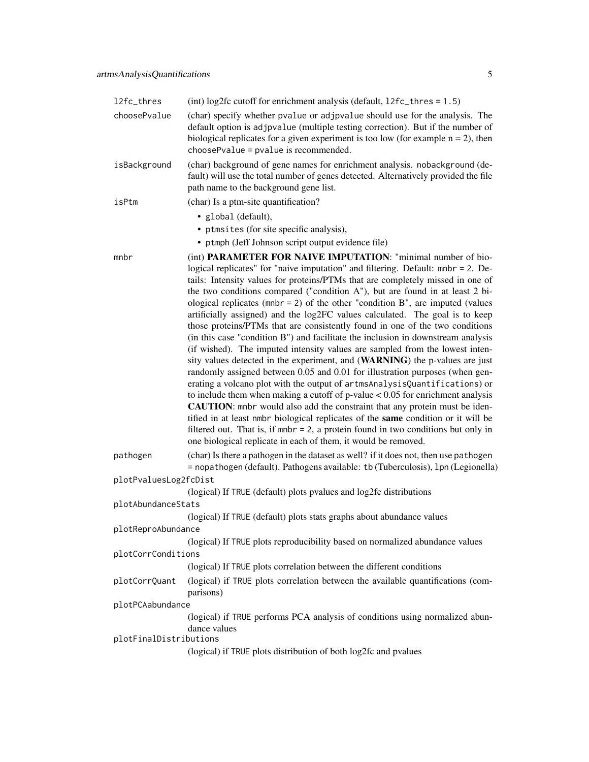`l2fc_thres` (int) log2fc cutoff for enrichment analysis (default, `l2fc_thres = 1.5`)

`choosePvalue` (char) specify whether `pvalue` or `adjpvalue` should use for the analysis. The default option is `adjpvalue` (multiple testing correction). But if the number of biological replicates for a given experiment is too low (for example n = 2), then `choosePvalue = pvalue` is recommended.

`isBackground` (char) background of gene names for enrichment analysis. `nobackground` (default) will use the total number of genes detected. Alternatively provided the file path name to the background gene list.

`isPtm` (char) Is a ptm-site quantification?

- `global` (default),
- `ptmsites` (for site specific analysis),
- `ptmph` (Jeff Johnson script output evidence file)

`mnbr` (int) **PARAMETER FOR NAIVE IMPUTATION**: "minimal number of biological replicates" for "naive imputation" and filtering. Default: `mnbr = 2`. Details: Intensity values for proteins/PTMs that are completely missed in one of the two conditions compared ("condition A"), but are found in at least 2 biological replicates (`mnbr = 2`) of the other "condition B", are imputed (values artificially assigned) and the log2FC values calculated. The goal is to keep those proteins/PTMs that are consistently found in one of the two conditions (in this case "condition B") and facilitate the inclusion in downstream analysis (if wished). The imputed intensity values are sampled from the lowest intensity values detected in the experiment, and (**WARNING**) the p-values are just randomly assigned between 0.05 and 0.01 for illustration purposes (when generating a volcano plot with the output of `artmsAnalysisQuantifications`) or to include them when making a cutoff of p-value < 0.05 for enrichment analysis **CAUTION**: `mnbr` would also add the constraint that any protein must be identified in at least `nmbr` biological replicates of the **same** condition or it will be filtered out. That is, if `mnbr = 2`, a protein found in two conditions but only in one biological replicate in each of them, it would be removed.

`pathogen` (char) Is there a pathogen in the dataset as well? if it does not, then use `pathogen = nopathogen` (default). Pathogens available: `tb` (Tuberculosis), `lpn` (Legionella)

`plotPvaluesLog2fcDist` (logical) If `TRUE` (default) plots pvalues and log2fc distributions

`plotAbundanceStats` (logical) If `TRUE` (default) plots stats graphs about abundance values

`plotReproAbundance` (logical) If `TRUE` plots reproducibility based on normalized abundance values

`plotCorrConditions` (logical) If `TRUE` plots correlation between the different conditions

`plotCorrQuant` (logical) if `TRUE` plots correlation between the available quantifications (comparisons)

`plotPCAabundance` (logical) if `TRUE` performs PCA analysis of conditions using normalized abundance values

`plotFinalDistributions` (logical) if `TRUE` plots distribution of both log2fc and pvalues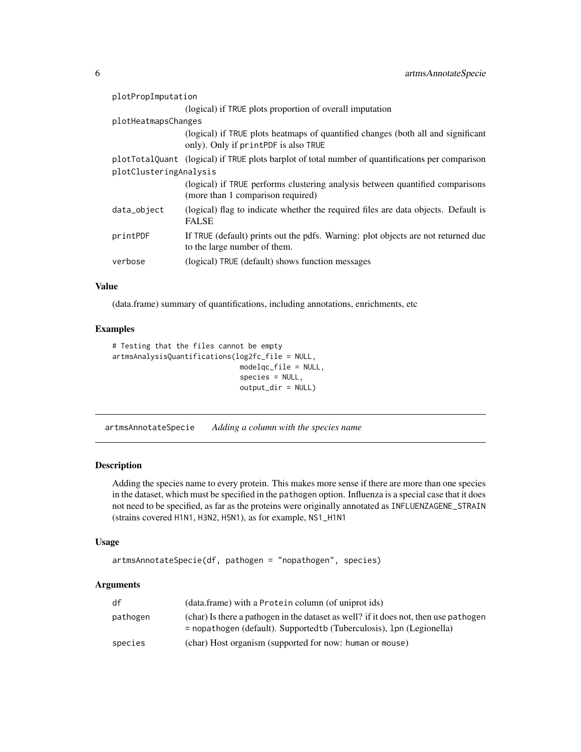| | |
|---|---|
| plotPropImputation | (logical) if TRUE plots proportion of overall imputation |
| plotHeatmapsChanges | (logical) if TRUE plots heatmaps of quantified changes (both all and significant only). Only if printPDF is also TRUE |
| plotTotalQuant | (logical) if TRUE plots barplot of total number of quantifications per comparison |
| plotClusteringAnalysis | (logical) if TRUE performs clustering analysis between quantified comparisons (more than 1 comparison required) |
| data_object | (logical) flag to indicate whether the required files are data objects. Default is FALSE |
| printPDF | If TRUE (default) prints out the pdfs. Warning: plot objects are not returned due to the large number of them. |
| verbose | (logical) TRUE (default) shows function messages |

### Value

(data.frame) summary of quantifications, including annotations, enrichments, etc

### Examples

```
# Testing that the files cannot be empty
artmsAnalysisQuantifications(log2fc_file = NULL,
                             modelqc_file = NULL,
                             species = NULL,
                             output_dir = NULL)
```

---

## artmsAnnotateSpecie    *Adding a column with the species name*

---

### Description

Adding the species name to every protein. This makes more sense if there are more than one species in the dataset, which must be specified in the pathogen option. Influenza is a special case that it does not need to be specified, as far as the proteins were originally annotated as INFLUENZAGENE_STRAIN (strains covered H1N1, H3N2, H5N1), as for example, NS1_H1N1

### Usage

```
artmsAnnotateSpecie(df, pathogen = "nopathogen", species)
```

### Arguments

| | |
|---|---|
| df | (data.frame) with a Protein column (of uniprot ids) |
| pathogen | (char) Is there a pathogen in the dataset as well? if it does not, then use pathogen = nopathogen (default). Supportedtb (Tuberculosis), lpn (Legionella) |
| species | (char) Host organism (supported for now: human or mouse) |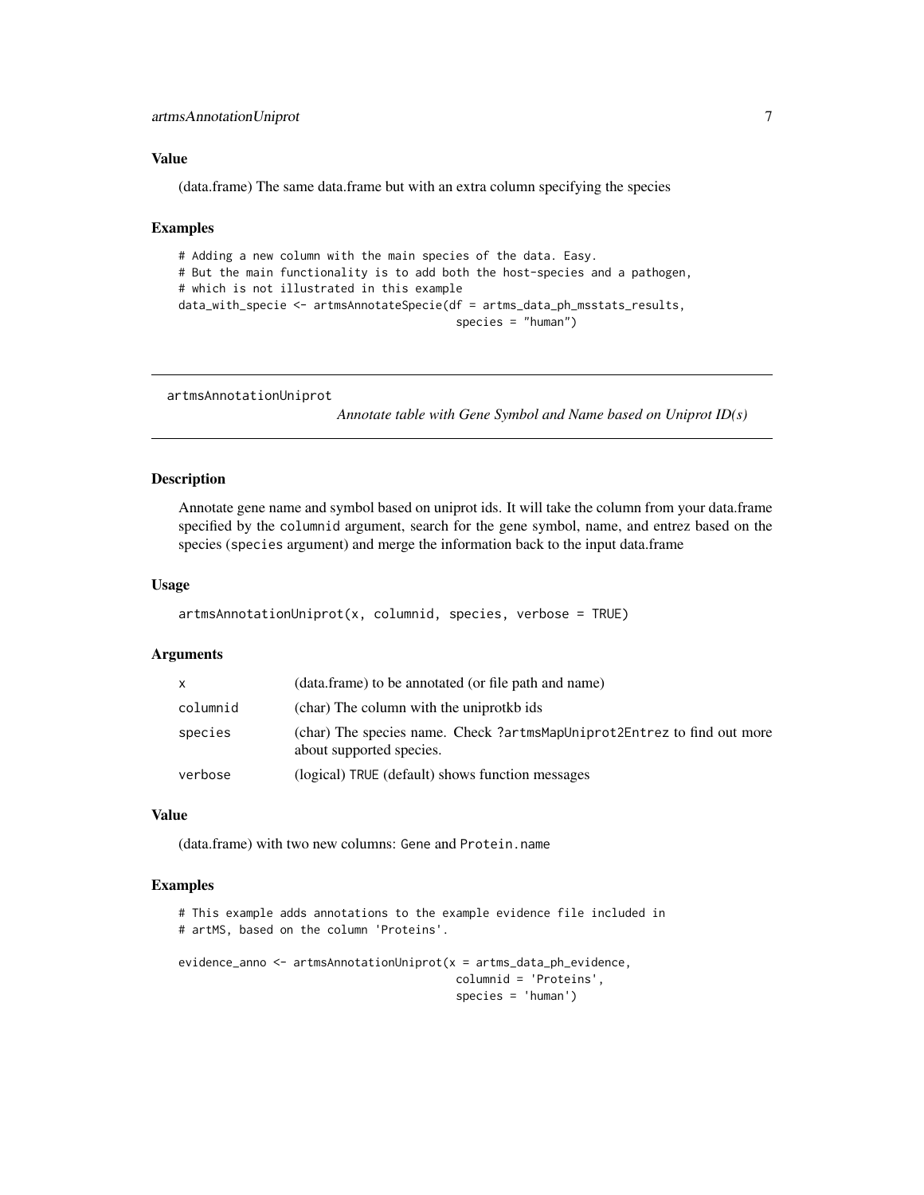### Value

(data.frame) The same data.frame but with an extra column specifying the species

### Examples

```
# Adding a new column with the main species of the data. Easy.
# But the main functionality is to add both the host-species and a pathogen,
# which is not illustrated in this example
data_with_specie <- artmsAnnotateSpecie(df = artms_data_ph_msstats_results,
                                         species = "human")
```

---

## artmsAnnotationUniprot

*Annotate table with Gene Symbol and Name based on Uniprot ID(s)*

---

### Description

Annotate gene name and symbol based on uniprot ids. It will take the column from your data.frame specified by the `columnid` argument, search for the gene symbol, name, and entrez based on the species (`species` argument) and merge the information back to the input data.frame

### Usage

```
artmsAnnotationUniprot(x, columnid, species, verbose = TRUE)
```

### Arguments

| | |
|---|---|
| `x` | (data.frame) to be annotated (or file path and name) |
| `columnid` | (char) The column with the uniprotkb ids |
| `species` | (char) The species name. Check `?artmsMapUniprot2Entrez` to find out more about supported species. |
| `verbose` | (logical) `TRUE` (default) shows function messages |

### Value

(data.frame) with two new columns: `Gene` and `Protein.name`

### Examples

```
# This example adds annotations to the example evidence file included in
# artMS, based on the column 'Proteins'.

evidence_anno <- artmsAnnotationUniprot(x = artms_data_ph_evidence,
                                         columnid = 'Proteins',
                                         species = 'human')
```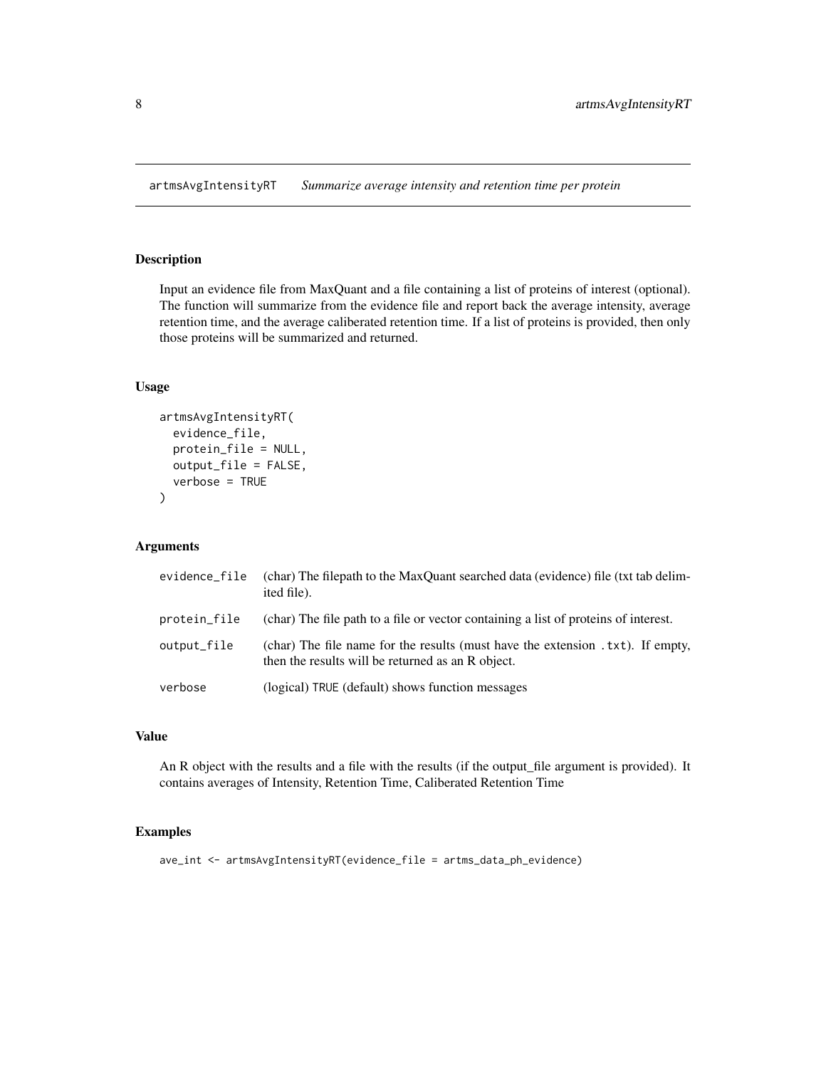## artmsAvgIntensityRT — *Summarize average intensity and retention time per protein*

### Description

Input an evidence file from MaxQuant and a file containing a list of proteins of interest (optional). The function will summarize from the evidence file and report back the average intensity, average retention time, and the average caliberated retention time. If a list of proteins is provided, then only those proteins will be summarized and returned.

### Usage

```
artmsAvgIntensityRT(
  evidence_file,
  protein_file = NULL,
  output_file = FALSE,
  verbose = TRUE
)
```

### Arguments

| | |
|---|---|
| evidence_file | (char) The filepath to the MaxQuant searched data (evidence) file (txt tab delimited file). |
| protein_file | (char) The file path to a file or vector containing a list of proteins of interest. |
| output_file | (char) The file name for the results (must have the extension `.txt`). If empty, then the results will be returned as an R object. |
| verbose | (logical) `TRUE` (default) shows function messages |

### Value

An R object with the results and a file with the results (if the output_file argument is provided). It contains averages of Intensity, Retention Time, Caliberated Retention Time

### Examples

```
ave_int <- artmsAvgIntensityRT(evidence_file = artms_data_ph_evidence)
```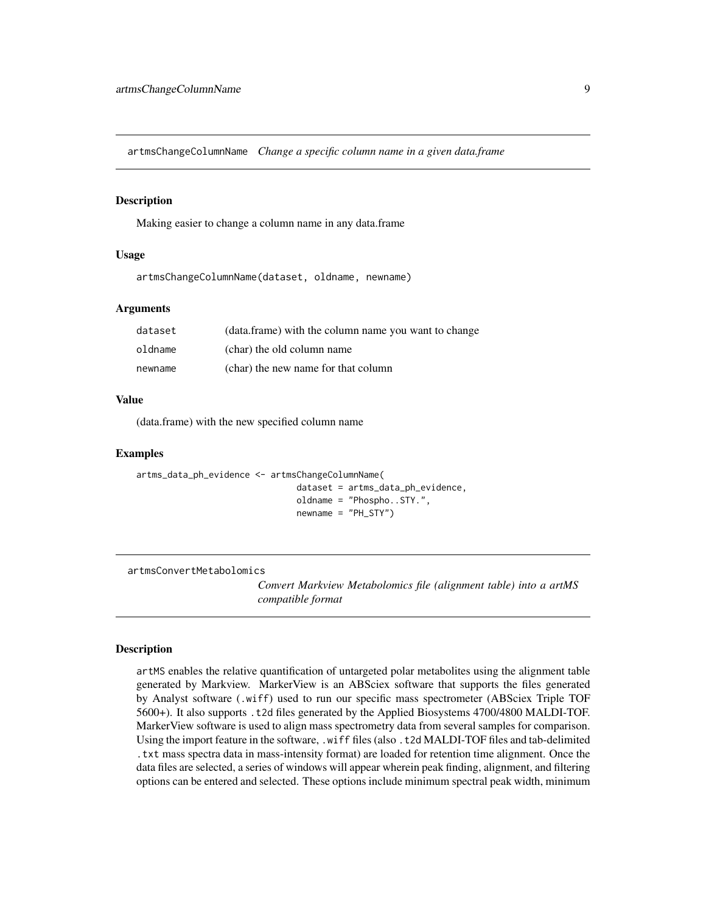## artmsChangeColumnName *Change a specific column name in a given data.frame*

### Description

Making easier to change a column name in any data.frame

### Usage

```
artmsChangeColumnName(dataset, oldname, newname)
```

### Arguments

| | |
|---|---|
| dataset | (data.frame) with the column name you want to change |
| oldname | (char) the old column name |
| newname | (char) the new name for that column |

### Value

(data.frame) with the new specified column name

### Examples

```
artms_data_ph_evidence <- artmsChangeColumnName(
                              dataset = artms_data_ph_evidence,
                              oldname = "Phospho..STY.",
                              newname = "PH_STY")
```

## artmsConvertMetabolomics *Convert Markview Metabolomics file (alignment table) into a artMS compatible format*

### Description

artMS enables the relative quantification of untargeted polar metabolites using the alignment table generated by Markview. MarkerView is an ABSciex software that supports the files generated by Analyst software (.wiff) used to run our specific mass spectrometer (ABSciex Triple TOF 5600+). It also supports .t2d files generated by the Applied Biosystems 4700/4800 MALDI-TOF. MarkerView software is used to align mass spectrometry data from several samples for comparison. Using the import feature in the software, .wiff files (also .t2d MALDI-TOF files and tab-delimited .txt mass spectra data in mass-intensity format) are loaded for retention time alignment. Once the data files are selected, a series of windows will appear wherein peak finding, alignment, and filtering options can be entered and selected. These options include minimum spectral peak width, minimum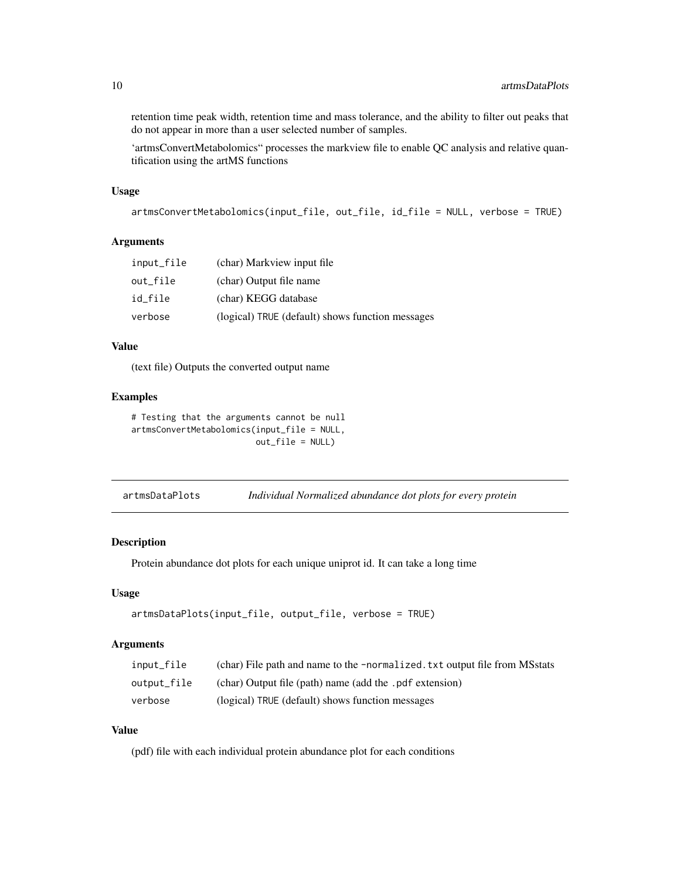retention time peak width, retention time and mass tolerance, and the ability to filter out peaks that do not appear in more than a user selected number of samples.

'artmsConvertMetabolomics" processes the markview file to enable QC analysis and relative quantification using the artMS functions

### Usage

```
artmsConvertMetabolomics(input_file, out_file, id_file = NULL, verbose = TRUE)
```

### Arguments

| | |
|---|---|
| input_file | (char) Markview input file |
| out_file | (char) Output file name |
| id_file | (char) KEGG database |
| verbose | (logical) TRUE (default) shows function messages |

### Value

(text file) Outputs the converted output name

### Examples

```
# Testing that the arguments cannot be null
artmsConvertMetabolomics(input_file = NULL,
                         out_file = NULL)
```

---

## artmsDataPlots — *Individual Normalized abundance dot plots for every protein*

---

### Description

Protein abundance dot plots for each unique uniprot id. It can take a long time

### Usage

```
artmsDataPlots(input_file, output_file, verbose = TRUE)
```

### Arguments

| | |
|---|---|
| input_file | (char) File path and name to the -normalized.txt output file from MSstats |
| output_file | (char) Output file (path) name (add the .pdf extension) |
| verbose | (logical) TRUE (default) shows function messages |

### Value

(pdf) file with each individual protein abundance plot for each conditions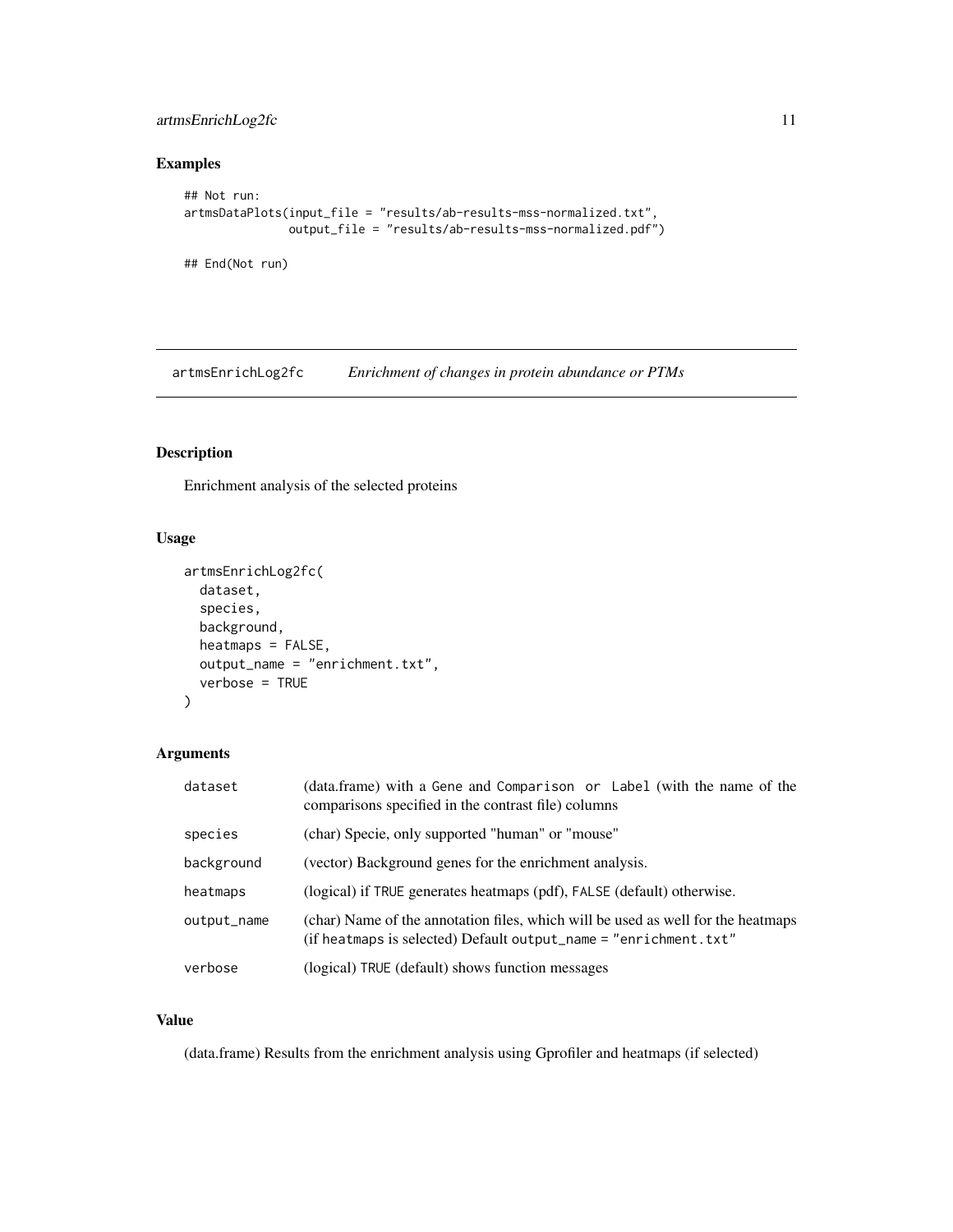## Examples

```
## Not run:
artmsDataPlots(input_file = "results/ab-results-mss-normalized.txt",
               output_file = "results/ab-results-mss-normalized.pdf")

## End(Not run)
```

---

# artmsEnrichLog2fc *Enrichment of changes in protein abundance or PTMs*

## Description

Enrichment analysis of the selected proteins

## Usage

```
artmsEnrichLog2fc(
  dataset,
  species,
  background,
  heatmaps = FALSE,
  output_name = "enrichment.txt",
  verbose = TRUE
)
```

## Arguments

| | |
|---|---|
| dataset | (data.frame) with a Gene and Comparison or Label (with the name of the comparisons specified in the contrast file) columns |
| species | (char) Specie, only supported "human" or "mouse" |
| background | (vector) Background genes for the enrichment analysis. |
| heatmaps | (logical) if TRUE generates heatmaps (pdf), FALSE (default) otherwise. |
| output_name | (char) Name of the annotation files, which will be used as well for the heatmaps (if heatmaps is selected) Default output_name = "enrichment.txt" |
| verbose | (logical) TRUE (default) shows function messages |

## Value

(data.frame) Results from the enrichment analysis using Gprofiler and heatmaps (if selected)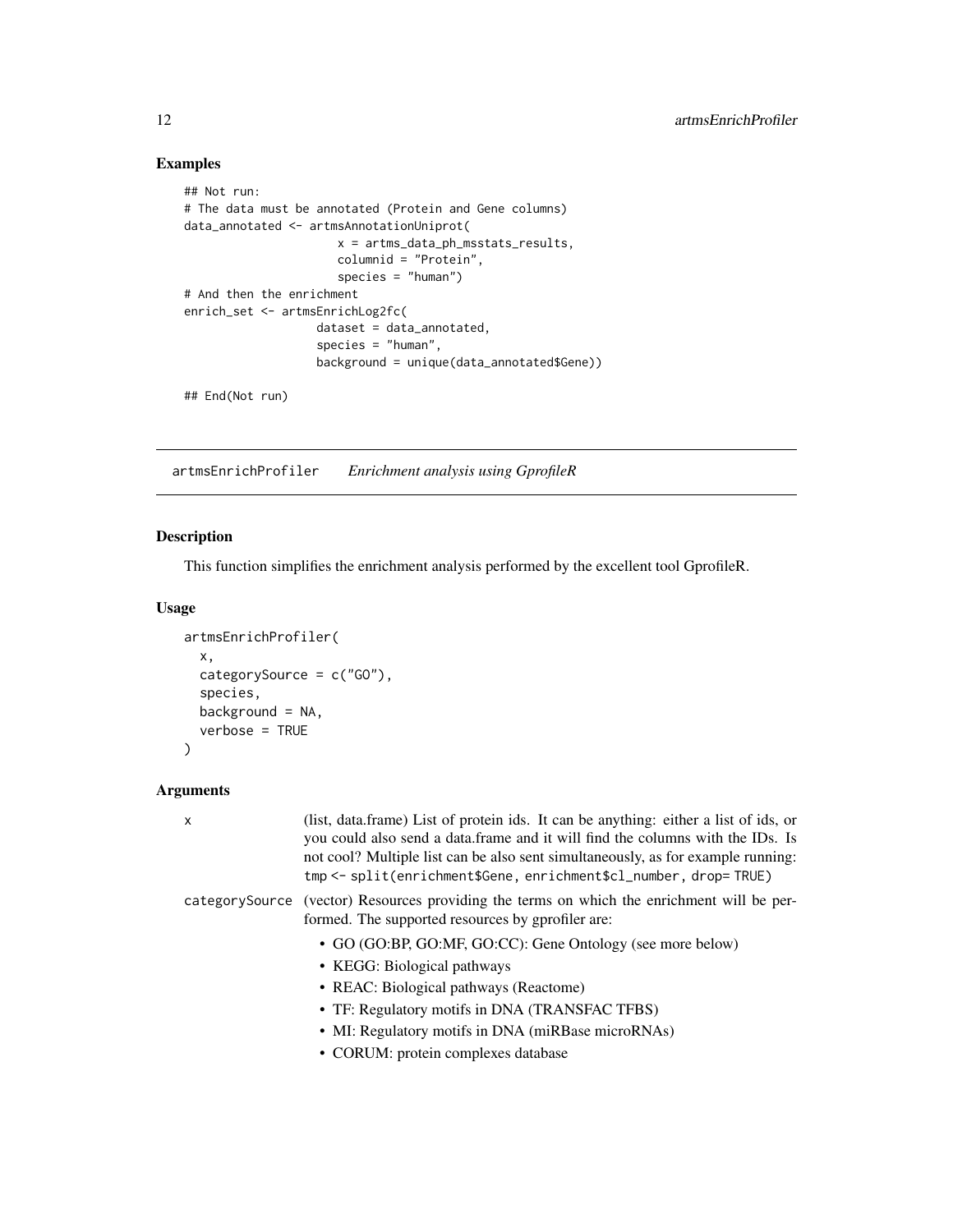### Examples

```
## Not run:
# The data must be annotated (Protein and Gene columns)
data_annotated <- artmsAnnotationUniprot(
                      x = artms_data_ph_msstats_results,
                      columnid = "Protein",
                      species = "human")
# And then the enrichment
enrich_set <- artmsEnrichLog2fc(
                  dataset = data_annotated,
                  species = "human",
                  background = unique(data_annotated$Gene))

## End(Not run)
```

---

## artmsEnrichProfiler *Enrichment analysis using GprofileR*

---

### Description

This function simplifies the enrichment analysis performed by the excellent tool GprofileR.

### Usage

```
artmsEnrichProfiler(
  x,
  categorySource = c("GO"),
  species,
  background = NA,
  verbose = TRUE
)
```

### Arguments

x (list, data.frame) List of protein ids. It can be anything: either a list of ids, or you could also send a data.frame and it will find the columns with the IDs. Is not cool? Multiple list can be also sent simultaneously, as for example running: `tmp <- split(enrichment$Gene, enrichment$cl_number, drop= TRUE)`

categorySource (vector) Resources providing the terms on which the enrichment will be performed. The supported resources by gprofiler are:

- GO (GO:BP, GO:MF, GO:CC): Gene Ontology (see more below)
- KEGG: Biological pathways
- REAC: Biological pathways (Reactome)
- TF: Regulatory motifs in DNA (TRANSFAC TFBS)
- MI: Regulatory motifs in DNA (miRBase microRNAs)
- CORUM: protein complexes database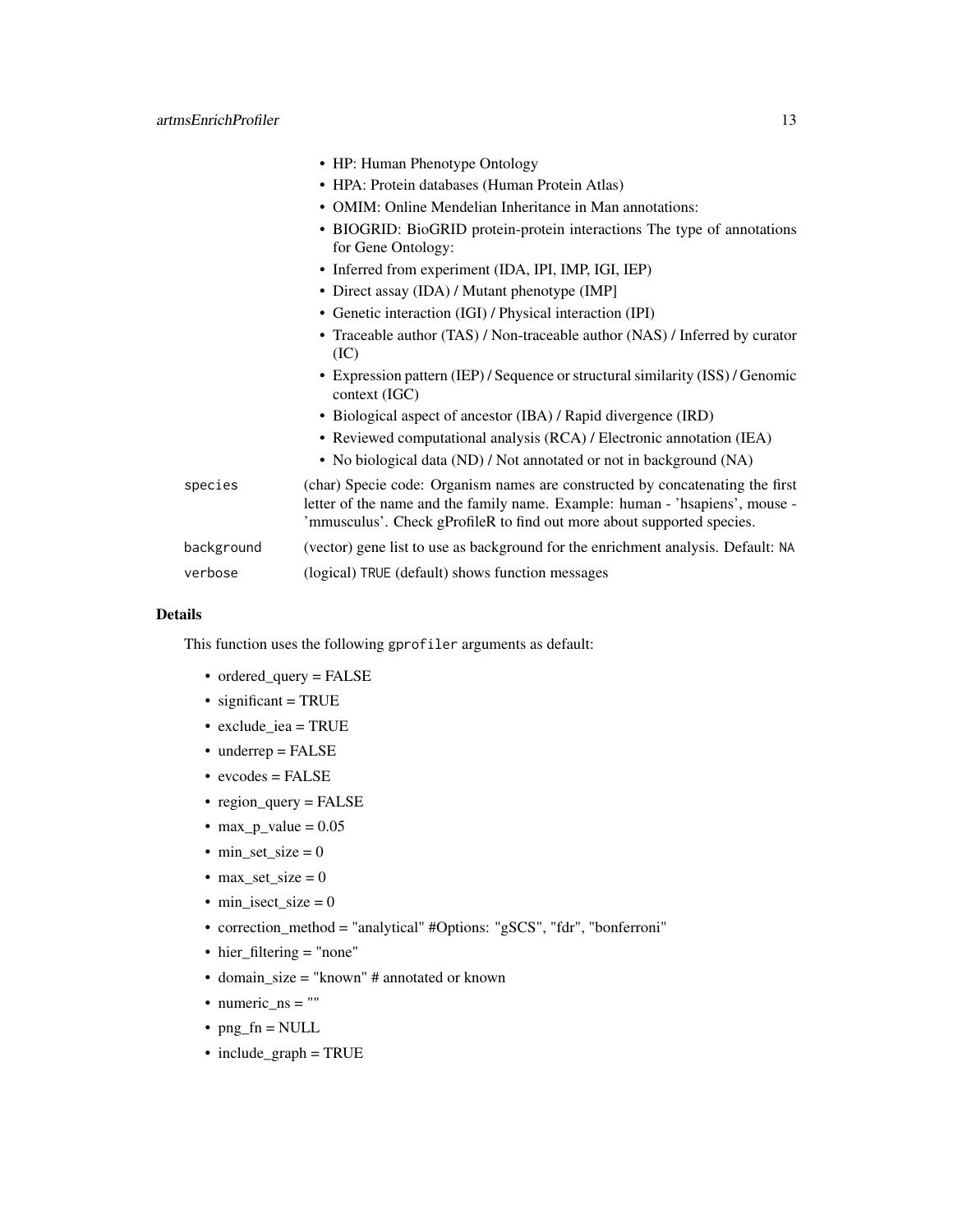- HP: Human Phenotype Ontology
- HPA: Protein databases (Human Protein Atlas)
- OMIM: Online Mendelian Inheritance in Man annotations:
- BIOGRID: BioGRID protein-protein interactions The type of annotations for Gene Ontology:
- Inferred from experiment (IDA, IPI, IMP, IGI, IEP)
- Direct assay (IDA) / Mutant phenotype (IMP]
- Genetic interaction (IGI) / Physical interaction (IPI)
- Traceable author (TAS) / Non-traceable author (NAS) / Inferred by curator (IC)
- Expression pattern (IEP) / Sequence or structural similarity (ISS) / Genomic context (IGC)
- Biological aspect of ancestor (IBA) / Rapid divergence (IRD)
- Reviewed computational analysis (RCA) / Electronic annotation (IEA)
- No biological data (ND) / Not annotated or not in background (NA)

`species` (char) Specie code: Organism names are constructed by concatenating the first letter of the name and the family name. Example: human - 'hsapiens', mouse - 'mmusculus'. Check gProfileR to find out more about supported species.

`background` (vector) gene list to use as background for the enrichment analysis. Default: `NA`

`verbose` (logical) `TRUE` (default) shows function messages

## Details

This function uses the following `gprofiler` arguments as default:

- ordered_query = FALSE
- significant = TRUE
- exclude_iea = TRUE
- underrep = FALSE
- evcodes = FALSE
- region_query = FALSE
- max_p_value = 0.05
- min_set_size = 0
- max_set_size = 0
- min_isect_size = 0
- correction_method = "analytical" #Options: "gSCS", "fdr", "bonferroni"
- hier_filtering = "none"
- domain_size = "known" # annotated or known
- numeric_ns = ""
- png_fn = NULL
- include_graph = TRUE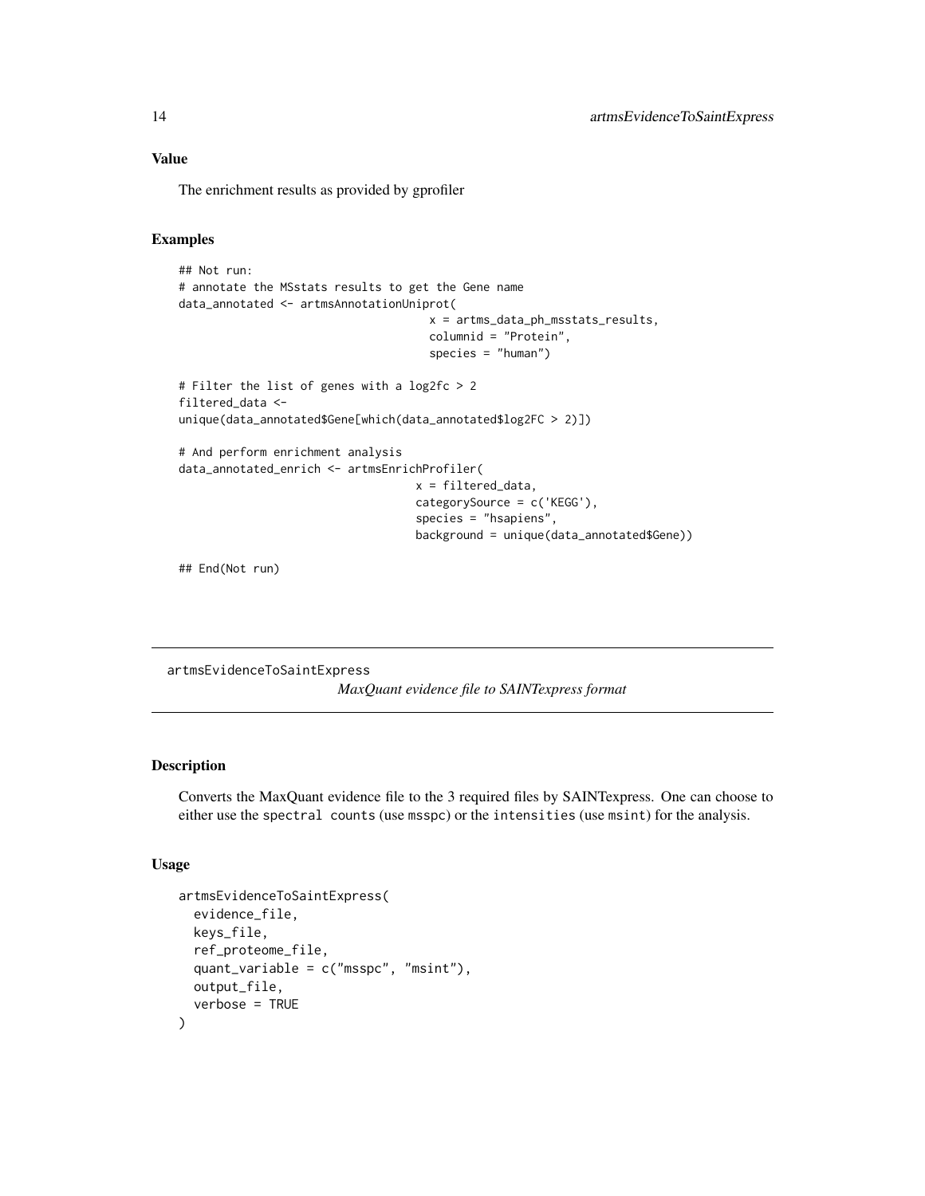### Value

The enrichment results as provided by gprofiler

### Examples

```
## Not run:
# annotate the MSstats results to get the Gene name
data_annotated <- artmsAnnotationUniprot(
                                      x = artms_data_ph_msstats_results,
                                      columnid = "Protein",
                                      species = "human")

# Filter the list of genes with a log2fc > 2
filtered_data <-
unique(data_annotated$Gene[which(data_annotated$log2FC > 2)])

# And perform enrichment analysis
data_annotated_enrich <- artmsEnrichProfiler(
                                    x = filtered_data,
                                    categorySource = c('KEGG'),
                                    species = "hsapiens",
                                    background = unique(data_annotated$Gene))

## End(Not run)
```

---

## artmsEvidenceToSaintExpress    *MaxQuant evidence file to SAINTexpress format*

---

### Description

Converts the MaxQuant evidence file to the 3 required files by SAINTexpress. One can choose to either use the `spectral counts` (use `msspc`) or the `intensities` (use `msint`) for the analysis.

### Usage

```
artmsEvidenceToSaintExpress(
  evidence_file,
  keys_file,
  ref_proteome_file,
  quant_variable = c("msspc", "msint"),
  output_file,
  verbose = TRUE
)
```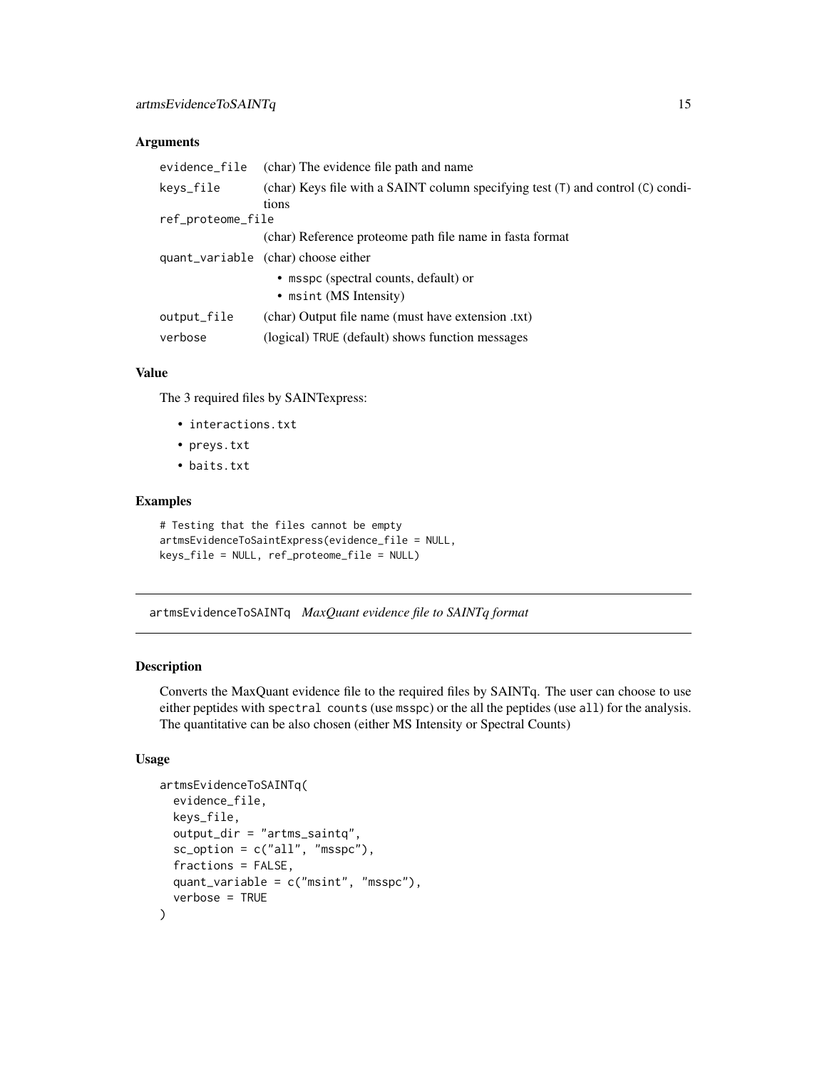### Arguments

| | |
|---|---|
| `evidence_file` | (char) The evidence file path and name |
| `keys_file` | (char) Keys file with a SAINT column specifying test (`T`) and control (`C`) conditions |
| `ref_proteome_file` | (char) Reference proteome path file name in fasta format |
| `quant_variable` | (char) choose either<br>• `msspc` (spectral counts, default) or<br>• `msint` (MS Intensity) |
| `output_file` | (char) Output file name (must have extension .txt) |
| `verbose` | (logical) `TRUE` (default) shows function messages |

### Value

The 3 required files by SAINTexpress:

- `interactions.txt`
- `preys.txt`
- `baits.txt`

### Examples

```
# Testing that the files cannot be empty
artmsEvidenceToSaintExpress(evidence_file = NULL,
keys_file = NULL, ref_proteome_file = NULL)
```

---

## artmsEvidenceToSAINTq *MaxQuant evidence file to SAINTq format*

### Description

Converts the MaxQuant evidence file to the required files by SAINTq. The user can choose to use either peptides with `spectral counts` (use `msspc`) or the all the peptides (use `all`) for the analysis. The quantitative can be also chosen (either MS Intensity or Spectral Counts)

### Usage

```
artmsEvidenceToSAINTq(
  evidence_file,
  keys_file,
  output_dir = "artms_saintq",
  sc_option = c("all", "msspc"),
  fractions = FALSE,
  quant_variable = c("msint", "msspc"),
  verbose = TRUE
)
```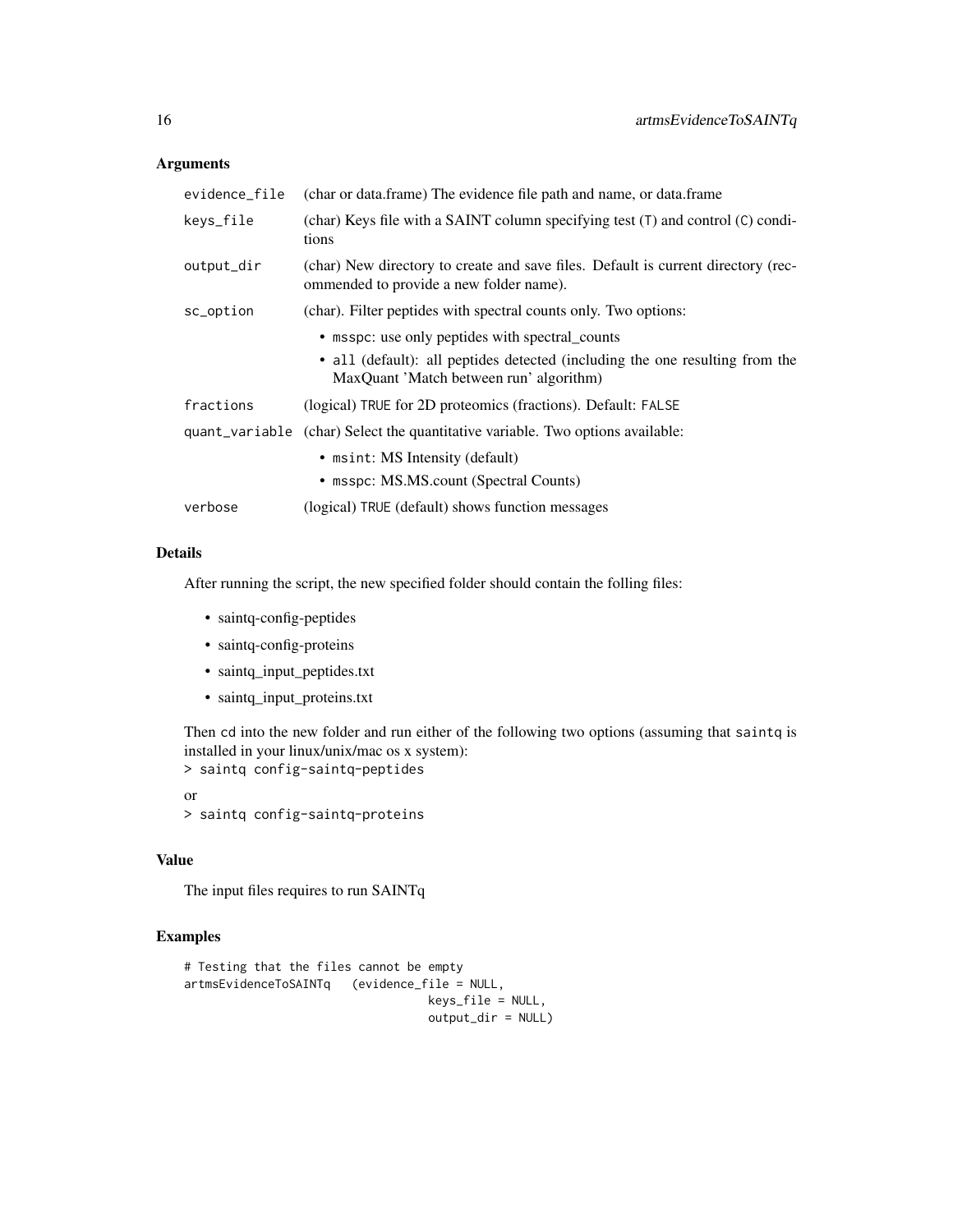### Arguments

| | |
|---|---|
| `evidence_file` | (char or data.frame) The evidence file path and name, or data.frame |
| `keys_file` | (char) Keys file with a SAINT column specifying test (`T`) and control (`C`) conditions |
| `output_dir` | (char) New directory to create and save files. Default is current directory (recommended to provide a new folder name). |
| `sc_option` | (char). Filter peptides with spectral counts only. Two options: <br>• `msspc`: use only peptides with spectral_counts <br>• `all` (default): all peptides detected (including the one resulting from the MaxQuant 'Match between run' algorithm) |
| `fractions` | (logical) `TRUE` for 2D proteomics (fractions). Default: `FALSE` |
| `quant_variable` | (char) Select the quantitative variable. Two options available: <br>• `msint`: MS Intensity (default) <br>• `msspc`: MS.MS.count (Spectral Counts) |
| `verbose` | (logical) `TRUE` (default) shows function messages |

### Details

After running the script, the new specified folder should contain the folling files:

- saintq-config-peptides
- saintq-config-proteins
- saintq_input_peptides.txt
- saintq_input_proteins.txt

Then `cd` into the new folder and run either of the following two options (assuming that `saintq` is installed in your linux/unix/mac os x system):
`> saintq config-saintq-peptides`
or
`> saintq config-saintq-proteins`

### Value

The input files requires to run SAINTq

### Examples

```
# Testing that the files cannot be empty
artmsEvidenceToSAINTq   (evidence_file = NULL,
                                   keys_file = NULL,
                                   output_dir = NULL)
```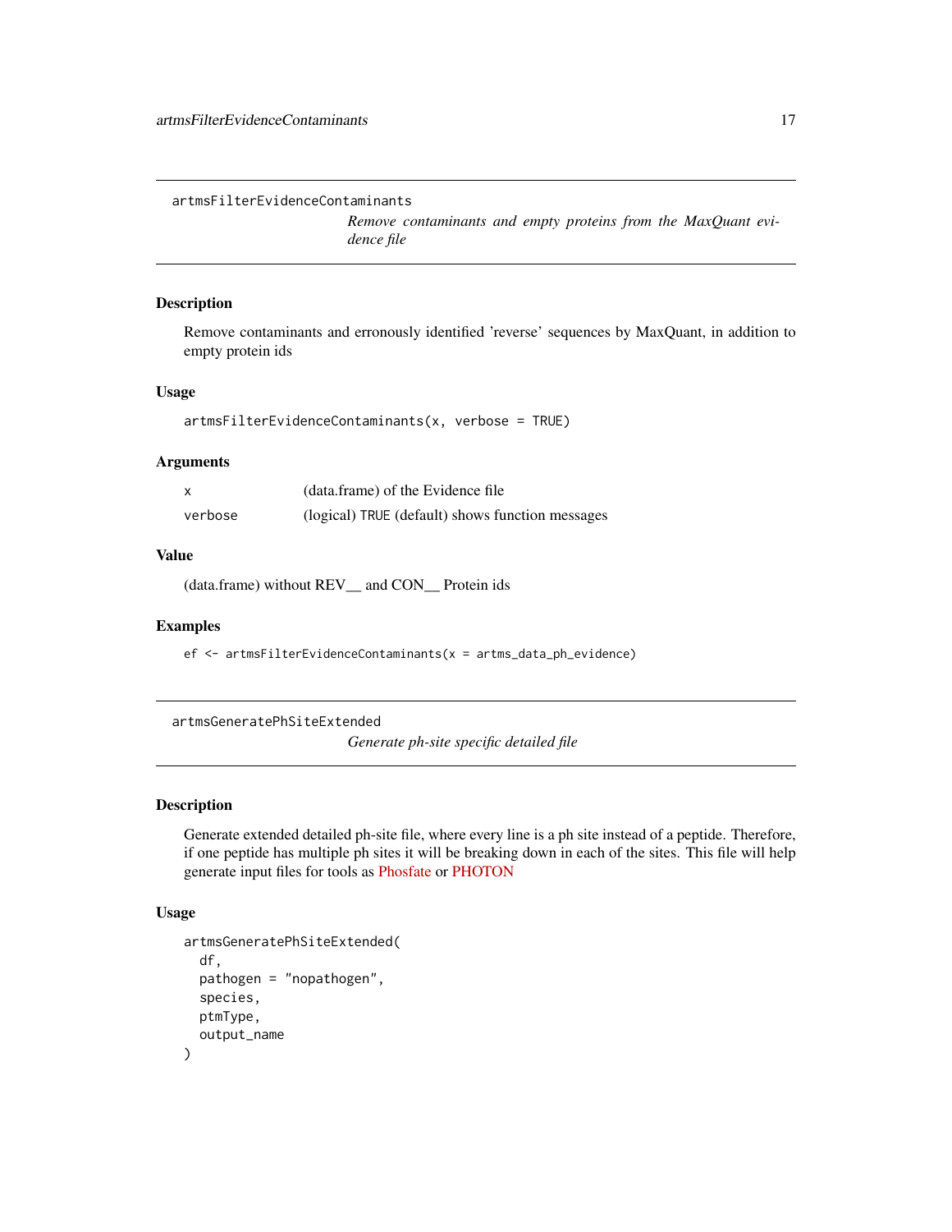## artmsFilterEvidenceContaminants

*Remove contaminants and empty proteins from the MaxQuant evidence file*

### Description

Remove contaminants and erronously identified 'reverse' sequences by MaxQuant, in addition to empty protein ids

### Usage

```
artmsFilterEvidenceContaminants(x, verbose = TRUE)
```

### Arguments

| | |
|---|---|
| x | (data.frame) of the Evidence file |
| verbose | (logical) TRUE (default) shows function messages |

### Value

(data.frame) without REV__ and CON__ Protein ids

### Examples

```
ef <- artmsFilterEvidenceContaminants(x = artms_data_ph_evidence)
```

## artmsGeneratePhSiteExtended

*Generate ph-site specific detailed file*

### Description

Generate extended detailed ph-site file, where every line is a ph site instead of a peptide. Therefore, if one peptide has multiple ph sites it will be breaking down in each of the sites. This file will help generate input files for tools as Phosfate or PHOTON

### Usage

```
artmsGeneratePhSiteExtended(
  df,
  pathogen = "nopathogen",
  species,
  ptmType,
  output_name
)
```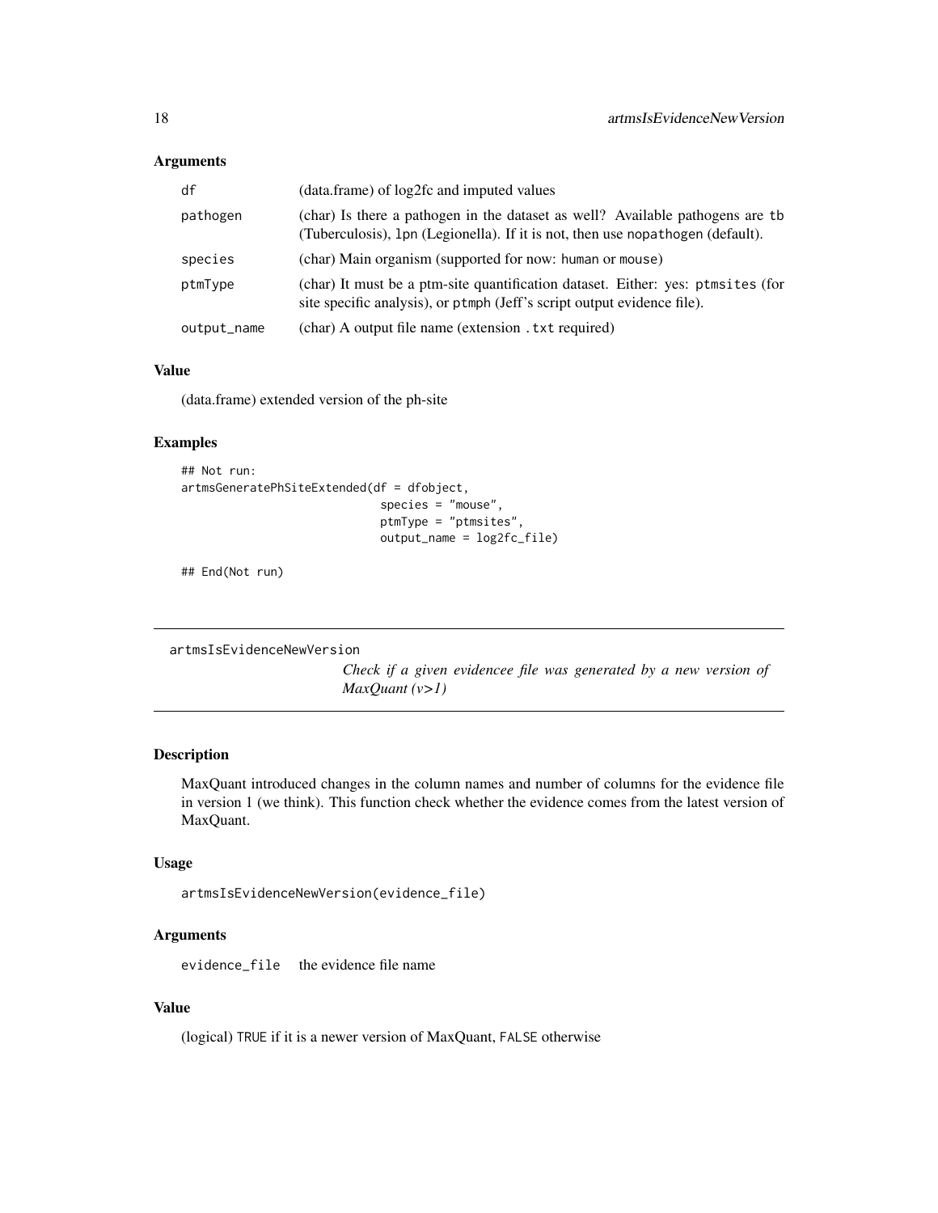### Arguments

| | |
|---|---|
| df | (data.frame) of log2fc and imputed values |
| pathogen | (char) Is there a pathogen in the dataset as well? Available pathogens are tb (Tuberculosis), lpn (Legionella). If it is not, then use nopathogen (default). |
| species | (char) Main organism (supported for now: human or mouse) |
| ptmType | (char) It must be a ptm-site quantification dataset. Either: yes: ptmsites (for site specific analysis), or ptmph (Jeff's script output evidence file). |
| output_name | (char) A output file name (extension .txt required) |

### Value

(data.frame) extended version of the ph-site

### Examples

```
## Not run:
artmsGeneratePhSiteExtended(df = dfobject,
                            species = "mouse",
                            ptmType = "ptmsites",
                            output_name = log2fc_file)

## End(Not run)
```

---

## artmsIsEvidenceNewVersion

*Check if a given evidencee file was generated by a new version of MaxQuant (v>1)*

### Description

MaxQuant introduced changes in the column names and number of columns for the evidence file in version 1 (we think). This function check whether the evidence comes from the latest version of MaxQuant.

### Usage

```
artmsIsEvidenceNewVersion(evidence_file)
```

### Arguments

| | |
|---|---|
| evidence_file | the evidence file name |

### Value

(logical) TRUE if it is a newer version of MaxQuant, FALSE otherwise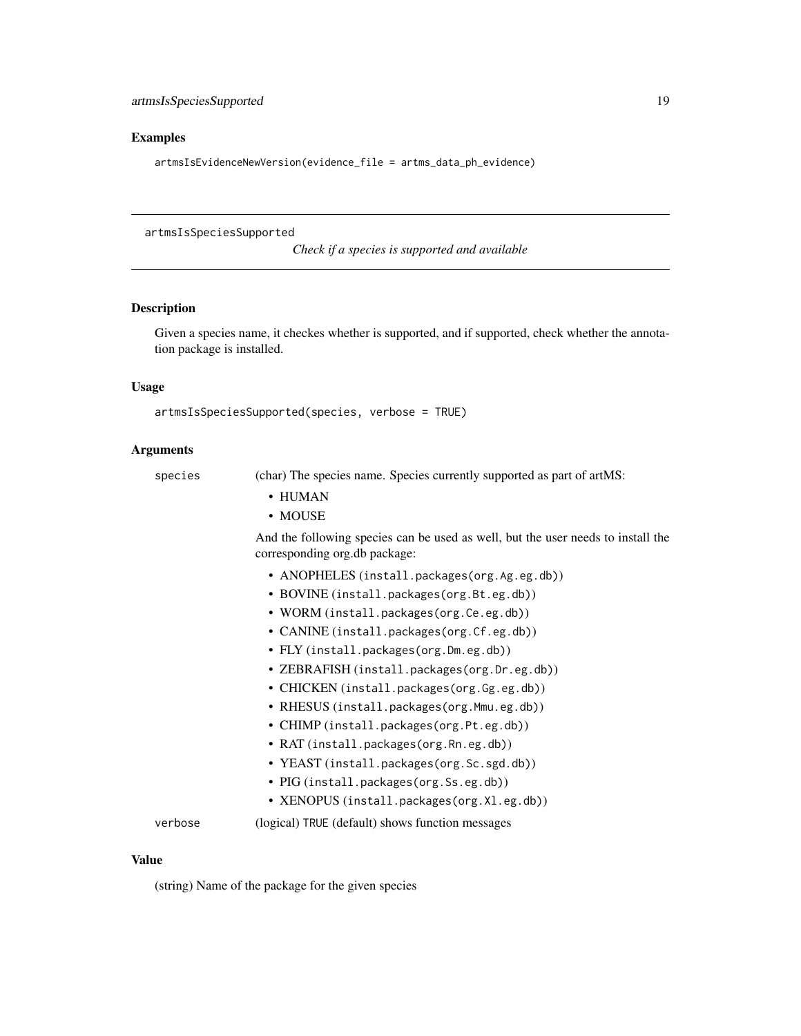## Examples

```
artmsIsEvidenceNewVersion(evidence_file = artms_data_ph_evidence)
```

---

# artmsIsSpeciesSupported

*Check if a species is supported and available*

---

## Description

Given a species name, it checkes whether is supported, and if supported, check whether the annotation package is installed.

## Usage

```
artmsIsSpeciesSupported(species, verbose = TRUE)
```

## Arguments

`species` (char) The species name. Species currently supported as part of artMS:

- HUMAN
- MOUSE

And the following species can be used as well, but the user needs to install the corresponding org.db package:

- ANOPHELES (`install.packages(org.Ag.eg.db)`)
- BOVINE (`install.packages(org.Bt.eg.db)`)
- WORM (`install.packages(org.Ce.eg.db)`)
- CANINE (`install.packages(org.Cf.eg.db)`)
- FLY (`install.packages(org.Dm.eg.db)`)
- ZEBRAFISH (`install.packages(org.Dr.eg.db)`)
- CHICKEN (`install.packages(org.Gg.eg.db)`)
- RHESUS (`install.packages(org.Mmu.eg.db)`)
- CHIMP (`install.packages(org.Pt.eg.db)`)
- RAT (`install.packages(org.Rn.eg.db)`)
- YEAST (`install.packages(org.Sc.sgd.db)`)
- PIG (`install.packages(org.Ss.eg.db)`)
- XENOPUS (`install.packages(org.Xl.eg.db)`)

`verbose` (logical) `TRUE` (default) shows function messages

## Value

(string) Name of the package for the given species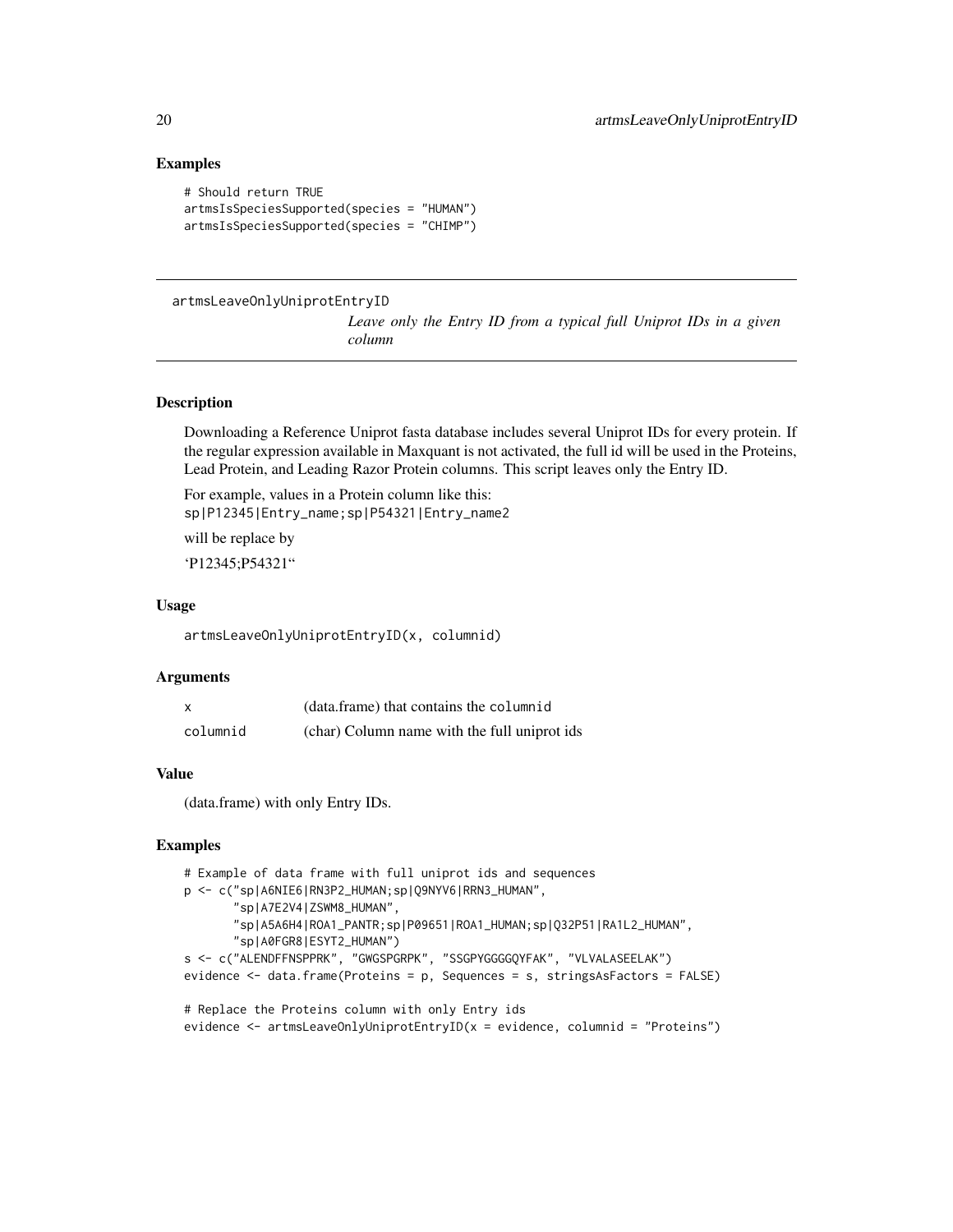## Examples

```
# Should return TRUE
artmsIsSpeciesSupported(species = "HUMAN")
artmsIsSpeciesSupported(species = "CHIMP")
```

---

# artmsLeaveOnlyUniprotEntryID

*Leave only the Entry ID from a typical full Uniprot IDs in a given column*

---

## Description

Downloading a Reference Uniprot fasta database includes several Uniprot IDs for every protein. If the regular expression available in Maxquant is not activated, the full id will be used in the Proteins, Lead Protein, and Leading Razor Protein columns. This script leaves only the Entry ID.

For example, values in a Protein column like this:
`sp|P12345|Entry_name;sp|P54321|Entry_name2`

will be replace by

'P12345;P54321"

## Usage

```
artmsLeaveOnlyUniprotEntryID(x, columnid)
```

## Arguments

| | |
|---|---|
| x | (data.frame) that contains the `columnid` |
| columnid | (char) Column name with the full uniprot ids |

## Value

(data.frame) with only Entry IDs.

## Examples

```
# Example of data frame with full uniprot ids and sequences
p <- c("sp|A6NIE6|RN3P2_HUMAN;sp|Q9NYV6|RRN3_HUMAN",
       "sp|A7E2V4|ZSWM8_HUMAN",
       "sp|A5A6H4|ROA1_PANTR;sp|P09651|ROA1_HUMAN;sp|Q32P51|RA1L2_HUMAN",
       "sp|A0FGR8|ESYT2_HUMAN")
s <- c("ALENDFFNSPPRK", "GWGSPGRPK", "SSGPYGGGGQYFAK", "VLVALASEELAK")
evidence <- data.frame(Proteins = p, Sequences = s, stringsAsFactors = FALSE)

# Replace the Proteins column with only Entry ids
evidence <- artmsLeaveOnlyUniprotEntryID(x = evidence, columnid = "Proteins")
```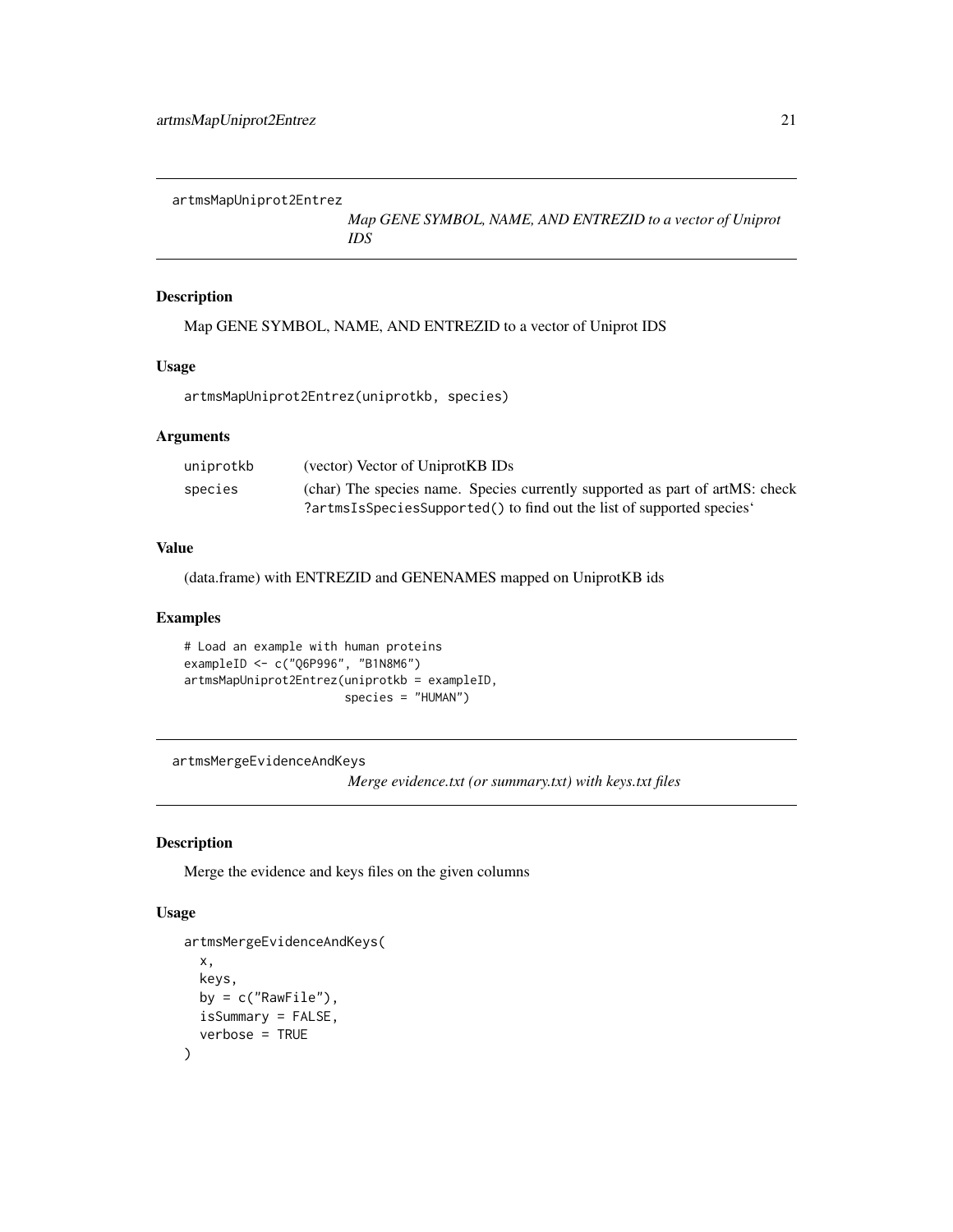## artmsMapUniprot2Entrez

*Map GENE SYMBOL, NAME, AND ENTREZID to a vector of Uniprot IDS*

### Description

Map GENE SYMBOL, NAME, AND ENTREZID to a vector of Uniprot IDS

### Usage

```
artmsMapUniprot2Entrez(uniprotkb, species)
```

### Arguments

| | |
|---|---|
| uniprotkb | (vector) Vector of UniprotKB IDs |
| species | (char) The species name. Species currently supported as part of artMS: check ?artmsIsSpeciesSupported() to find out the list of supported species' |

### Value

(data.frame) with ENTREZID and GENENAMES mapped on UniprotKB ids

### Examples

```
# Load an example with human proteins
exampleID <- c("Q6P996", "B1N8M6")
artmsMapUniprot2Entrez(uniprotkb = exampleID,
                       species = "HUMAN")
```

## artmsMergeEvidenceAndKeys

*Merge evidence.txt (or summary.txt) with keys.txt files*

### Description

Merge the evidence and keys files on the given columns

### Usage

```
artmsMergeEvidenceAndKeys(
  x,
  keys,
  by = c("RawFile"),
  isSummary = FALSE,
  verbose = TRUE
)
```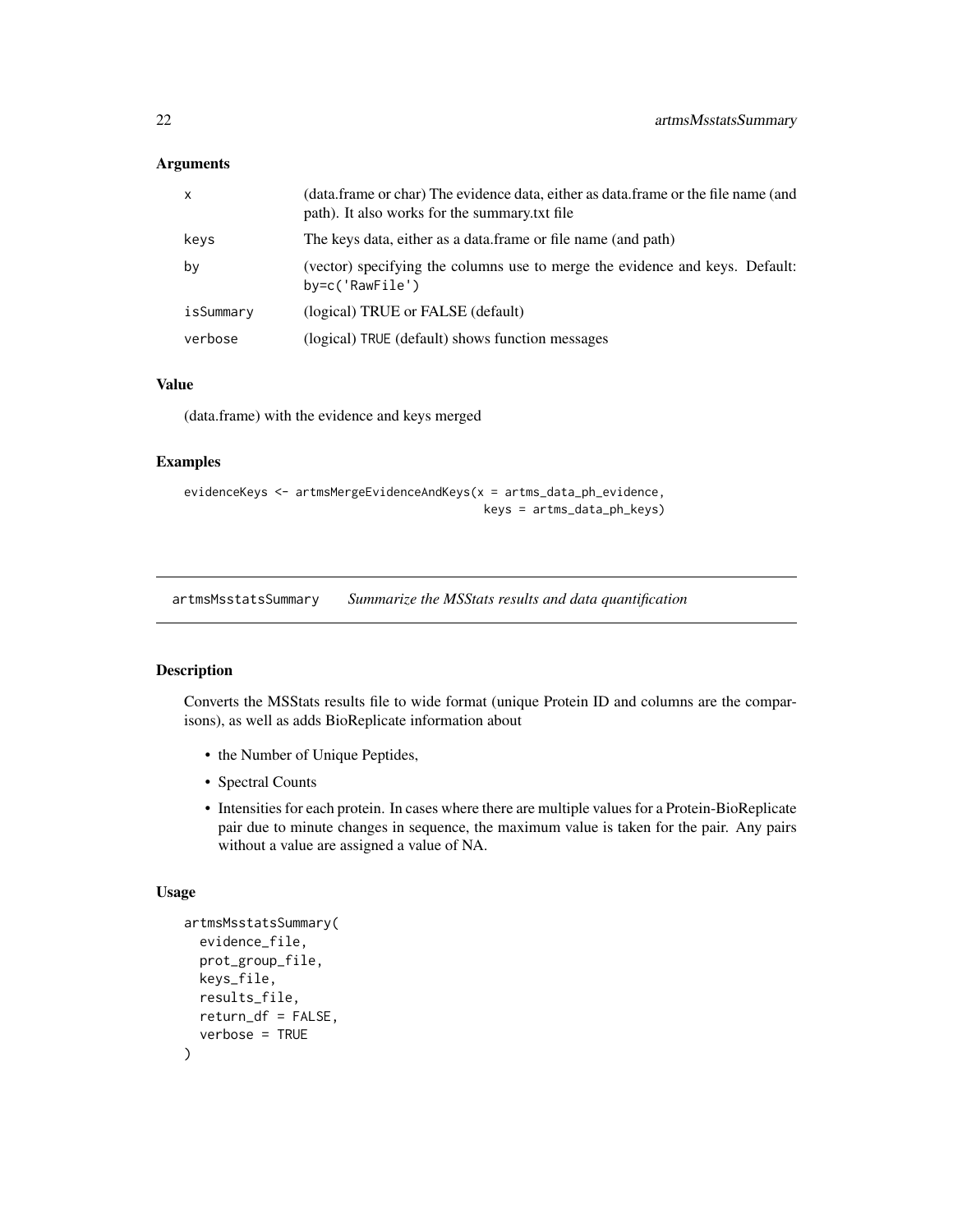### Arguments

| | |
|---|---|
| x | (data.frame or char) The evidence data, either as data.frame or the file name (and path). It also works for the summary.txt file |
| keys | The keys data, either as a data.frame or file name (and path) |
| by | (vector) specifying the columns use to merge the evidence and keys. Default: by=c('RawFile') |
| isSummary | (logical) TRUE or FALSE (default) |
| verbose | (logical) TRUE (default) shows function messages |

### Value

(data.frame) with the evidence and keys merged

### Examples

```
evidenceKeys <- artmsMergeEvidenceAndKeys(x = artms_data_ph_evidence,
                                          keys = artms_data_ph_keys)
```

---

## artmsMsstatsSummary *Summarize the MSStats results and data quantification*

---

### Description

Converts the MSStats results file to wide format (unique Protein ID and columns are the comparisons), as well as adds BioReplicate information about

- the Number of Unique Peptides,
- Spectral Counts
- Intensities for each protein. In cases where there are multiple values for a Protein-BioReplicate pair due to minute changes in sequence, the maximum value is taken for the pair. Any pairs without a value are assigned a value of NA.

### Usage

```
artmsMsstatsSummary(
  evidence_file,
  prot_group_file,
  keys_file,
  results_file,
  return_df = FALSE,
  verbose = TRUE
)
```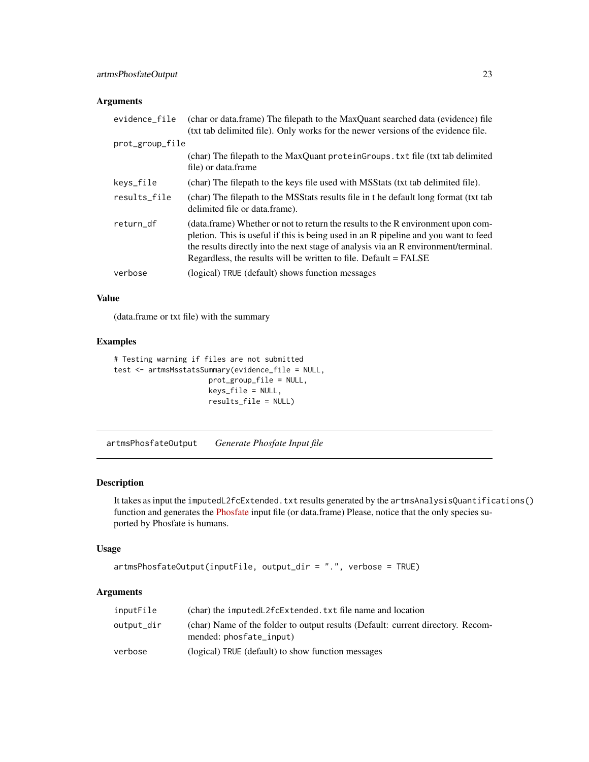### Arguments

| | |
|---|---|
| evidence_file | (char or data.frame) The filepath to the MaxQuant searched data (evidence) file (txt tab delimited file). Only works for the newer versions of the evidence file. |
| prot_group_file | (char) The filepath to the MaxQuant proteinGroups.txt file (txt tab delimited file) or data.frame |
| keys_file | (char) The filepath to the keys file used with MSStats (txt tab delimited file). |
| results_file | (char) The filepath to the MSStats results file in t he default long format (txt tab delimited file or data.frame). |
| return_df | (data.frame) Whether or not to return the results to the R environment upon completion. This is useful if this is being used in an R pipeline and you want to feed the results directly into the next stage of analysis via an R environment/terminal. Regardless, the results will be written to file. Default = FALSE |
| verbose | (logical) TRUE (default) shows function messages |

### Value

(data.frame or txt file) with the summary

### Examples

```
# Testing warning if files are not submitted
test <- artmsMsstatsSummary(evidence_file = NULL,
                      prot_group_file = NULL,
                      keys_file = NULL,
                      results_file = NULL)
```

---

## artmsPhosfateOutput *Generate Phosfate Input file*

---

### Description

It takes as input the imputedL2fcExtended.txt results generated by the artmsAnalysisQuantifications() function and generates the Phosfate input file (or data.frame) Please, notice that the only species suported by Phosfate is humans.

### Usage

```
artmsPhosfateOutput(inputFile, output_dir = ".", verbose = TRUE)
```

### Arguments

| | |
|---|---|
| inputFile | (char) the imputedL2fcExtended.txt file name and location |
| output_dir | (char) Name of the folder to output results (Default: current directory. Recommended: phosfate_input) |
| verbose | (logical) TRUE (default) to show function messages |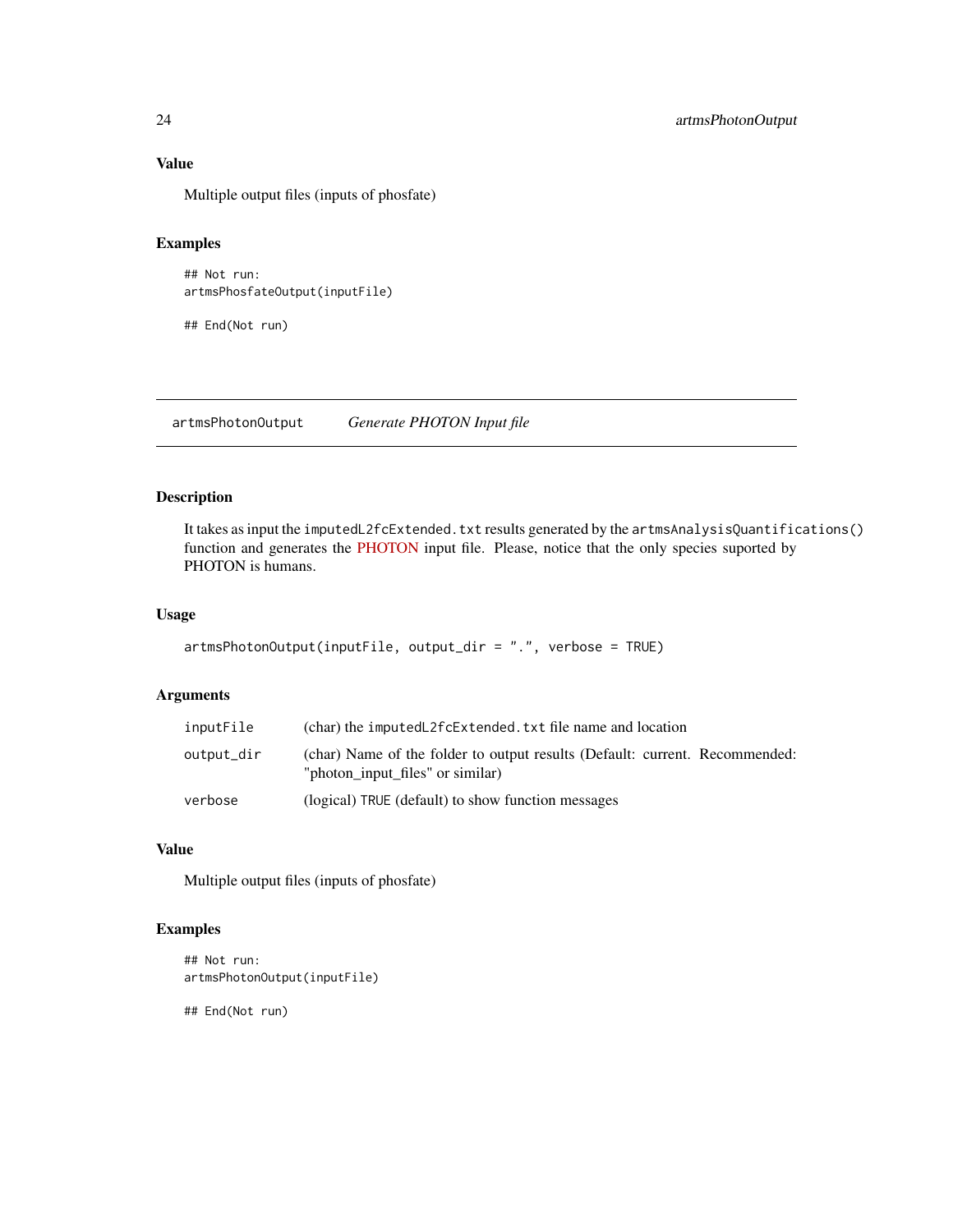### Value

Multiple output files (inputs of phosfate)

### Examples

```
## Not run:
artmsPhosfateOutput(inputFile)

## End(Not run)
```

---

## artmsPhotonOutput *Generate PHOTON Input file*

---

### Description

It takes as input the `imputedL2fcExtended.txt` results generated by the `artmsAnalysisQuantifications()` function and generates the PHOTON input file. Please, notice that the only species suported by PHOTON is humans.

### Usage

```
artmsPhotonOutput(inputFile, output_dir = ".", verbose = TRUE)
```

### Arguments

| | |
|---|---|
| `inputFile` | (char) the `imputedL2fcExtended.txt` file name and location |
| `output_dir` | (char) Name of the folder to output results (Default: current. Recommended: "photon_input_files" or similar) |
| `verbose` | (logical) `TRUE` (default) to show function messages |

### Value

Multiple output files (inputs of phosfate)

### Examples

```
## Not run:
artmsPhotonOutput(inputFile)

## End(Not run)
```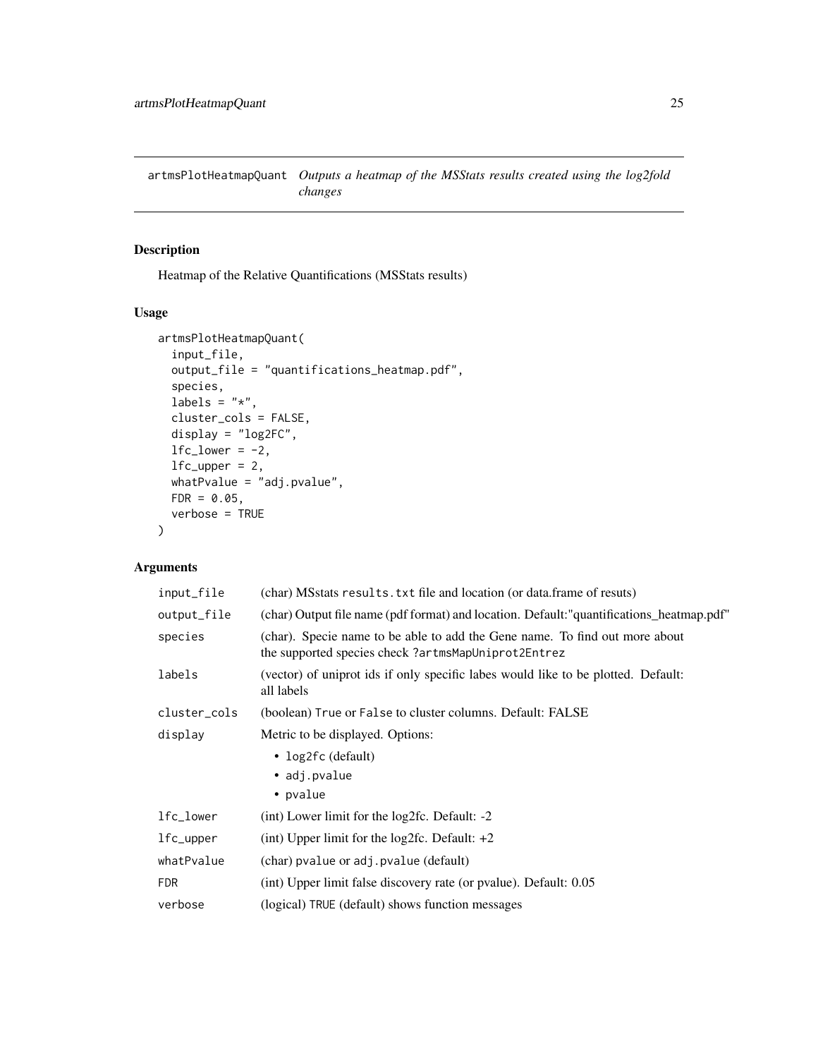## artmsPlotHeatmapQuant *Outputs a heatmap of the MSStats results created using the log2fold changes*

### Description

Heatmap of the Relative Quantifications (MSStats results)

### Usage

```
artmsPlotHeatmapQuant(
  input_file,
  output_file = "quantifications_heatmap.pdf",
  species,
  labels = "*",
  cluster_cols = FALSE,
  display = "log2FC",
  lfc_lower = -2,
  lfc_upper = 2,
  whatPvalue = "adj.pvalue",
  FDR = 0.05,
  verbose = TRUE
)
```

### Arguments

| | |
|---|---|
| `input_file` | (char) MSstats `results.txt` file and location (or data.frame of resuts) |
| `output_file` | (char) Output file name (pdf format) and location. Default:"quantifications_heatmap.pdf" |
| `species` | (char). Specie name to be able to add the Gene name. To find out more about the supported species check `?artmsMapUniprot2Entrez` |
| `labels` | (vector) of uniprot ids if only specific labes would like to be plotted. Default: all labels |
| `cluster_cols` | (boolean) `True` or `False` to cluster columns. Default: FALSE |
| `display` | Metric to be displayed. Options: <br>• `log2fc` (default)<br>• `adj.pvalue`<br>• `pvalue` |
| `lfc_lower` | (int) Lower limit for the log2fc. Default: -2 |
| `lfc_upper` | (int) Upper limit for the log2fc. Default: +2 |
| `whatPvalue` | (char) `pvalue` or `adj.pvalue` (default) |
| `FDR` | (int) Upper limit false discovery rate (or pvalue). Default: 0.05 |
| `verbose` | (logical) `TRUE` (default) shows function messages |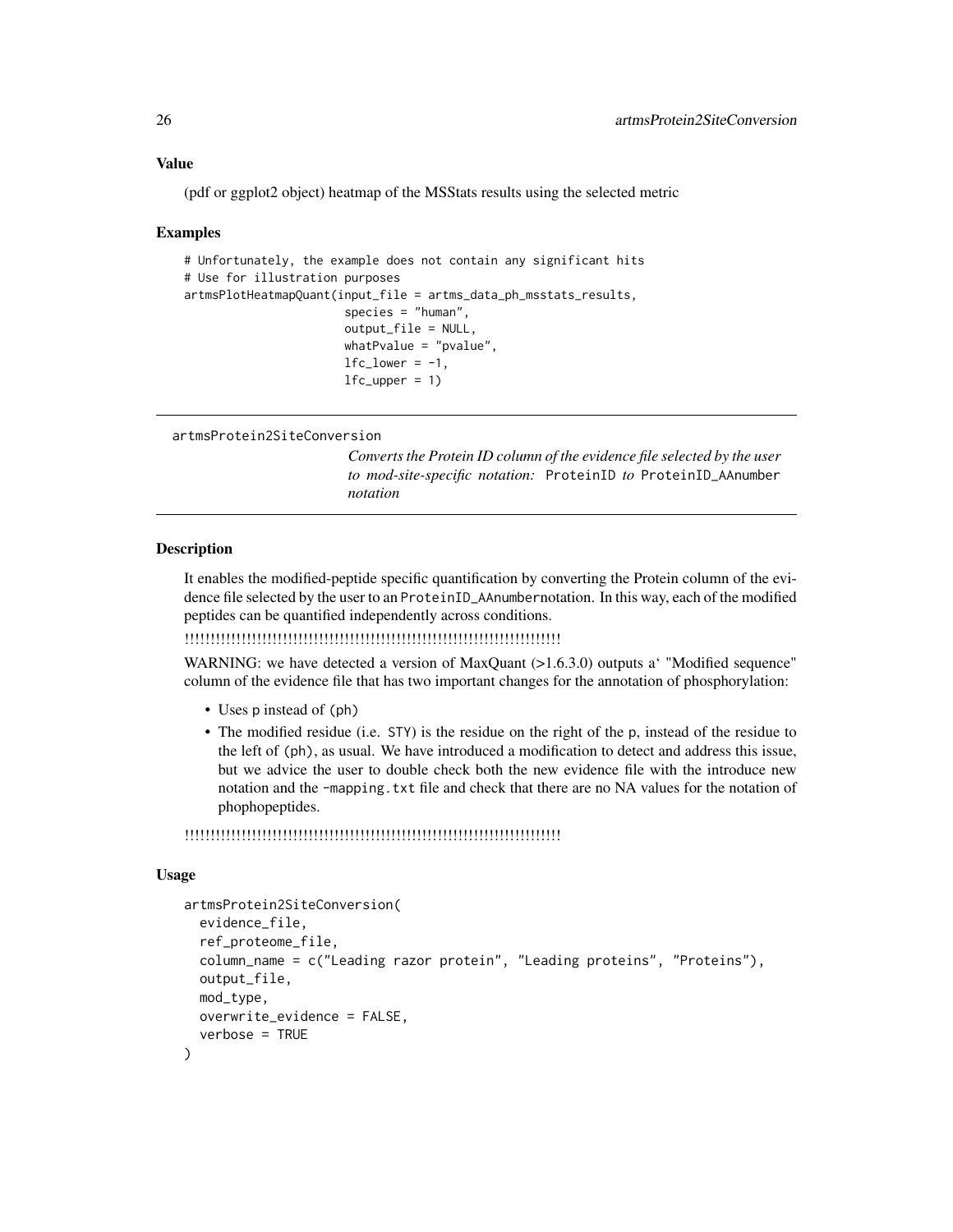### Value

(pdf or ggplot2 object) heatmap of the MSStats results using the selected metric

### Examples

```
# Unfortunately, the example does not contain any significant hits
# Use for illustration purposes
artmsPlotHeatmapQuant(input_file = artms_data_ph_msstats_results,
                      species = "human",
                      output_file = NULL,
                      whatPvalue = "pvalue",
                      lfc_lower = -1,
                      lfc_upper = 1)
```

---

## artmsProtein2SiteConversion

*Converts the Protein ID column of the evidence file selected by the user to mod-site-specific notation:* `ProteinID` *to* `ProteinID_AAnumber` *notation*

---

### Description

It enables the modified-peptide specific quantification by converting the Protein column of the evidence file selected by the user to an `ProteinID_AAnumber`notation. In this way, each of the modified peptides can be quantified independently across conditions.

!!!!!!!!!!!!!!!!!!!!!!!!!!!!!!!!!!!!!!!!!!!!!!!!!!!!!!!!!!!!!!!!!!!!!!!!!

WARNING: we have detected a version of MaxQuant (>1.6.3.0) outputs a‘ "Modified sequence" column of the evidence file that has two important changes for the annotation of phosphorylation:

- Uses `p` instead of `(ph)`
- The modified residue (i.e. `STY`) is the residue on the right of the `p`, instead of the residue to the left of `(ph)`, as usual. We have introduced a modification to detect and address this issue, but we advice the user to double check both the new evidence file with the introduce new notation and the `-mapping.txt` file and check that there are no NA values for the notation of phophopeptides.

!!!!!!!!!!!!!!!!!!!!!!!!!!!!!!!!!!!!!!!!!!!!!!!!!!!!!!!!!!!!!!!!!!!!!!!!!

### Usage

```
artmsProtein2SiteConversion(
  evidence_file,
  ref_proteome_file,
  column_name = c("Leading razor protein", "Leading proteins", "Proteins"),
  output_file,
  mod_type,
  overwrite_evidence = FALSE,
  verbose = TRUE
)
```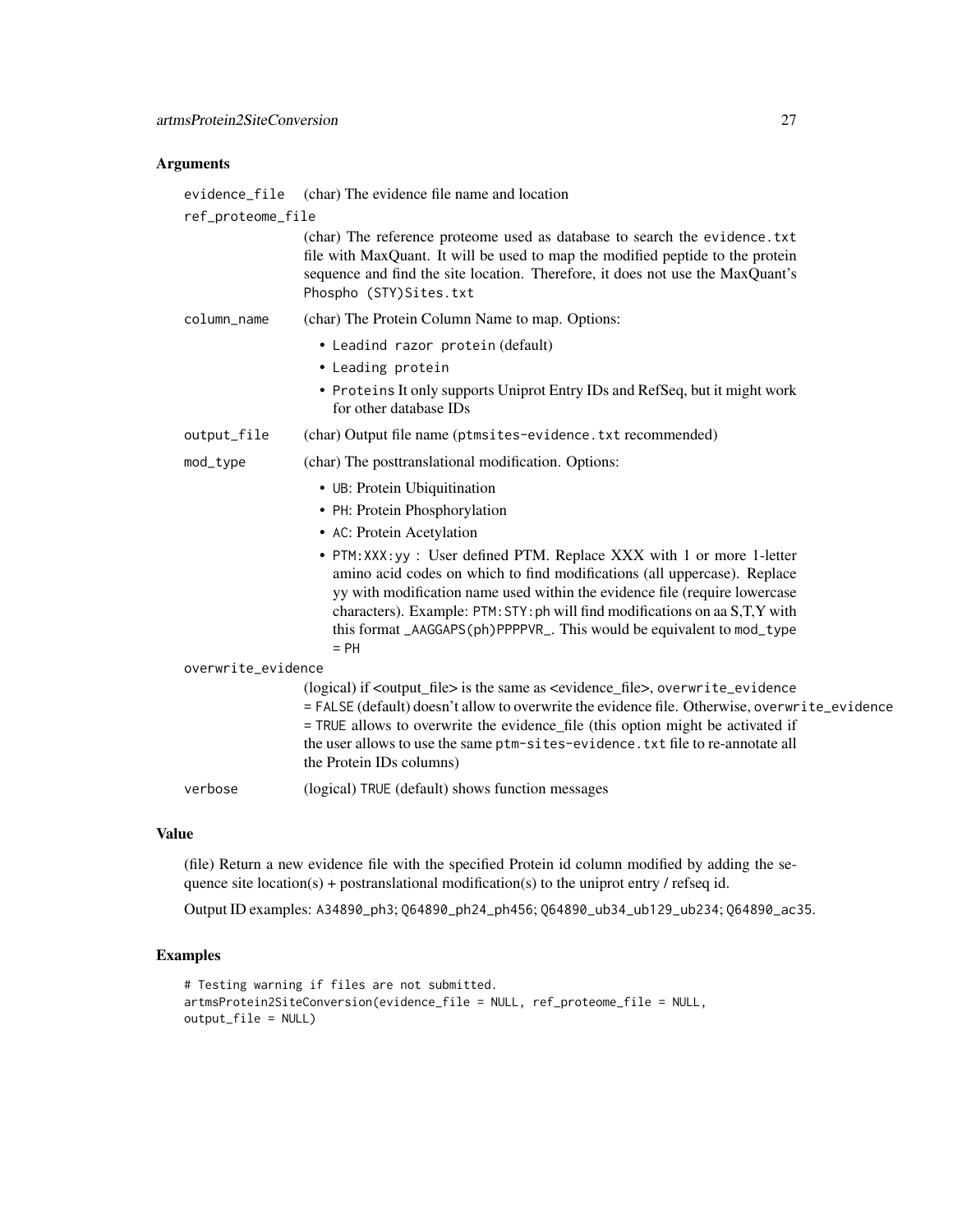## Arguments

| Argument | Description |
| --- | --- |
| `evidence_file` | (char) The evidence file name and location |
| `ref_proteome_file` | (char) The reference proteome used as database to search the `evidence.txt` file with MaxQuant. It will be used to map the modified peptide to the protein sequence and find the site location. Therefore, it does not use the MaxQuant's `Phospho (STY)Sites.txt` |
| `column_name` | (char) The Protein Column Name to map. Options: <br>• `Leadind razor protein` (default)<br>• `Leading protein`<br>• `Proteins` It only supports Uniprot Entry IDs and RefSeq, but it might work for other database IDs |
| `output_file` | (char) Output file name (`ptmsites-evidence.txt` recommended) |
| `mod_type` | (char) The posttranslational modification. Options: <br>• `UB`: Protein Ubiquitination<br>• `PH`: Protein Phosphorylation<br>• `AC`: Protein Acetylation<br>• `PTM:XXX:yy` : User defined PTM. Replace XXX with 1 or more 1-letter amino acid codes on which to find modifications (all uppercase). Replace yy with modification name used within the evidence file (require lowercase characters). Example: `PTM:STY:ph` will find modifications on aa S,T,Y with this format `_AAGGAPS(ph)PPPPVR_`. This would be equivalent to `mod_type = PH` |
| `overwrite_evidence` | (logical) if <output_file> is the same as <evidence_file>, `overwrite_evidence = FALSE` (default) doesn't allow to overwrite the evidence file. Otherwise, `overwrite_evidence = TRUE` allows to overwrite the evidence_file (this option might be activated if the user allows to use the same `ptm-sites-evidence.txt` file to re-annotate all the Protein IDs columns) |
| `verbose` | (logical) `TRUE` (default) shows function messages |

## Value

(file) Return a new evidence file with the specified Protein id column modified by adding the sequence site location(s) + postranslational modification(s) to the uniprot entry / refseq id.

Output ID examples: `A34890_ph3`; `Q64890_ph24_ph456`; `Q64890_ub34_ub129_ub234`; `Q64890_ac35`.

## Examples

```
# Testing warning if files are not submitted.
artmsProtein2SiteConversion(evidence_file = NULL, ref_proteome_file = NULL,
output_file = NULL)
```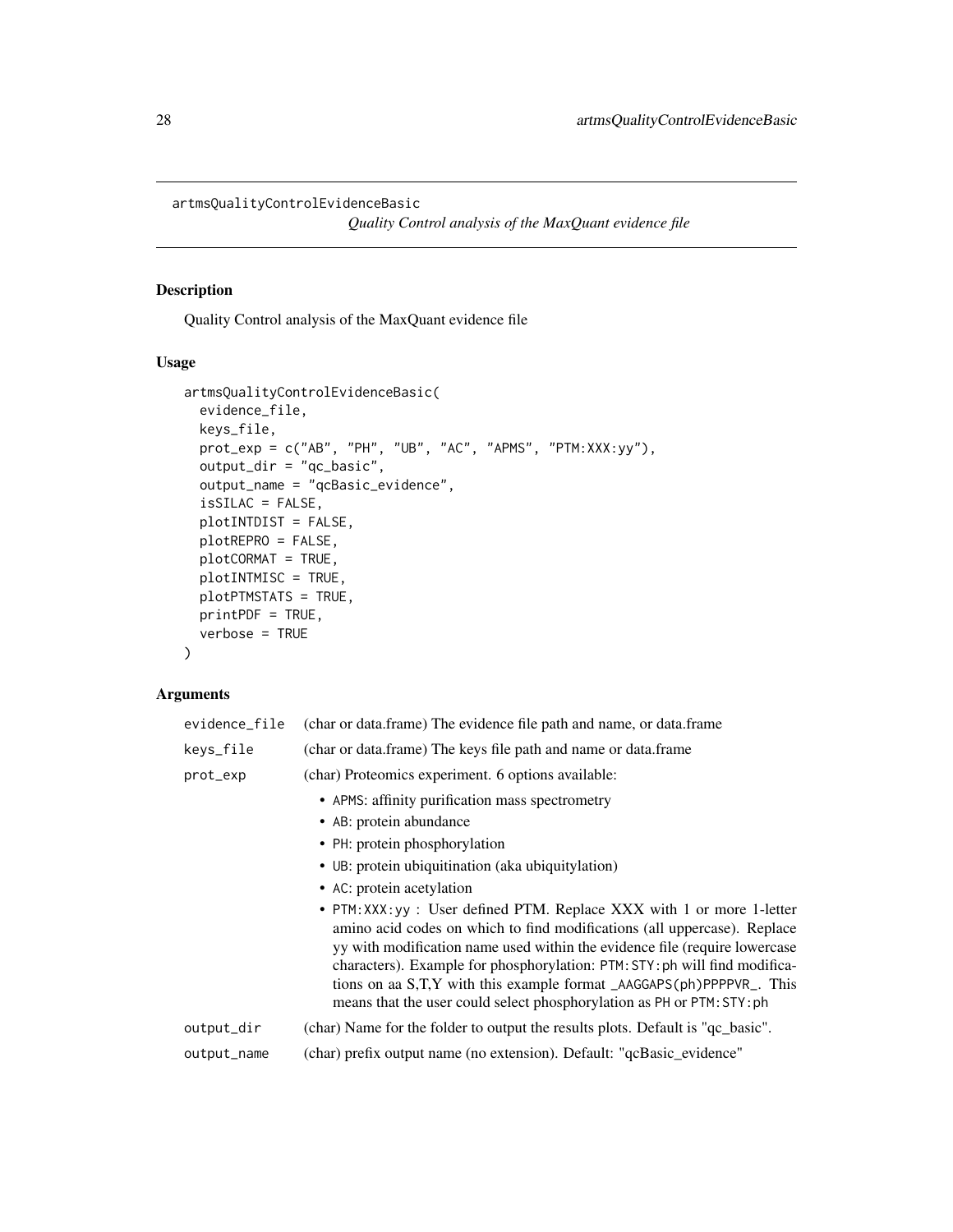## artmsQualityControlEvidenceBasic

*Quality Control analysis of the MaxQuant evidence file*

### Description

Quality Control analysis of the MaxQuant evidence file

### Usage

```
artmsQualityControlEvidenceBasic(
  evidence_file,
  keys_file,
  prot_exp = c("AB", "PH", "UB", "AC", "APMS", "PTM:XXX:yy"),
  output_dir = "qc_basic",
  output_name = "qcBasic_evidence",
  isSILAC = FALSE,
  plotINTDIST = FALSE,
  plotREPRO = FALSE,
  plotCORMAT = TRUE,
  plotINTMISC = TRUE,
  plotPTMSTATS = TRUE,
  printPDF = TRUE,
  verbose = TRUE
)
```

### Arguments

| | |
|---|---|
| evidence_file | (char or data.frame) The evidence file path and name, or data.frame |
| keys_file | (char or data.frame) The keys file path and name or data.frame |
| prot_exp | (char) Proteomics experiment. 6 options available:<br>• APMS: affinity purification mass spectrometry<br>• AB: protein abundance<br>• PH: protein phosphorylation<br>• UB: protein ubiquitination (aka ubiquitylation)<br>• AC: protein acetylation<br>• PTM:XXX:yy : User defined PTM. Replace XXX with 1 or more 1-letter amino acid codes on which to find modifications (all uppercase). Replace yy with modification name used within the evidence file (require lowercase characters). Example for phosphorylation: PTM:STY:ph will find modifications on aa S,T,Y with this example format _AAGGAPS(ph)PPPPVR_. This means that the user could select phosphorylation as PH or PTM:STY:ph |
| output_dir | (char) Name for the folder to output the results plots. Default is "qc_basic". |
| output_name | (char) prefix output name (no extension). Default: "qcBasic_evidence" |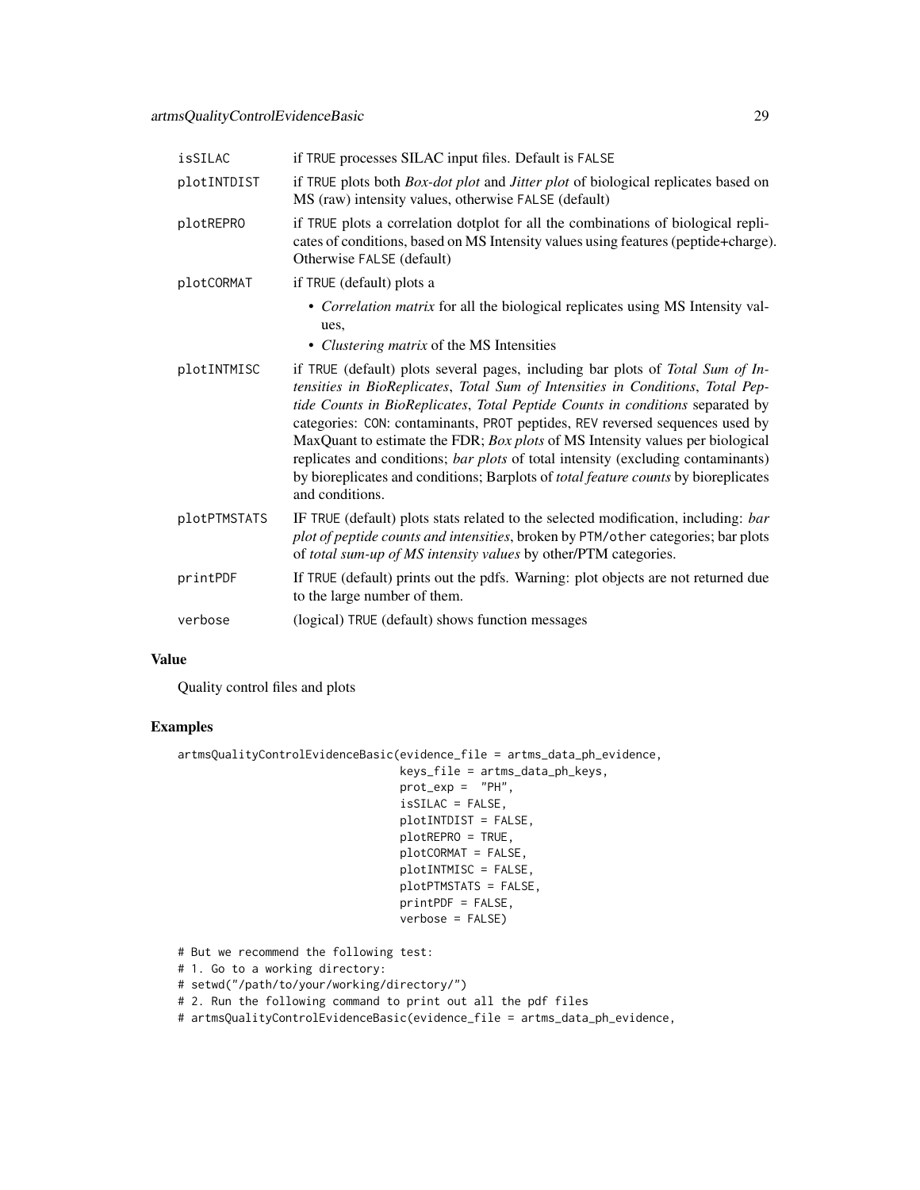| | |
|---|---|
| isSILAC | if TRUE processes SILAC input files. Default is FALSE |
| plotINTDIST | if TRUE plots both *Box-dot plot* and *Jitter plot* of biological replicates based on MS (raw) intensity values, otherwise FALSE (default) |
| plotREPRO | if TRUE plots a correlation dotplot for all the combinations of biological replicates of conditions, based on MS Intensity values using features (peptide+charge). Otherwise FALSE (default) |
| plotCORMAT | if TRUE (default) plots a<br>• *Correlation matrix* for all the biological replicates using MS Intensity values,<br>• *Clustering matrix* of the MS Intensities |
| plotINTMISC | if TRUE (default) plots several pages, including bar plots of *Total Sum of Intensities in BioReplicates*, *Total Sum of Intensities in Conditions*, *Total Peptide Counts in BioReplicates*, *Total Peptide Counts in conditions* separated by categories: CON: contaminants, PROT peptides, REV reversed sequences used by MaxQuant to estimate the FDR; *Box plots* of MS Intensity values per biological replicates and conditions; *bar plots* of total intensity (excluding contaminants) by bioreplicates and conditions; Barplots of *total feature counts* by bioreplicates and conditions. |
| plotPTMSTATS | IF TRUE (default) plots stats related to the selected modification, including: *bar plot of peptide counts and intensities*, broken by PTM/other categories; bar plots of *total sum-up of MS intensity values* by other/PTM categories. |
| printPDF | If TRUE (default) prints out the pdfs. Warning: plot objects are not returned due to the large number of them. |
| verbose | (logical) TRUE (default) shows function messages |

## Value

Quality control files and plots

## Examples

```
artmsQualityControlEvidenceBasic(evidence_file = artms_data_ph_evidence,
                                 keys_file = artms_data_ph_keys,
                                 prot_exp =  "PH",
                                 isSILAC = FALSE,
                                 plotINTDIST = FALSE,
                                 plotREPRO = TRUE,
                                 plotCORMAT = FALSE,
                                 plotINTMISC = FALSE,
                                 plotPTMSTATS = FALSE,
                                 printPDF = FALSE,
                                 verbose = FALSE)

# But we recommend the following test:
# 1. Go to a working directory:
# setwd("/path/to/your/working/directory/")
# 2. Run the following command to print out all the pdf files
# artmsQualityControlEvidenceBasic(evidence_file = artms_data_ph_evidence,
```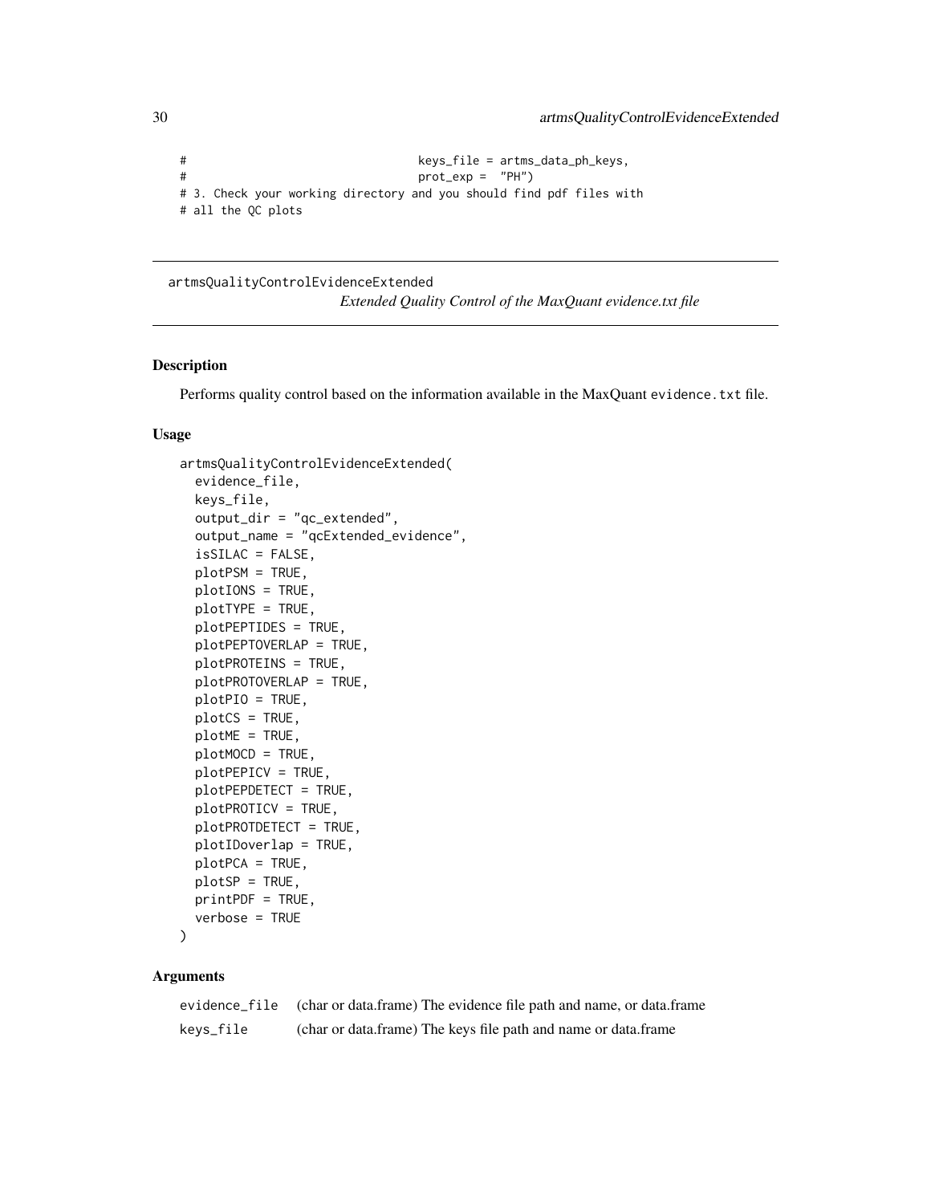```
#                                   keys_file = artms_data_ph_keys,
#                                   prot_exp =  "PH")
# 3. Check your working directory and you should find pdf files with
# all the QC plots
```

---

## artmsQualityControlEvidenceExtended

*Extended Quality Control of the MaxQuant evidence.txt file*

---

### Description

Performs quality control based on the information available in the MaxQuant `evidence.txt` file.

### Usage

```
artmsQualityControlEvidenceExtended(
  evidence_file,
  keys_file,
  output_dir = "qc_extended",
  output_name = "qcExtended_evidence",
  isSILAC = FALSE,
  plotPSM = TRUE,
  plotIONS = TRUE,
  plotTYPE = TRUE,
  plotPEPTIDES = TRUE,
  plotPEPTOVERLAP = TRUE,
  plotPROTEINS = TRUE,
  plotPROTOVERLAP = TRUE,
  plotPIO = TRUE,
  plotCS = TRUE,
  plotME = TRUE,
  plotMOCD = TRUE,
  plotPEPICV = TRUE,
  plotPEPDETECT = TRUE,
  plotPROTICV = TRUE,
  plotPROTDETECT = TRUE,
  plotIDoverlap = TRUE,
  plotPCA = TRUE,
  plotSP = TRUE,
  printPDF = TRUE,
  verbose = TRUE
)
```

### Arguments

| | |
|---|---|
| `evidence_file` | (char or data.frame) The evidence file path and name, or data.frame |
| `keys_file` | (char or data.frame) The keys file path and name or data.frame |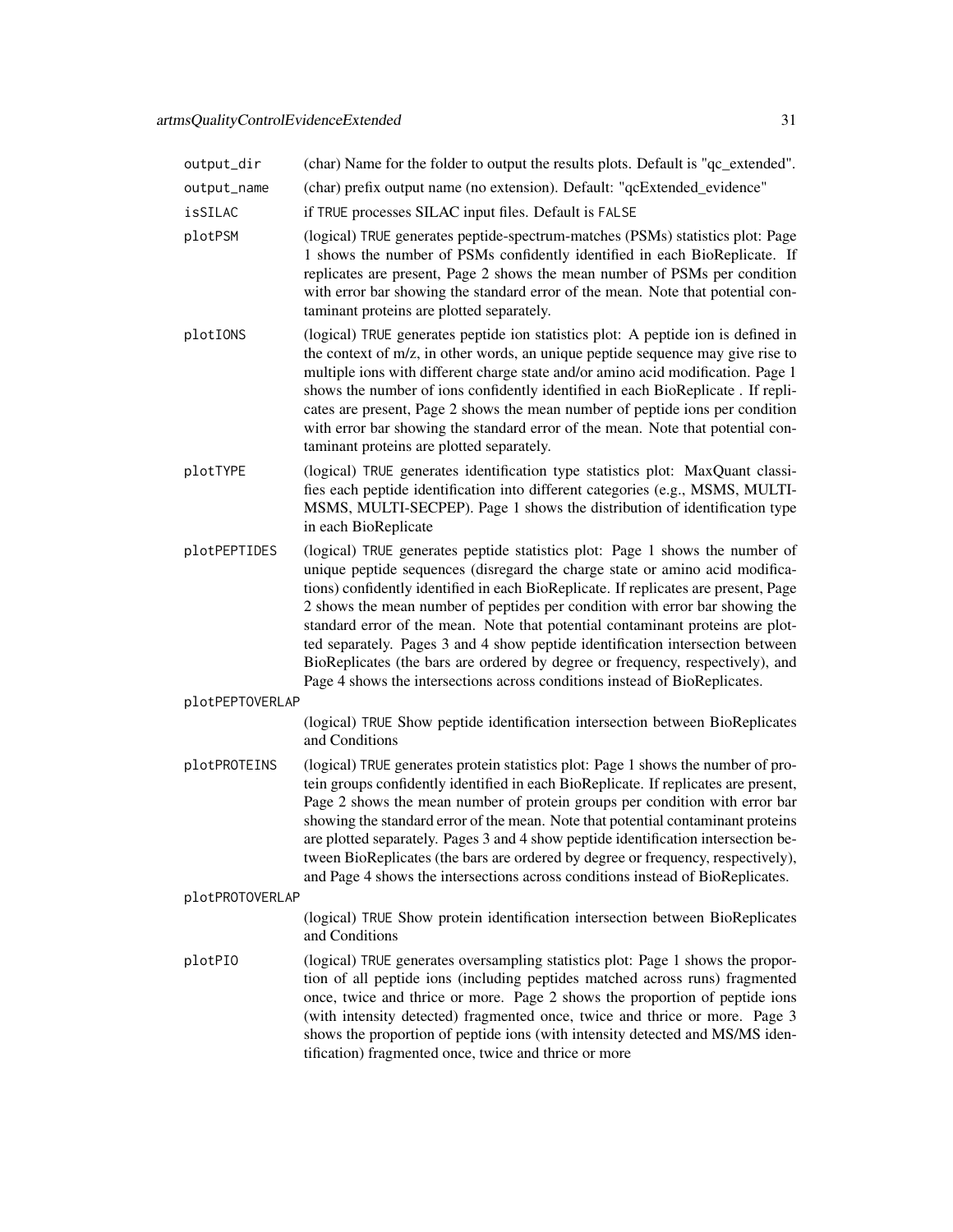| | |
|---|---|
| `output_dir` | (char) Name for the folder to output the results plots. Default is "qc_extended". |
| `output_name` | (char) prefix output name (no extension). Default: "qcExtended_evidence" |
| `isSILAC` | if `TRUE` processes SILAC input files. Default is `FALSE` |
| `plotPSM` | (logical) `TRUE` generates peptide-spectrum-matches (PSMs) statistics plot: Page 1 shows the number of PSMs confidently identified in each BioReplicate. If replicates are present, Page 2 shows the mean number of PSMs per condition with error bar showing the standard error of the mean. Note that potential contaminant proteins are plotted separately. |
| `plotIONS` | (logical) `TRUE` generates peptide ion statistics plot: A peptide ion is defined in the context of m/z, in other words, an unique peptide sequence may give rise to multiple ions with different charge state and/or amino acid modification. Page 1 shows the number of ions confidently identified in each BioReplicate . If replicates are present, Page 2 shows the mean number of peptide ions per condition with error bar showing the standard error of the mean. Note that potential contaminant proteins are plotted separately. |
| `plotTYPE` | (logical) `TRUE` generates identification type statistics plot: MaxQuant classifies each peptide identification into different categories (e.g., MSMS, MULTI-MSMS, MULTI-SECPEP). Page 1 shows the distribution of identification type in each BioReplicate |
| `plotPEPTIDES` | (logical) `TRUE` generates peptide statistics plot: Page 1 shows the number of unique peptide sequences (disregard the charge state or amino acid modifications) confidently identified in each BioReplicate. If replicates are present, Page 2 shows the mean number of peptides per condition with error bar showing the standard error of the mean. Note that potential contaminant proteins are plotted separately. Pages 3 and 4 show peptide identification intersection between BioReplicates (the bars are ordered by degree or frequency, respectively), and Page 4 shows the intersections across conditions instead of BioReplicates. |
| `plotPEPTOVERLAP` | (logical) `TRUE` Show peptide identification intersection between BioReplicates and Conditions |
| `plotPROTEINS` | (logical) `TRUE` generates protein statistics plot: Page 1 shows the number of protein groups confidently identified in each BioReplicate. If replicates are present, Page 2 shows the mean number of protein groups per condition with error bar showing the standard error of the mean. Note that potential contaminant proteins are plotted separately. Pages 3 and 4 show peptide identification intersection between BioReplicates (the bars are ordered by degree or frequency, respectively), and Page 4 shows the intersections across conditions instead of BioReplicates. |
| `plotPROTOVERLAP` | (logical) `TRUE` Show protein identification intersection between BioReplicates and Conditions |
| `plotPIO` | (logical) `TRUE` generates oversampling statistics plot: Page 1 shows the proportion of all peptide ions (including peptides matched across runs) fragmented once, twice and thrice or more. Page 2 shows the proportion of peptide ions (with intensity detected) fragmented once, twice and thrice or more. Page 3 shows the proportion of peptide ions (with intensity detected and MS/MS identification) fragmented once, twice and thrice or more |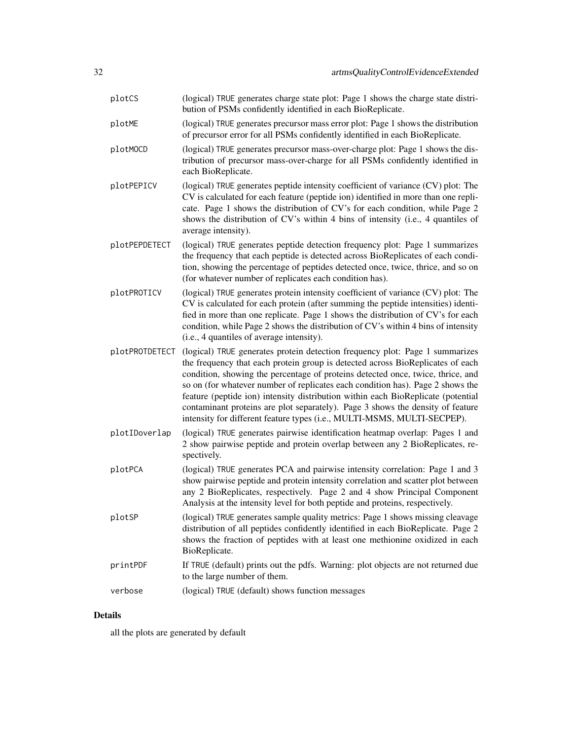| | |
|---|---|
| `plotCS` | (logical) `TRUE` generates charge state plot: Page 1 shows the charge state distribution of PSMs confidently identified in each BioReplicate. |
| `plotME` | (logical) `TRUE` generates precursor mass error plot: Page 1 shows the distribution of precursor error for all PSMs confidently identified in each BioReplicate. |
| `plotMOCD` | (logical) `TRUE` generates precursor mass-over-charge plot: Page 1 shows the distribution of precursor mass-over-charge for all PSMs confidently identified in each BioReplicate. |
| `plotPEPICV` | (logical) `TRUE` generates peptide intensity coefficient of variance (CV) plot: The CV is calculated for each feature (peptide ion) identified in more than one replicate. Page 1 shows the distribution of CV's for each condition, while Page 2 shows the distribution of CV's within 4 bins of intensity (i.e., 4 quantiles of average intensity). |
| `plotPEPDETECT` | (logical) `TRUE` generates peptide detection frequency plot: Page 1 summarizes the frequency that each peptide is detected across BioReplicates of each condition, showing the percentage of peptides detected once, twice, thrice, and so on (for whatever number of replicates each condition has). |
| `plotPROTICV` | (logical) `TRUE` generates protein intensity coefficient of variance (CV) plot: The CV is calculated for each protein (after summing the peptide intensities) identified in more than one replicate. Page 1 shows the distribution of CV's for each condition, while Page 2 shows the distribution of CV's within 4 bins of intensity (i.e., 4 quantiles of average intensity). |
| `plotPROTDETECT` | (logical) `TRUE` generates protein detection frequency plot: Page 1 summarizes the frequency that each protein group is detected across BioReplicates of each condition, showing the percentage of proteins detected once, twice, thrice, and so on (for whatever number of replicates each condition has). Page 2 shows the feature (peptide ion) intensity distribution within each BioReplicate (potential contaminant proteins are plot separately). Page 3 shows the density of feature intensity for different feature types (i.e., MULTI-MSMS, MULTI-SECPEP). |
| `plotIDoverlap` | (logical) `TRUE` generates pairwise identification heatmap overlap: Pages 1 and 2 show pairwise peptide and protein overlap between any 2 BioReplicates, respectively. |
| `plotPCA` | (logical) `TRUE` generates PCA and pairwise intensity correlation: Page 1 and 3 show pairwise peptide and protein intensity correlation and scatter plot between any 2 BioReplicates, respectively. Page 2 and 4 show Principal Component Analysis at the intensity level for both peptide and proteins, respectively. |
| `plotSP` | (logical) `TRUE` generates sample quality metrics: Page 1 shows missing cleavage distribution of all peptides confidently identified in each BioReplicate. Page 2 shows the fraction of peptides with at least one methionine oxidized in each BioReplicate. |
| `printPDF` | If `TRUE` (default) prints out the pdfs. Warning: plot objects are not returned due to the large number of them. |
| `verbose` | (logical) `TRUE` (default) shows function messages |

## Details

all the plots are generated by default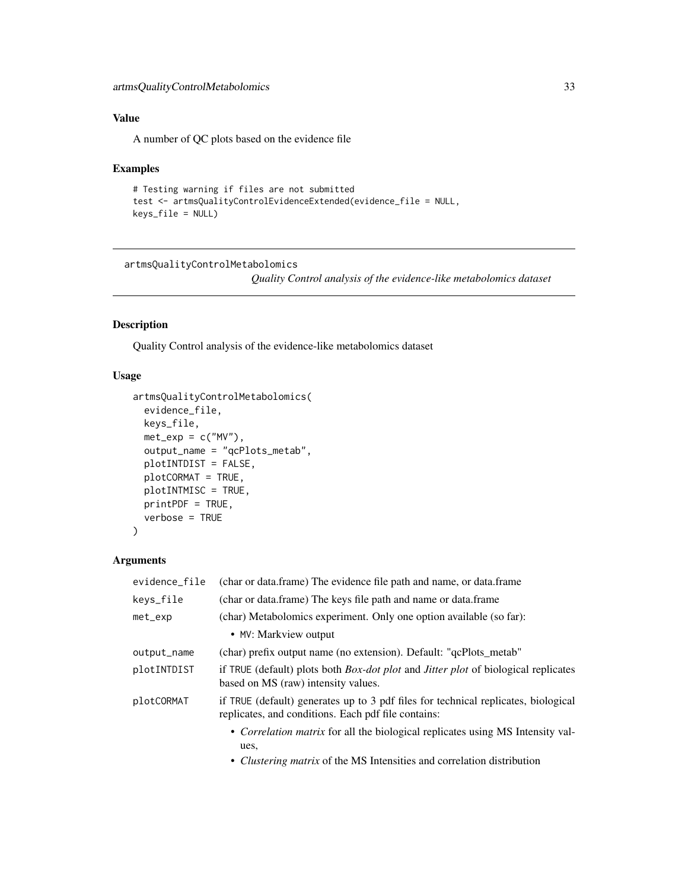## Value

A number of QC plots based on the evidence file

## Examples

```
# Testing warning if files are not submitted
test <- artmsQualityControlEvidenceExtended(evidence_file = NULL,
keys_file = NULL)
```

---

# artmsQualityControlMetabolomics

*Quality Control analysis of the evidence-like metabolomics dataset*

---

## Description

Quality Control analysis of the evidence-like metabolomics dataset

## Usage

```
artmsQualityControlMetabolomics(
  evidence_file,
  keys_file,
  met_exp = c("MV"),
  output_name = "qcPlots_metab",
  plotINTDIST = FALSE,
  plotCORMAT = TRUE,
  plotINTMISC = TRUE,
  printPDF = TRUE,
  verbose = TRUE
)
```

## Arguments

| | |
|---|---|
| evidence_file | (char or data.frame) The evidence file path and name, or data.frame |
| keys_file | (char or data.frame) The keys file path and name or data.frame |
| met_exp | (char) Metabolomics experiment. Only one option available (so far): <br> • MV: Markview output |
| output_name | (char) prefix output name (no extension). Default: "qcPlots_metab" |
| plotINTDIST | if TRUE (default) plots both *Box-dot plot* and *Jitter plot* of biological replicates based on MS (raw) intensity values. |
| plotCORMAT | if TRUE (default) generates up to 3 pdf files for technical replicates, biological replicates, and conditions. Each pdf file contains: <br> • *Correlation matrix* for all the biological replicates using MS Intensity values, <br> • *Clustering matrix* of the MS Intensities and correlation distribution |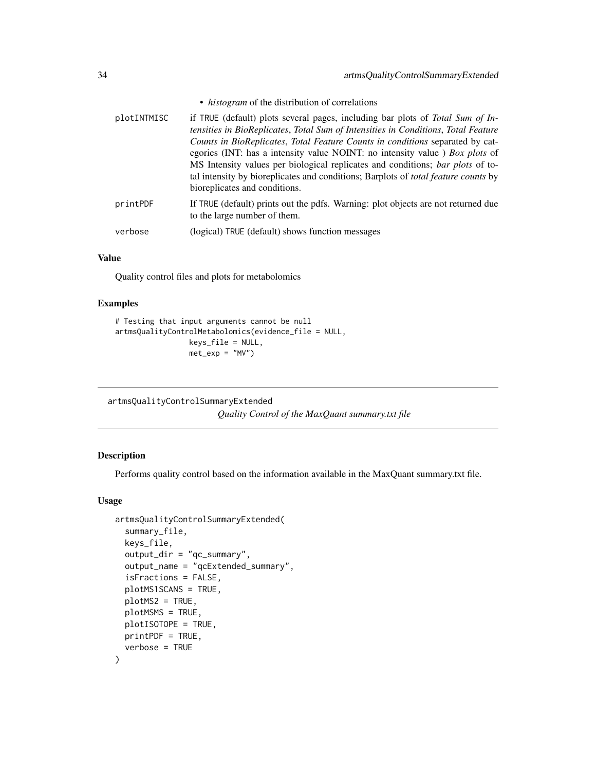- *histogram* of the distribution of correlations

plotINTMISC
: if TRUE (default) plots several pages, including bar plots of *Total Sum of Intensities in BioReplicates*, *Total Sum of Intensities in Conditions*, *Total Feature Counts in BioReplicates*, *Total Feature Counts in conditions* separated by categories (INT: has a intensity value NOINT: no intensity value ) *Box plots* of MS Intensity values per biological replicates and conditions; *bar plots* of total intensity by bioreplicates and conditions; Barplots of *total feature counts* by bioreplicates and conditions.

printPDF
: If TRUE (default) prints out the pdfs. Warning: plot objects are not returned due to the large number of them.

verbose
: (logical) TRUE (default) shows function messages

### Value

Quality control files and plots for metabolomics

### Examples

```
# Testing that input arguments cannot be null
artmsQualityControlMetabolomics(evidence_file = NULL,
                keys_file = NULL,
                met_exp = "MV")
```

---

## artmsQualityControlSummaryExtended

*Quality Control of the MaxQuant summary.txt file*

---

### Description

Performs quality control based on the information available in the MaxQuant summary.txt file.

### Usage

```
artmsQualityControlSummaryExtended(
  summary_file,
  keys_file,
  output_dir = "qc_summary",
  output_name = "qcExtended_summary",
  isFractions = FALSE,
  plotMS1SCANS = TRUE,
  plotMS2 = TRUE,
  plotMSMS = TRUE,
  plotISOTOPE = TRUE,
  printPDF = TRUE,
  verbose = TRUE
)
```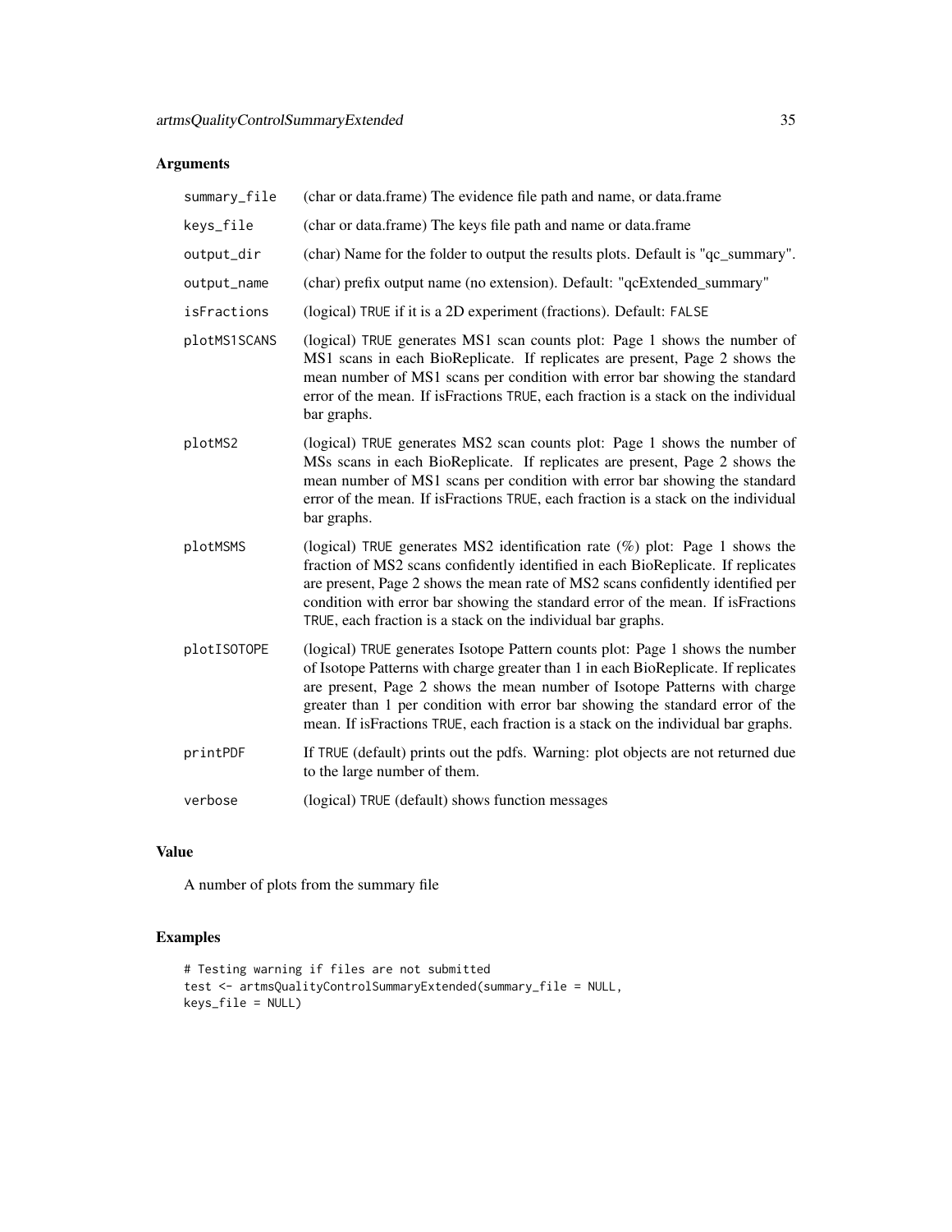## Arguments

| | |
|---|---|
| `summary_file` | (char or data.frame) The evidence file path and name, or data.frame |
| `keys_file` | (char or data.frame) The keys file path and name or data.frame |
| `output_dir` | (char) Name for the folder to output the results plots. Default is "qc_summary". |
| `output_name` | (char) prefix output name (no extension). Default: "qcExtended_summary" |
| `isFractions` | (logical) `TRUE` if it is a 2D experiment (fractions). Default: `FALSE` |
| `plotMS1SCANS` | (logical) `TRUE` generates MS1 scan counts plot: Page 1 shows the number of MS1 scans in each BioReplicate. If replicates are present, Page 2 shows the mean number of MS1 scans per condition with error bar showing the standard error of the mean. If isFractions `TRUE`, each fraction is a stack on the individual bar graphs. |
| `plotMS2` | (logical) `TRUE` generates MS2 scan counts plot: Page 1 shows the number of MSs scans in each BioReplicate. If replicates are present, Page 2 shows the mean number of MS1 scans per condition with error bar showing the standard error of the mean. If isFractions `TRUE`, each fraction is a stack on the individual bar graphs. |
| `plotMSMS` | (logical) `TRUE` generates MS2 identification rate (%) plot: Page 1 shows the fraction of MS2 scans confidently identified in each BioReplicate. If replicates are present, Page 2 shows the mean rate of MS2 scans confidently identified per condition with error bar showing the standard error of the mean. If isFractions `TRUE`, each fraction is a stack on the individual bar graphs. |
| `plotISOTOPE` | (logical) `TRUE` generates Isotope Pattern counts plot: Page 1 shows the number of Isotope Patterns with charge greater than 1 in each BioReplicate. If replicates are present, Page 2 shows the mean number of Isotope Patterns with charge greater than 1 per condition with error bar showing the standard error of the mean. If isFractions `TRUE`, each fraction is a stack on the individual bar graphs. |
| `printPDF` | If `TRUE` (default) prints out the pdfs. Warning: plot objects are not returned due to the large number of them. |
| `verbose` | (logical) `TRUE` (default) shows function messages |

## Value

A number of plots from the summary file

## Examples

```
# Testing warning if files are not submitted
test <- artmsQualityControlSummaryExtended(summary_file = NULL,
keys_file = NULL)
```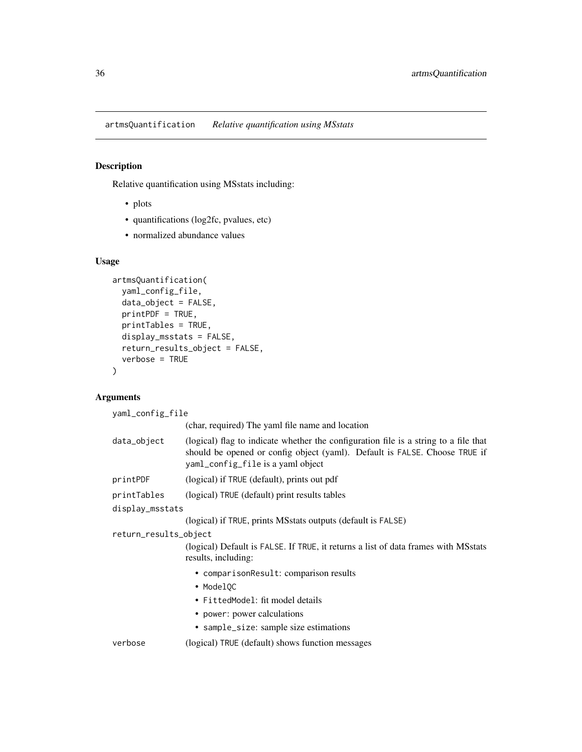## artmsQuantification *Relative quantification using MSstats*

### Description

Relative quantification using MSstats including:

- plots
- quantifications (log2fc, pvalues, etc)
- normalized abundance values

### Usage

```
artmsQuantification(
  yaml_config_file,
  data_object = FALSE,
  printPDF = TRUE,
  printTables = TRUE,
  display_msstats = FALSE,
  return_results_object = FALSE,
  verbose = TRUE
)
```

### Arguments

`yaml_config_file`
: (char, required) The yaml file name and location

`data_object`
: (logical) flag to indicate whether the configuration file is a string to a file that should be opened or config object (yaml). Default is `FALSE`. Choose `TRUE` if `yaml_config_file` is a yaml object

`printPDF`
: (logical) if `TRUE` (default), prints out pdf

`printTables`
: (logical) `TRUE` (default) print results tables

`display_msstats`
: (logical) if `TRUE`, prints MSstats outputs (default is `FALSE`)

`return_results_object`
: (logical) Default is `FALSE`. If `TRUE`, it returns a list of data frames with MSstats results, including:
  - `comparisonResult`: comparison results
  - `ModelQC`
  - `FittedModel`: fit model details
  - `power`: power calculations
  - `sample_size`: sample size estimations

`verbose`
: (logical) `TRUE` (default) shows function messages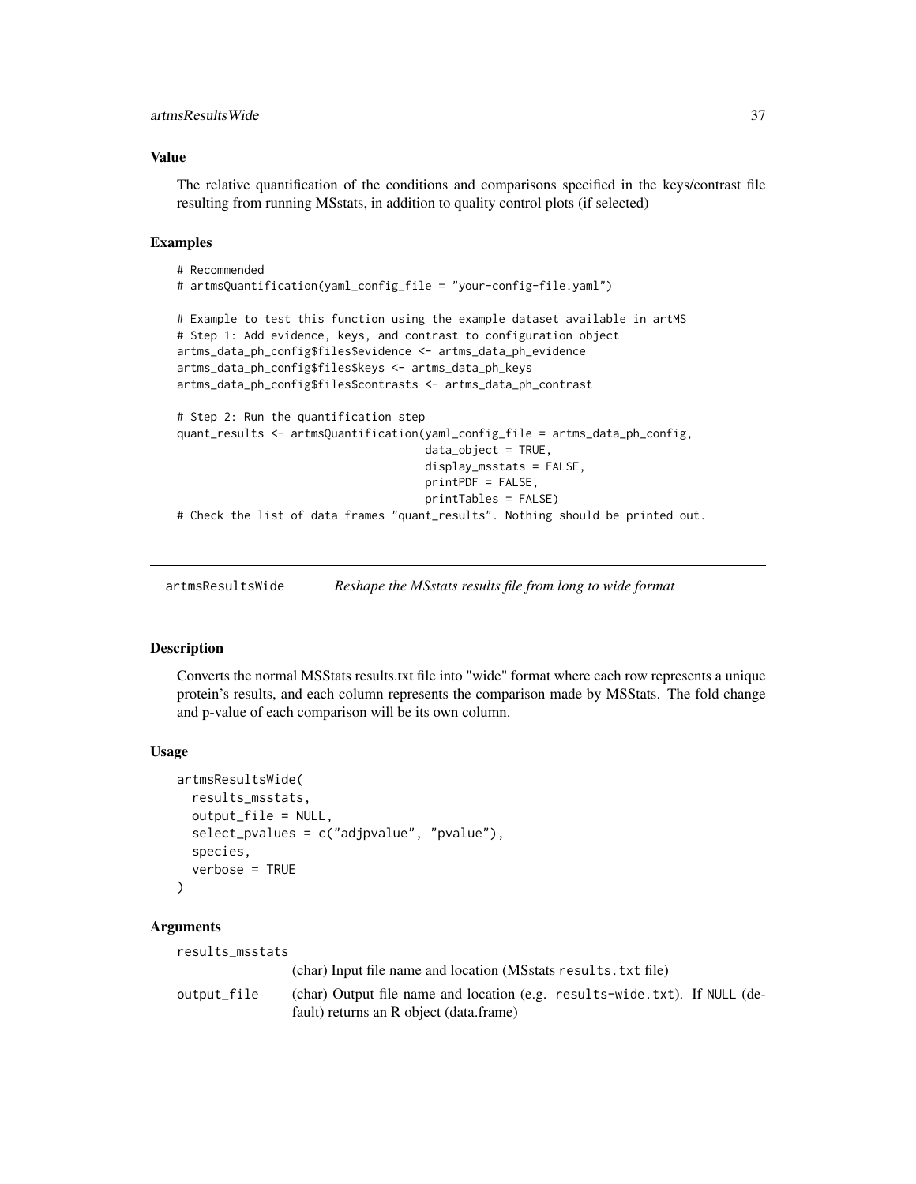### Value

The relative quantification of the conditions and comparisons specified in the keys/contrast file resulting from running MSstats, in addition to quality control plots (if selected)

### Examples

```
# Recommended
# artmsQuantification(yaml_config_file = "your-config-file.yaml")

# Example to test this function using the example dataset available in artMS
# Step 1: Add evidence, keys, and contrast to configuration object
artms_data_ph_config$files$evidence <- artms_data_ph_evidence
artms_data_ph_config$files$keys <- artms_data_ph_keys
artms_data_ph_config$files$contrasts <- artms_data_ph_contrast

# Step 2: Run the quantification step
quant_results <- artmsQuantification(yaml_config_file = artms_data_ph_config,
                                     data_object = TRUE,
                                     display_msstats = FALSE,
                                     printPDF = FALSE,
                                     printTables = FALSE)
# Check the list of data frames "quant_results". Nothing should be printed out.
```

---

## artmsResultsWide    *Reshape the MSstats results file from long to wide format*

### Description

Converts the normal MSStats results.txt file into "wide" format where each row represents a unique protein's results, and each column represents the comparison made by MSStats. The fold change and p-value of each comparison will be its own column.

### Usage

```
artmsResultsWide(
  results_msstats,
  output_file = NULL,
  select_pvalues = c("adjpvalue", "pvalue"),
  species,
  verbose = TRUE
)
```

### Arguments

| | |
|---|---|
| results_msstats | (char) Input file name and location (MSstats results.txt file) |
| output_file | (char) Output file name and location (e.g. results-wide.txt). If NULL (default) returns an R object (data.frame) |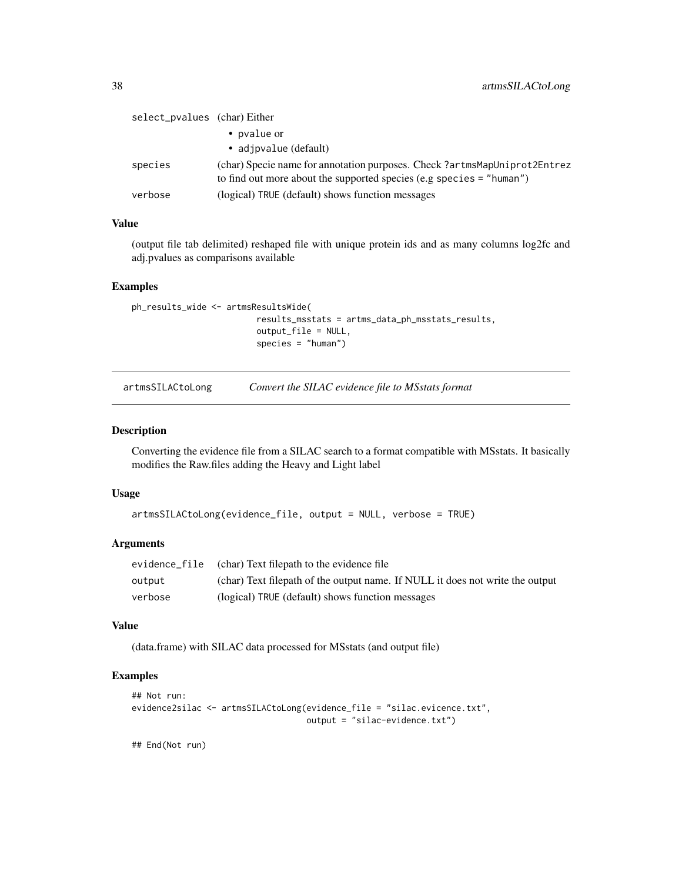| | |
|---|---|
| select_pvalues | (char) Either<br>• pvalue or<br>• adjpvalue (default) |
| species | (char) Specie name for annotation purposes. Check ?artmsMapUniprot2Entrez to find out more about the supported species (e.g species = "human") |
| verbose | (logical) TRUE (default) shows function messages |

### Value

(output file tab delimited) reshaped file with unique protein ids and as many columns log2fc and adj.pvalues as comparisons available

### Examples

```
ph_results_wide <- artmsResultsWide(
                        results_msstats = artms_data_ph_msstats_results,
                        output_file = NULL,
                        species = "human")
```

## artmsSILACtoLong    *Convert the SILAC evidence file to MSstats format*

### Description

Converting the evidence file from a SILAC search to a format compatible with MSstats. It basically modifies the Raw.files adding the Heavy and Light label

### Usage

```
artmsSILACtoLong(evidence_file, output = NULL, verbose = TRUE)
```

### Arguments

| | |
|---|---|
| evidence_file | (char) Text filepath to the evidence file |
| output | (char) Text filepath of the output name. If NULL it does not write the output |
| verbose | (logical) TRUE (default) shows function messages |

### Value

(data.frame) with SILAC data processed for MSstats (and output file)

### Examples

```
## Not run:
evidence2silac <- artmsSILACtoLong(evidence_file = "silac.evicence.txt",
                                   output = "silac-evidence.txt")

## End(Not run)
```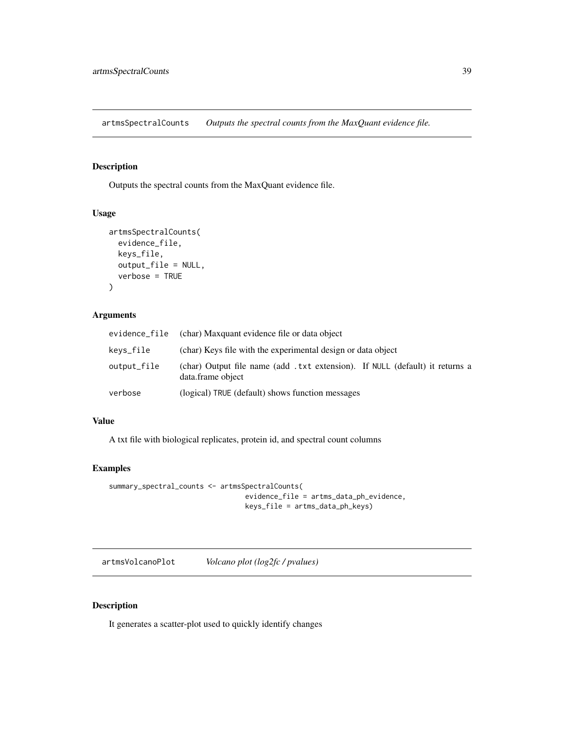## artmsSpectralCounts *Outputs the spectral counts from the MaxQuant evidence file.*

### Description

Outputs the spectral counts from the MaxQuant evidence file.

### Usage

```
artmsSpectralCounts(
  evidence_file,
  keys_file,
  output_file = NULL,
  verbose = TRUE
)
```

### Arguments

| | |
|---|---|
| evidence_file | (char) Maxquant evidence file or data object |
| keys_file | (char) Keys file with the experimental design or data object |
| output_file | (char) Output file name (add .txt extension). If NULL (default) it returns a data.frame object |
| verbose | (logical) TRUE (default) shows function messages |

### Value

A txt file with biological replicates, protein id, and spectral count columns

### Examples

```
summary_spectral_counts <- artmsSpectralCounts(
                                evidence_file = artms_data_ph_evidence,
                                keys_file = artms_data_ph_keys)
```

## artmsVolcanoPlot *Volcano plot (log2fc / pvalues)*

### Description

It generates a scatter-plot used to quickly identify changes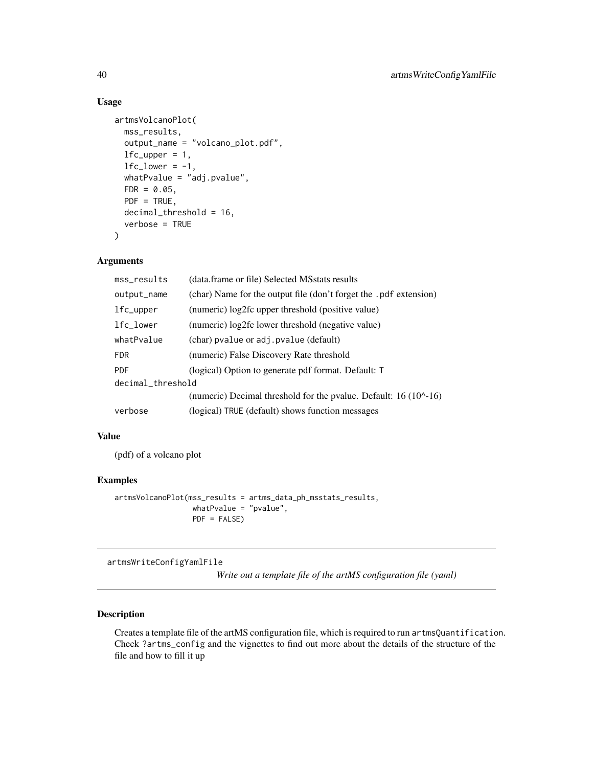### Usage

```
artmsVolcanoPlot(
  mss_results,
  output_name = "volcano_plot.pdf",
  lfc_upper = 1,
  lfc_lower = -1,
  whatPvalue = "adj.pvalue",
  FDR = 0.05,
  PDF = TRUE,
  decimal_threshold = 16,
  verbose = TRUE
)
```

### Arguments

| Argument | Description |
|---|---|
| `mss_results` | (data.frame or file) Selected MSstats results |
| `output_name` | (char) Name for the output file (don't forget the `.pdf` extension) |
| `lfc_upper` | (numeric) log2fc upper threshold (positive value) |
| `lfc_lower` | (numeric) log2fc lower threshold (negative value) |
| `whatPvalue` | (char) `pvalue` or `adj.pvalue` (default) |
| `FDR` | (numeric) False Discovery Rate threshold |
| `PDF` | (logical) Option to generate pdf format. Default: `T` |
| `decimal_threshold` | (numeric) Decimal threshold for the pvalue. Default: 16 (10^-16) |
| `verbose` | (logical) `TRUE` (default) shows function messages |

### Value

(pdf) of a volcano plot

### Examples

```
artmsVolcanoPlot(mss_results = artms_data_ph_msstats_results,
                 whatPvalue = "pvalue",
                 PDF = FALSE)
```

---

## artmsWriteConfigYamlFile

*Write out a template file of the artMS configuration file (yaml)*

---

### Description

Creates a template file of the artMS configuration file, which is required to run `artmsQuantification`. Check `?artms_config` and the vignettes to find out more about the details of the structure of the file and how to fill it up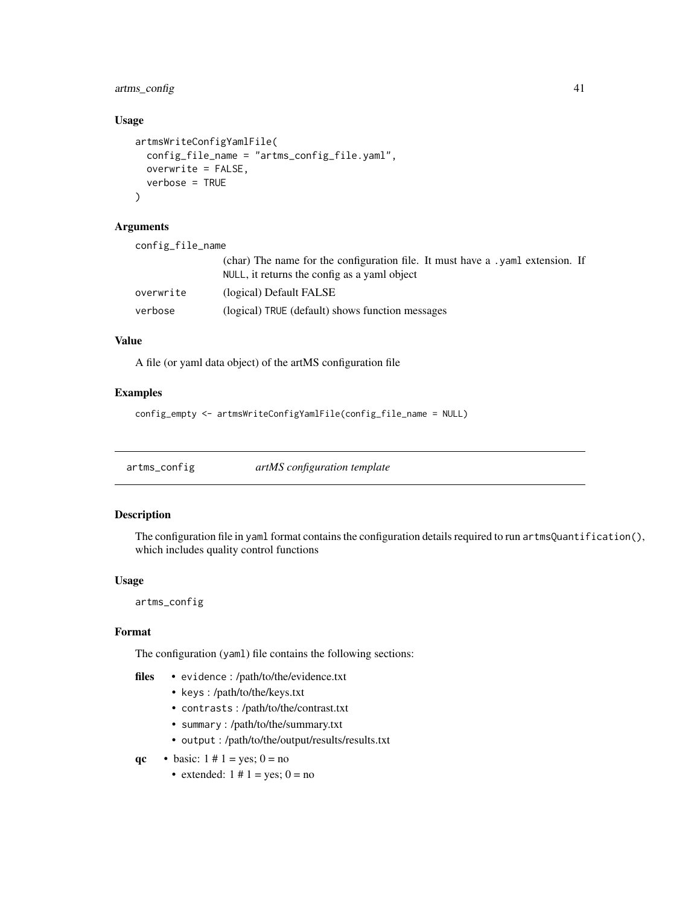### Usage

```
artmsWriteConfigYamlFile(
  config_file_name = "artms_config_file.yaml",
  overwrite = FALSE,
  verbose = TRUE
)
```

### Arguments

| | |
|---|---|
| config_file_name | (char) The name for the configuration file. It must have a .yaml extension. If NULL, it returns the config as a yaml object |
| overwrite | (logical) Default FALSE |
| verbose | (logical) TRUE (default) shows function messages |

### Value

A file (or yaml data object) of the artMS configuration file

### Examples

```
config_empty <- artmsWriteConfigYamlFile(config_file_name = NULL)
```

---

## artms_config — *artMS configuration template*

### Description

The configuration file in yaml format contains the configuration details required to run artmsQuantification(), which includes quality control functions

### Usage

```
artms_config
```

### Format

The configuration (yaml) file contains the following sections:

**files**
- evidence : /path/to/the/evidence.txt
- keys : /path/to/the/keys.txt
- contrasts : /path/to/the/contrast.txt
- summary : /path/to/the/summary.txt
- output : /path/to/the/output/results/results.txt

**qc**
- basic: 1 # 1 = yes; 0 = no
- extended: 1 # 1 = yes; 0 = no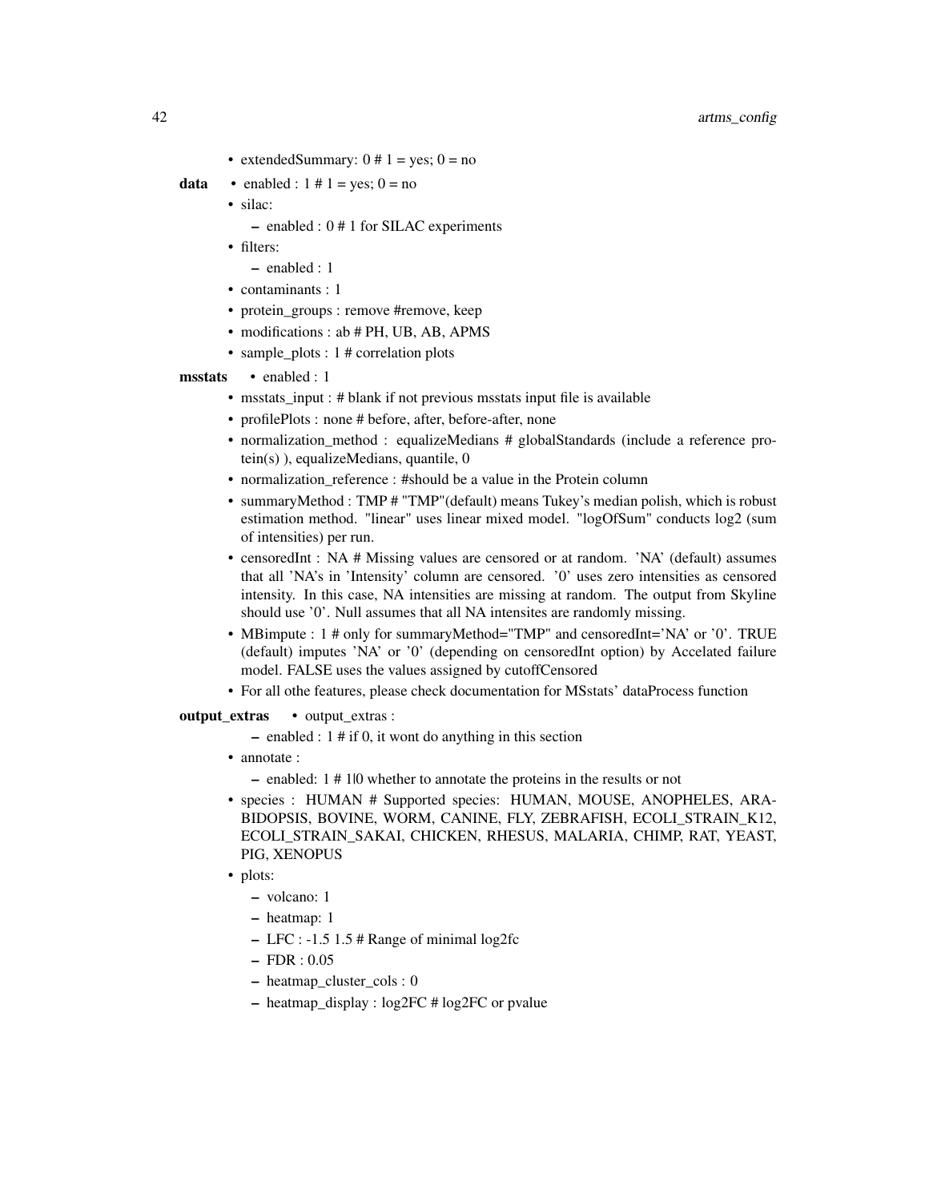- extendedSummary: 0 # 1 = yes; 0 = no

**data**
- enabled : 1 # 1 = yes; 0 = no
- silac:
  - enabled : 0 # 1 for SILAC experiments
- filters:
  - enabled : 1
- contaminants : 1
- protein_groups : remove #remove, keep
- modifications : ab # PH, UB, AB, APMS
- sample_plots : 1 # correlation plots

**msstats**
- enabled : 1
- msstats_input : # blank if not previous msstats input file is available
- profilePlots : none # before, after, before-after, none
- normalization_method : equalizeMedians # globalStandards (include a reference protein(s) ), equalizeMedians, quantile, 0
- normalization_reference : #should be a value in the Protein column
- summaryMethod : TMP # "TMP"(default) means Tukey's median polish, which is robust estimation method. "linear" uses linear mixed model. "logOfSum" conducts log2 (sum of intensities) per run.
- censoredInt : NA # Missing values are censored or at random. 'NA' (default) assumes that all 'NA's in 'Intensity' column are censored. '0' uses zero intensities as censored intensity. In this case, NA intensities are missing at random. The output from Skyline should use '0'. Null assumes that all NA intensites are randomly missing.
- MBimpute : 1 # only for summaryMethod="TMP" and censoredInt='NA' or '0'. TRUE (default) imputes 'NA' or '0' (depending on censoredInt option) by Accelated failure model. FALSE uses the values assigned by cutoffCensored
- For all othe features, please check documentation for MSstats' dataProcess function

**output_extras**
- output_extras :
  - enabled : 1 # if 0, it wont do anything in this section
- annotate :
  - enabled: 1 # 1|0 whether to annotate the proteins in the results or not
- species : HUMAN # Supported species: HUMAN, MOUSE, ANOPHELES, ARABIDOPSIS, BOVINE, WORM, CANINE, FLY, ZEBRAFISH, ECOLI_STRAIN_K12, ECOLI_STRAIN_SAKAI, CHICKEN, RHESUS, MALARIA, CHIMP, RAT, YEAST, PIG, XENOPUS
- plots:
  - volcano: 1
  - heatmap: 1
  - LFC : -1.5 1.5 # Range of minimal log2fc
  - FDR : 0.05
  - heatmap_cluster_cols : 0
  - heatmap_display : log2FC # log2FC or pvalue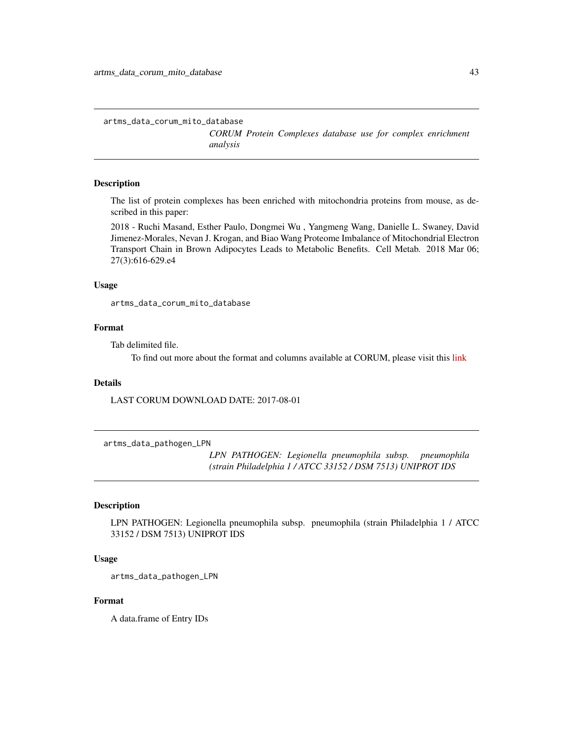## artms_data_corum_mito_database

*CORUM Protein Complexes database use for complex enrichment analysis*

### Description

The list of protein complexes has been enriched with mitochondria proteins from mouse, as described in this paper:

2018 - Ruchi Masand, Esther Paulo, Dongmei Wu , Yangmeng Wang, Danielle L. Swaney, David Jimenez-Morales, Nevan J. Krogan, and Biao Wang Proteome Imbalance of Mitochondrial Electron Transport Chain in Brown Adipocytes Leads to Metabolic Benefits. Cell Metab. 2018 Mar 06; 27(3):616-629.e4

### Usage

```
artms_data_corum_mito_database
```

### Format

Tab delimited file.

To find out more about the format and columns available at CORUM, please visit this link

### Details

LAST CORUM DOWNLOAD DATE: 2017-08-01

## artms_data_pathogen_LPN

*LPN PATHOGEN: Legionella pneumophila subsp. pneumophila (strain Philadelphia 1 / ATCC 33152 / DSM 7513) UNIPROT IDS*

### Description

LPN PATHOGEN: Legionella pneumophila subsp. pneumophila (strain Philadelphia 1 / ATCC 33152 / DSM 7513) UNIPROT IDS

### Usage

```
artms_data_pathogen_LPN
```

### Format

A data.frame of Entry IDs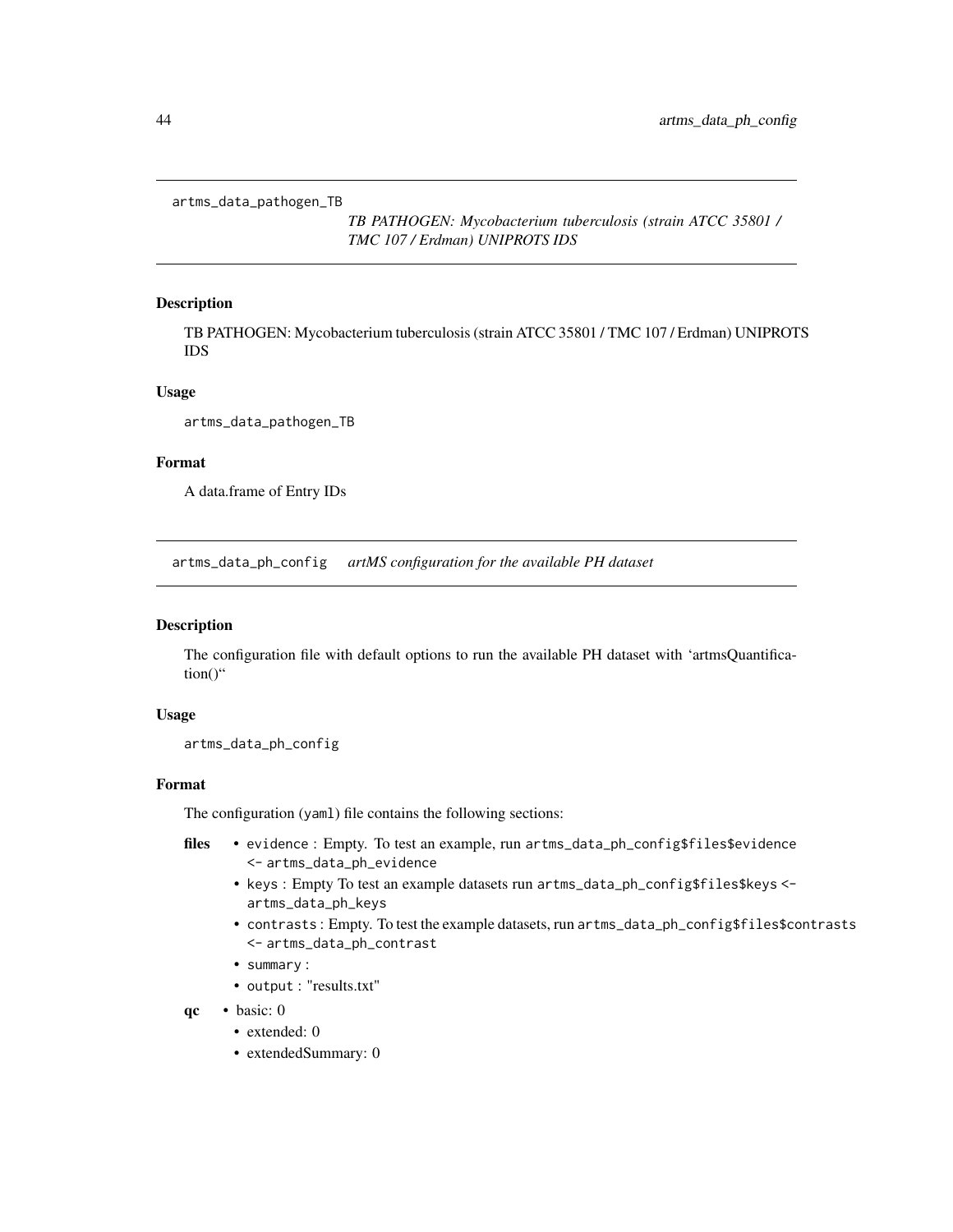## artms_data_pathogen_TB

*TB PATHOGEN: Mycobacterium tuberculosis (strain ATCC 35801 / TMC 107 / Erdman) UNIPROTS IDS*

### Description

TB PATHOGEN: Mycobacterium tuberculosis (strain ATCC 35801 / TMC 107 / Erdman) UNIPROTS IDS

### Usage

```
artms_data_pathogen_TB
```

### Format

A data.frame of Entry IDs

## artms_data_ph_config

*artMS configuration for the available PH dataset*

### Description

The configuration file with default options to run the available PH dataset with 'artmsQuantification()"

### Usage

```
artms_data_ph_config
```

### Format

The configuration (`yaml`) file contains the following sections:

**files**
- `evidence` : Empty. To test an example, run `artms_data_ph_config$files$evidence <- artms_data_ph_evidence`
- `keys` : Empty To test an example datasets run `artms_data_ph_config$files$keys <- artms_data_ph_keys`
- `contrasts` : Empty. To test the example datasets, run `artms_data_ph_config$files$contrasts <- artms_data_ph_contrast`
- `summary` :
- `output` : "results.txt"

**qc**
- basic: 0
- extended: 0
- extendedSummary: 0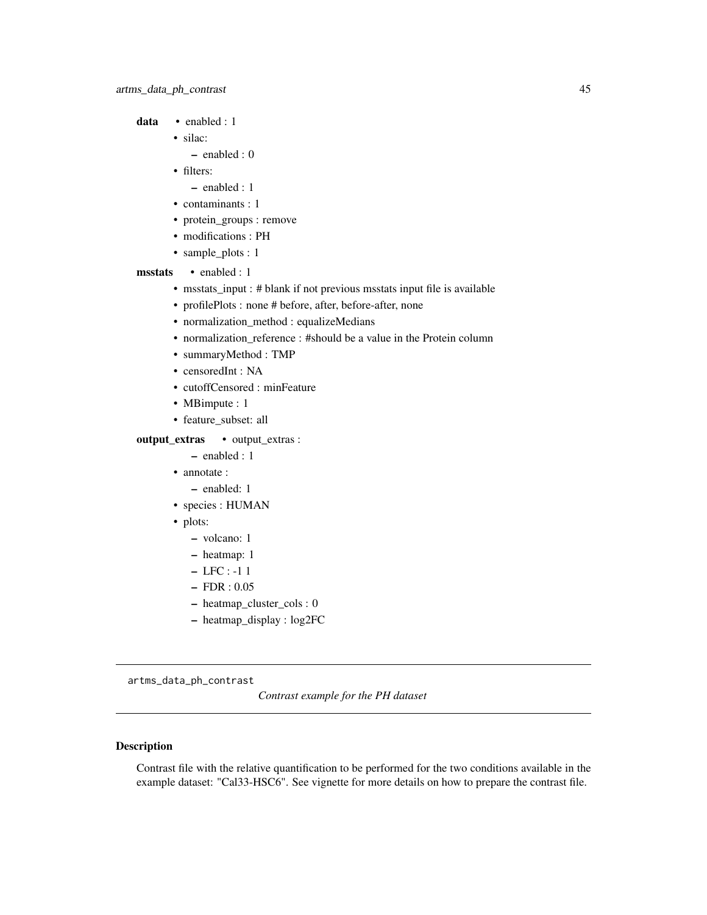**data**
- enabled : 1
- silac:
  - enabled : 0
- filters:
  - enabled : 1
- contaminants : 1
- protein_groups : remove
- modifications : PH
- sample_plots : 1

**msstats**
- enabled : 1
- msstats_input : # blank if not previous msstats input file is available
- profilePlots : none # before, after, before-after, none
- normalization_method : equalizeMedians
- normalization_reference : #should be a value in the Protein column
- summaryMethod : TMP
- censoredInt : NA
- cutoffCensored : minFeature
- MBimpute : 1
- feature_subset: all

**output_extras**
- output_extras :
  - enabled : 1
- annotate :
  - enabled: 1
- species : HUMAN
- plots:
  - volcano: 1
  - heatmap: 1
  - LFC : -1 1
  - FDR : 0.05
  - heatmap_cluster_cols : 0
  - heatmap_display : log2FC

---

`artms_data_ph_contrast` *Contrast example for the PH dataset*

---

### Description

Contrast file with the relative quantification to be performed for the two conditions available in the example dataset: "Cal33-HSC6". See vignette for more details on how to prepare the contrast file.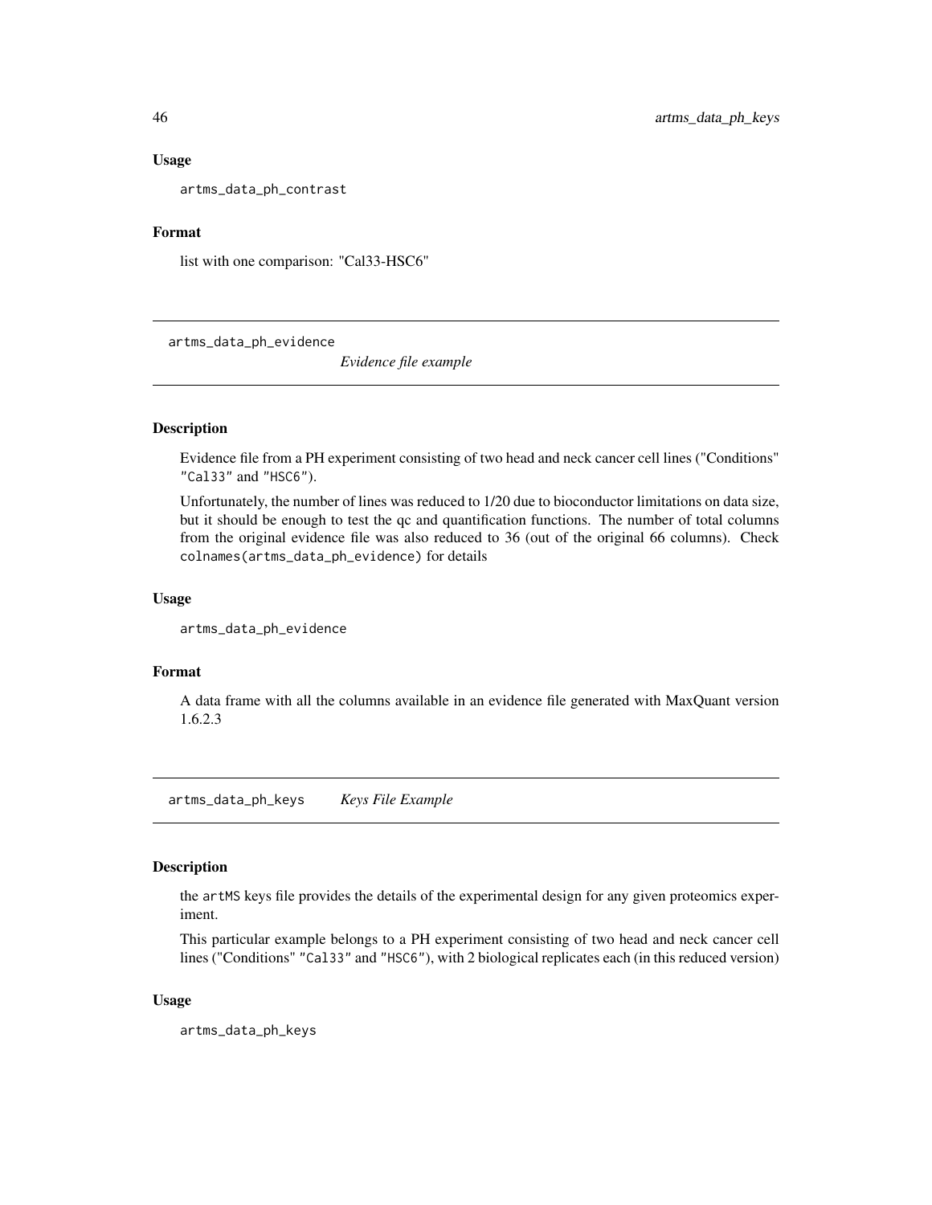### Usage

```
artms_data_ph_contrast
```

### Format

list with one comparison: "Cal33-HSC6"

## artms_data_ph_evidence *Evidence file example*

### Description

Evidence file from a PH experiment consisting of two head and neck cancer cell lines ("Conditions" "Cal33" and "HSC6").

Unfortunately, the number of lines was reduced to 1/20 due to bioconductor limitations on data size, but it should be enough to test the qc and quantification functions. The number of total columns from the original evidence file was also reduced to 36 (out of the original 66 columns). Check `colnames(artms_data_ph_evidence)` for details

### Usage

```
artms_data_ph_evidence
```

### Format

A data frame with all the columns available in an evidence file generated with MaxQuant version 1.6.2.3

## artms_data_ph_keys *Keys File Example*

### Description

the `artMS` keys file provides the details of the experimental design for any given proteomics experiment.

This particular example belongs to a PH experiment consisting of two head and neck cancer cell lines ("Conditions" "Cal33" and "HSC6"), with 2 biological replicates each (in this reduced version)

### Usage

```
artms_data_ph_keys
```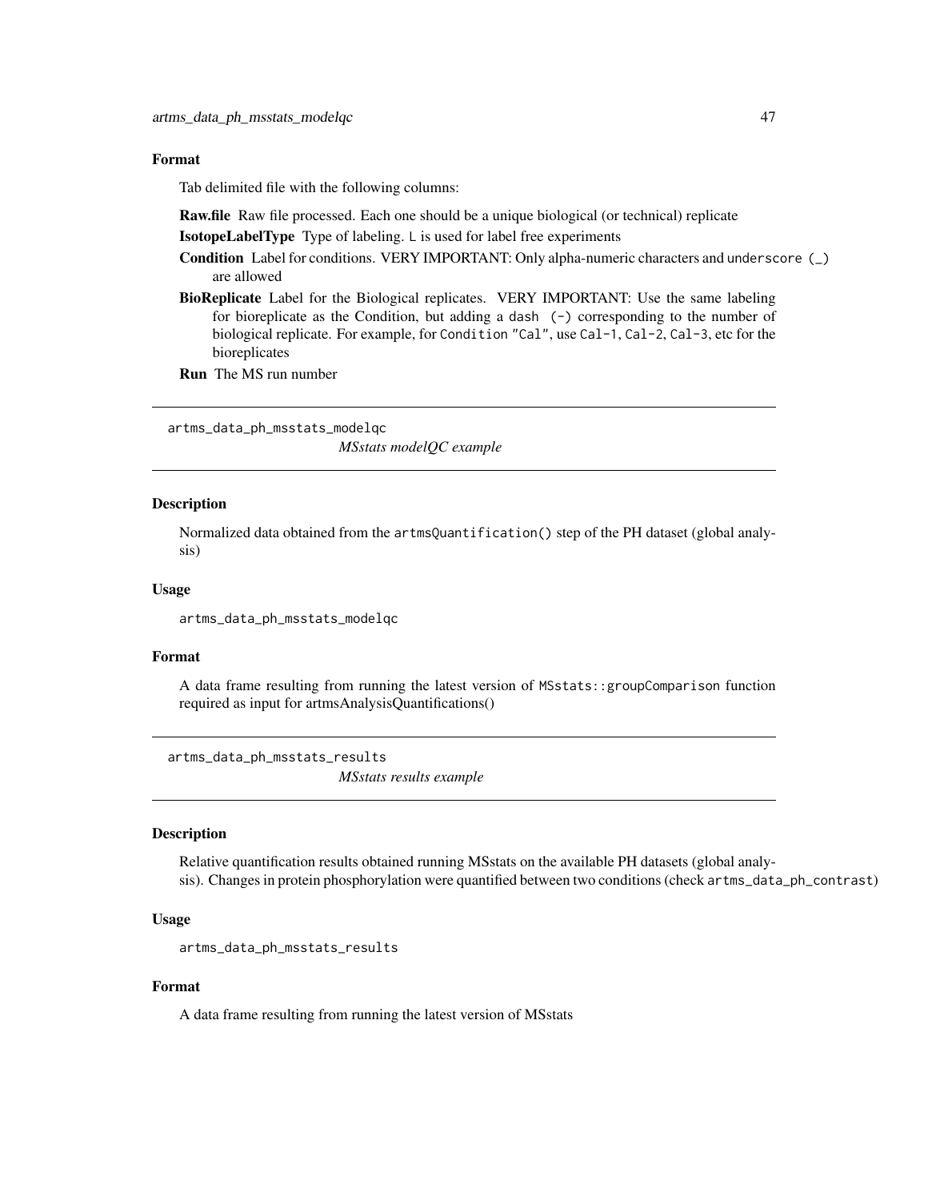#### Format

Tab delimited file with the following columns:

**Raw.file** Raw file processed. Each one should be a unique biological (or technical) replicate

**IsotopeLabelType** Type of labeling. `L` is used for label free experiments

**Condition** Label for conditions. VERY IMPORTANT: Only alpha-numeric characters and `underscore (_)` are allowed

**BioReplicate** Label for the Biological replicates. VERY IMPORTANT: Use the same labeling for bioreplicate as the Condition, but adding a `dash (-)` corresponding to the number of biological replicate. For example, for `Condition "Cal"`, use `Cal-1`, `Cal-2`, `Cal-3`, etc for the bioreplicates

**Run** The MS run number

---

## artms_data_ph_msstats_modelqc

*MSstats modelQC example*

#### Description

Normalized data obtained from the `artmsQuantification()` step of the PH dataset (global analysis)

#### Usage

```
artms_data_ph_msstats_modelqc
```

#### Format

A data frame resulting from running the latest version of `MSstats::groupComparison` function required as input for artmsAnalysisQuantifications()

---

## artms_data_ph_msstats_results

*MSstats results example*

#### Description

Relative quantification results obtained running MSstats on the available PH datasets (global analysis). Changes in protein phosphorylation were quantified between two conditions (check `artms_data_ph_contrast`)

#### Usage

```
artms_data_ph_msstats_results
```

#### Format

A data frame resulting from running the latest version of MSstats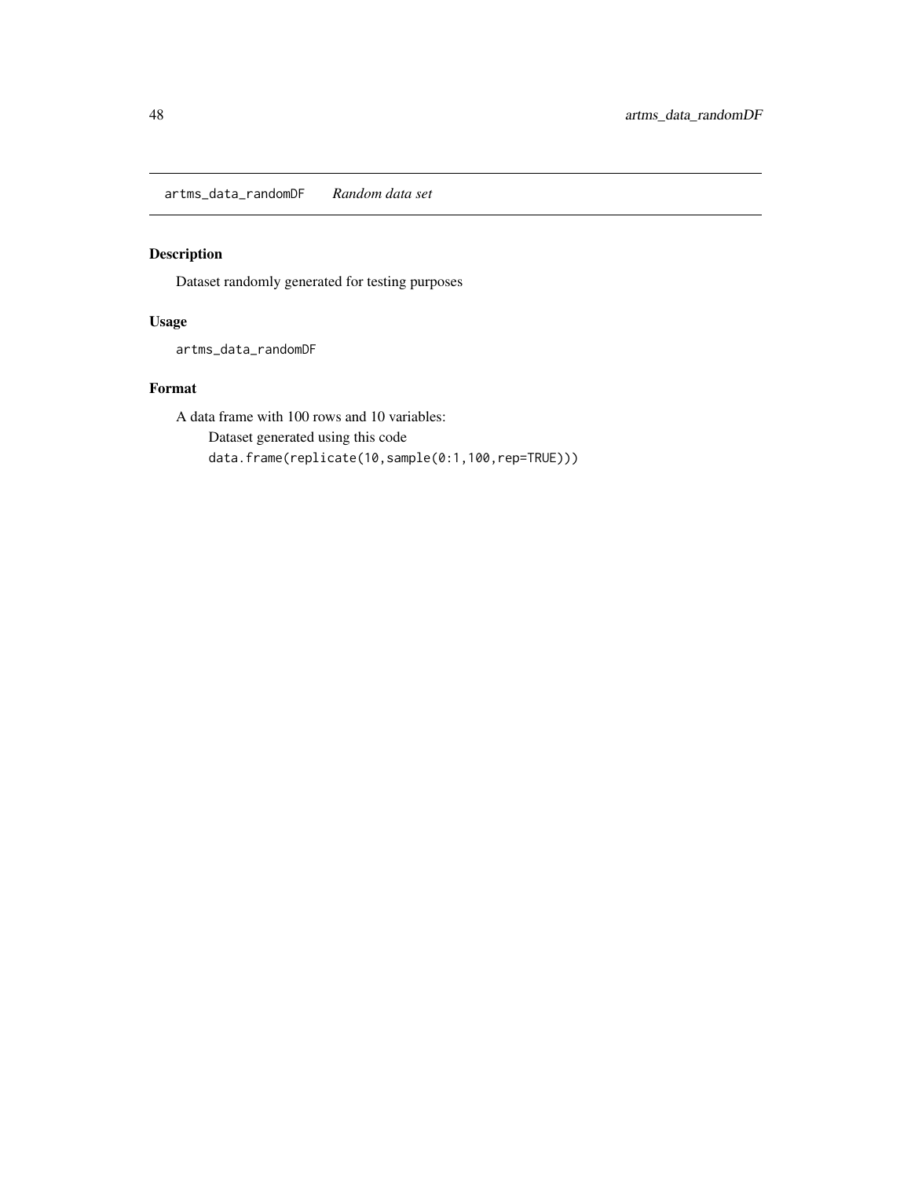## artms_data_randomDF *Random data set*

### Description

Dataset randomly generated for testing purposes

### Usage

```
artms_data_randomDF
```

### Format

A data frame with 100 rows and 10 variables:

Dataset generated using this code

```
data.frame(replicate(10,sample(0:1,100,rep=TRUE)))
```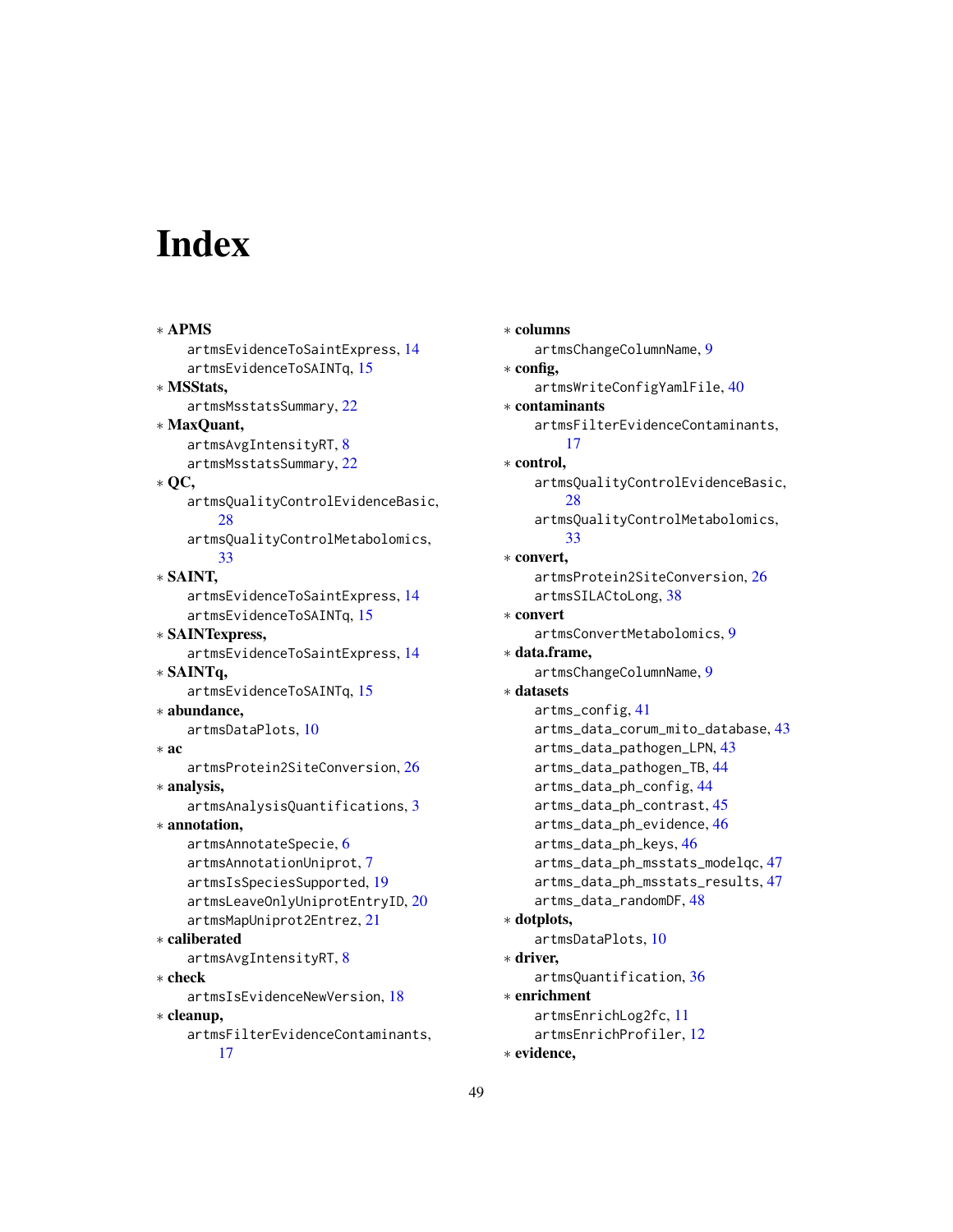# Index

∗ **APMS**
  artmsEvidenceToSaintExpress, 14
  artmsEvidenceToSAINTq, 15

∗ **MSStats,**
  artmsMsstatsSummary, 22

∗ **MaxQuant,**
  artmsAvgIntensityRT, 8
  artmsMsstatsSummary, 22

∗ **QC,**
  artmsQualityControlEvidenceBasic, 28
  artmsQualityControlMetabolomics, 33

∗ **SAINT,**
  artmsEvidenceToSaintExpress, 14
  artmsEvidenceToSAINTq, 15

∗ **SAINTexpress,**
  artmsEvidenceToSaintExpress, 14

∗ **SAINTq,**
  artmsEvidenceToSAINTq, 15

∗ **abundance,**
  artmsDataPlots, 10

∗ **ac**
  artmsProtein2SiteConversion, 26

∗ **analysis,**
  artmsAnalysisQuantifications, 3

∗ **annotation,**
  artmsAnnotateSpecie, 6
  artmsAnnotationUniprot, 7
  artmsIsSpeciesSupported, 19
  artmsLeaveOnlyUniprotEntryID, 20
  artmsMapUniprot2Entrez, 21

∗ **caliberated**
  artmsAvgIntensityRT, 8

∗ **check**
  artmsIsEvidenceNewVersion, 18

∗ **cleanup,**
  artmsFilterEvidenceContaminants, 17

∗ **columns**
  artmsChangeColumnName, 9

∗ **config,**
  artmsWriteConfigYamlFile, 40

∗ **contaminants**
  artmsFilterEvidenceContaminants, 17

∗ **control,**
  artmsQualityControlEvidenceBasic, 28
  artmsQualityControlMetabolomics, 33

∗ **convert,**
  artmsProtein2SiteConversion, 26
  artmsSILACtoLong, 38

∗ **convert**
  artmsConvertMetabolomics, 9

∗ **data.frame,**
  artmsChangeColumnName, 9

∗ **datasets**
  artms_config, 41
  artms_data_corum_mito_database, 43
  artms_data_pathogen_LPN, 43
  artms_data_pathogen_TB, 44
  artms_data_ph_config, 44
  artms_data_ph_contrast, 45
  artms_data_ph_evidence, 46
  artms_data_ph_keys, 46
  artms_data_ph_msstats_modelqc, 47
  artms_data_ph_msstats_results, 47
  artms_data_randomDF, 48

∗ **dotplots,**
  artmsDataPlots, 10

∗ **driver,**
  artmsQuantification, 36

∗ **enrichment**
  artmsEnrichLog2fc, 11
  artmsEnrichProfiler, 12

∗ **evidence,**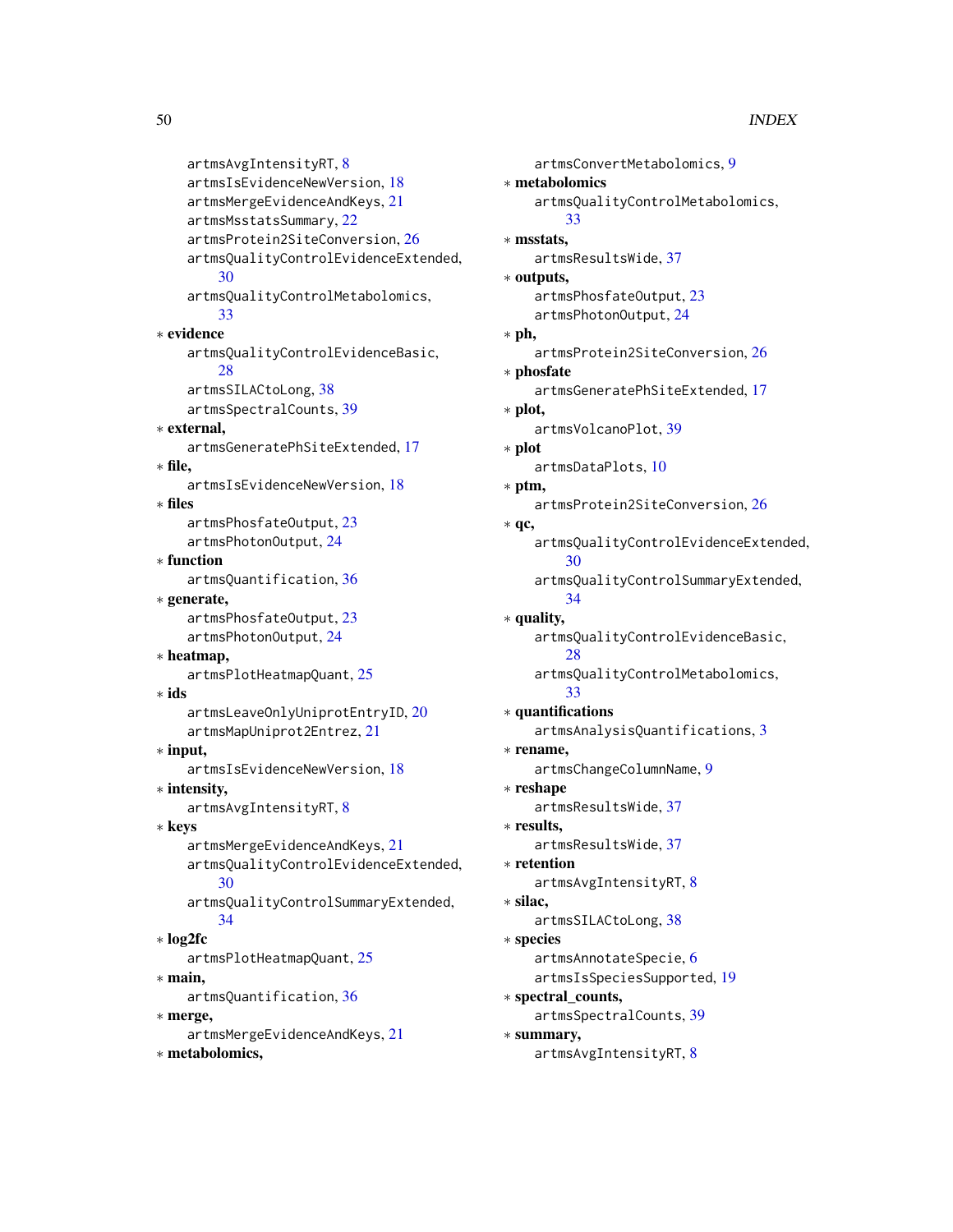artmsAvgIntensityRT, 8
artmsIsEvidenceNewVersion, 18
artmsMergeEvidenceAndKeys, 21
artmsMsstatsSummary, 22
artmsProtein2SiteConversion, 26
artmsQualityControlEvidenceExtended, 30
artmsQualityControlMetabolomics, 33

∗ **evidence**
artmsQualityControlEvidenceBasic, 28
artmsSILACtoLong, 38
artmsSpectralCounts, 39

∗ **external,**
artmsGeneratePhSiteExtended, 17

∗ **file,**
artmsIsEvidenceNewVersion, 18

∗ **files**
artmsPhosfateOutput, 23
artmsPhotonOutput, 24

∗ **function**
artmsQuantification, 36

∗ **generate,**
artmsPhosfateOutput, 23
artmsPhotonOutput, 24

∗ **heatmap,**
artmsPlotHeatmapQuant, 25

∗ **ids**
artmsLeaveOnlyUniprotEntryID, 20
artmsMapUniprot2Entrez, 21

∗ **input,**
artmsIsEvidenceNewVersion, 18

∗ **intensity,**
artmsAvgIntensityRT, 8

∗ **keys**
artmsMergeEvidenceAndKeys, 21
artmsQualityControlEvidenceExtended, 30
artmsQualityControlSummaryExtended, 34

∗ **log2fc**
artmsPlotHeatmapQuant, 25

∗ **main,**
artmsQuantification, 36

∗ **merge,**
artmsMergeEvidenceAndKeys, 21

∗ **metabolomics,**
artmsConvertMetabolomics, 9

∗ **metabolomics**
artmsQualityControlMetabolomics, 33

∗ **msstats,**
artmsResultsWide, 37

∗ **outputs,**
artmsPhosfateOutput, 23
artmsPhotonOutput, 24

∗ **ph,**
artmsProtein2SiteConversion, 26

∗ **phosfate**
artmsGeneratePhSiteExtended, 17

∗ **plot,**
artmsVolcanoPlot, 39

∗ **plot**
artmsDataPlots, 10

∗ **ptm,**
artmsProtein2SiteConversion, 26

∗ **qc,**
artmsQualityControlEvidenceExtended, 30
artmsQualityControlSummaryExtended, 34

∗ **quality,**
artmsQualityControlEvidenceBasic, 28
artmsQualityControlMetabolomics, 33

∗ **quantifications**
artmsAnalysisQuantifications, 3

∗ **rename,**
artmsChangeColumnName, 9

∗ **reshape**
artmsResultsWide, 37

∗ **results,**
artmsResultsWide, 37

∗ **retention**
artmsAvgIntensityRT, 8

∗ **silac,**
artmsSILACtoLong, 38

∗ **species**
artmsAnnotateSpecie, 6
artmsIsSpeciesSupported, 19

∗ **spectral_counts,**
artmsSpectralCounts, 39

∗ **summary,**
artmsAvgIntensityRT, 8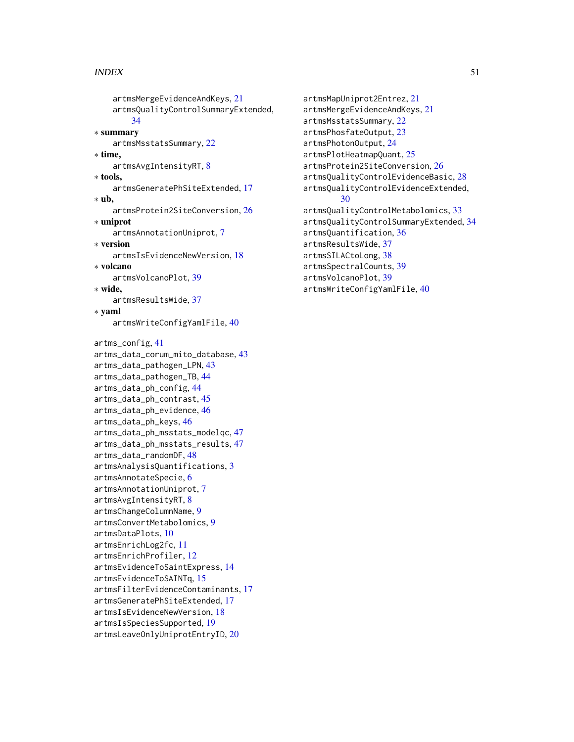artmsMergeEvidenceAndKeys, 21
artmsQualityControlSummaryExtended, 34

∗ **summary**
artmsMsstatsSummary, 22

∗ **time,**
artmsAvgIntensityRT, 8

∗ **tools,**
artmsGeneratePhSiteExtended, 17

∗ **ub,**
artmsProtein2SiteConversion, 26

∗ **uniprot**
artmsAnnotationUniprot, 7

∗ **version**
artmsIsEvidenceNewVersion, 18

∗ **volcano**
artmsVolcanoPlot, 39

∗ **wide,**
artmsResultsWide, 37

∗ **yaml**
artmsWriteConfigYamlFile, 40

artms_config, 41
artms_data_corum_mito_database, 43
artms_data_pathogen_LPN, 43
artms_data_pathogen_TB, 44
artms_data_ph_config, 44
artms_data_ph_contrast, 45
artms_data_ph_evidence, 46
artms_data_ph_keys, 46
artms_data_ph_msstats_modelqc, 47
artms_data_ph_msstats_results, 47
artms_data_randomDF, 48
artmsAnalysisQuantifications, 3
artmsAnnotateSpecie, 6
artmsAnnotationUniprot, 7
artmsAvgIntensityRT, 8
artmsChangeColumnName, 9
artmsConvertMetabolomics, 9
artmsDataPlots, 10
artmsEnrichLog2fc, 11
artmsEnrichProfiler, 12
artmsEvidenceToSaintExpress, 14
artmsEvidenceToSAINTq, 15
artmsFilterEvidenceContaminants, 17
artmsGeneratePhSiteExtended, 17
artmsIsEvidenceNewVersion, 18
artmsIsSpeciesSupported, 19
artmsLeaveOnlyUniprotEntryID, 20
artmsMapUniprot2Entrez, 21
artmsMergeEvidenceAndKeys, 21
artmsMsstatsSummary, 22
artmsPhosfateOutput, 23
artmsPhotonOutput, 24
artmsPlotHeatmapQuant, 25
artmsProtein2SiteConversion, 26
artmsQualityControlEvidenceBasic, 28
artmsQualityControlEvidenceExtended, 30
artmsQualityControlMetabolomics, 33
artmsQualityControlSummaryExtended, 34
artmsQuantification, 36
artmsResultsWide, 37
artmsSILACtoLong, 38
artmsSpectralCounts, 39
artmsVolcanoPlot, 39
artmsWriteConfigYamlFile, 40